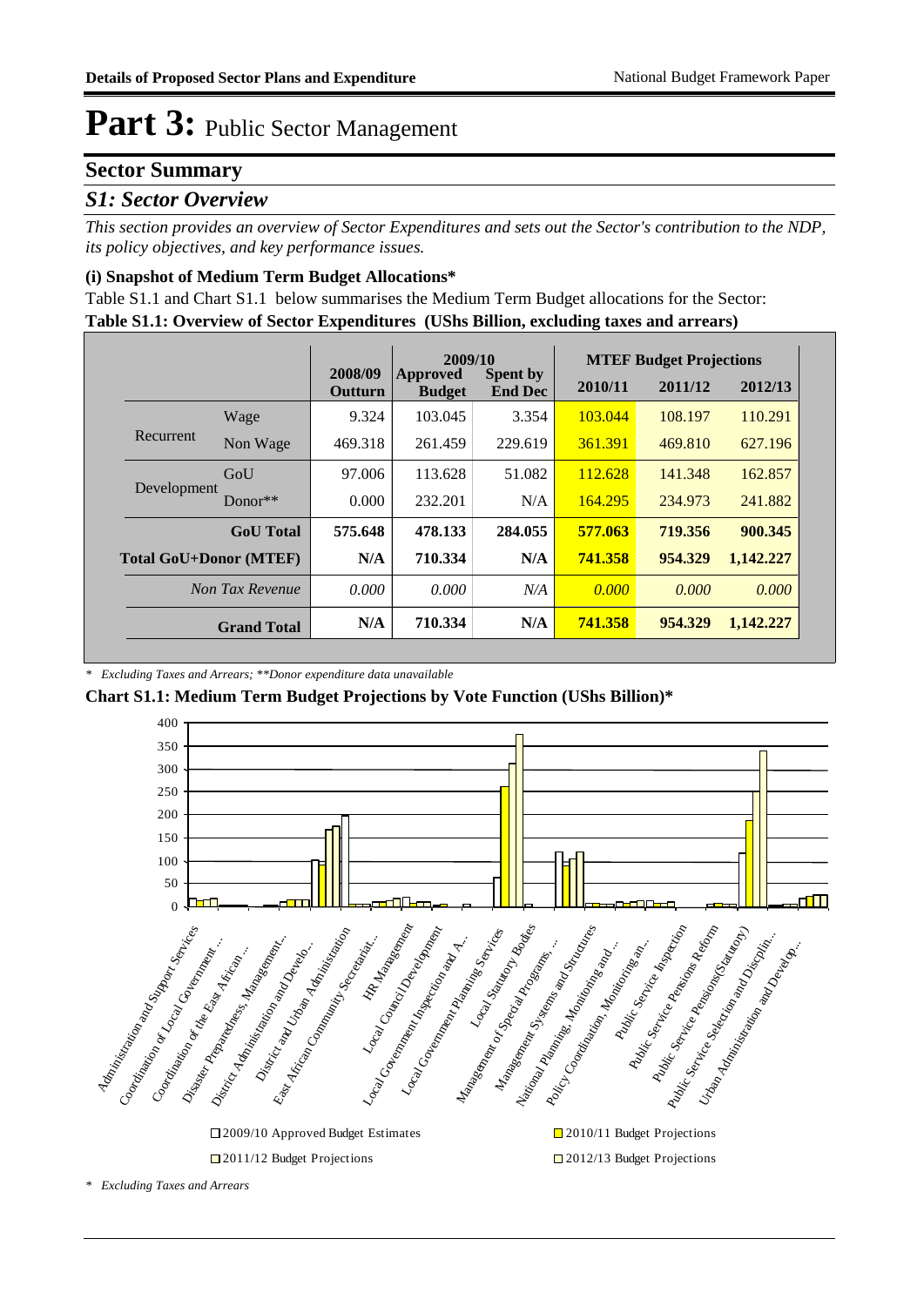# Part 3: Public Sector Management

## Sector Summary

### *S1: Sector Overview*

*This section provides an overview of Sector Expenditures and sets out the Sector's contribution to the NDP, its policy objectives, and key performance issues.*

#### (i) Snapshot of Medium Term Budget Allocations*

Table S1.1 and Chart S1.1 below summarises the Medium Term Budget allocations for the Sector:

**Table S1.1: Overview of Sector Expenditures (UShs Billion, excluding taxes and arrears)**

| | | 2008/09 Outturn | 2009/10 Approved Budget | 2009/10 Spent by End Dec | MTEF Budget Projections 2010/11 | 2011/12 | 2012/13 |
|---|---|---|---|---|---|---|---|
| Recurrent | Wage | 9.324 | 103.045 | 3.354 | 103.044 | 108.197 | 110.291 |
| | Non Wage | 469.318 | 261.459 | 229.619 | 361.391 | 469.810 | 627.196 |
| Development | GoU | 97.006 | 113.628 | 51.082 | 112.628 | 141.348 | 162.857 |
| | Donor** | 0.000 | 232.201 | N/A | 164.295 | 234.973 | 241.882 |
| **GoU Total** | | **575.648** | **478.133** | **284.055** | **577.063** | **719.356** | **900.345** |
| **Total GoU+Donor (MTEF)** | | **N/A** | **710.334** | **N/A** | **741.358** | **954.329** | **1,142.227** |
| *Non Tax Revenue* | | *0.000* | *0.000* | *N/A* | *0.000* | *0.000* | *0.000* |
| **Grand Total** | | **N/A** | **710.334** | **N/A** | **741.358** | **954.329** | **1,142.227** |

*\* Excluding Taxes and Arrears; \*\*Donor expenditure data unavailable*

**Chart S1.1: Medium Term Budget Projections by Vote Function (UShs Billion)***

*\* Excluding Taxes and Arrears*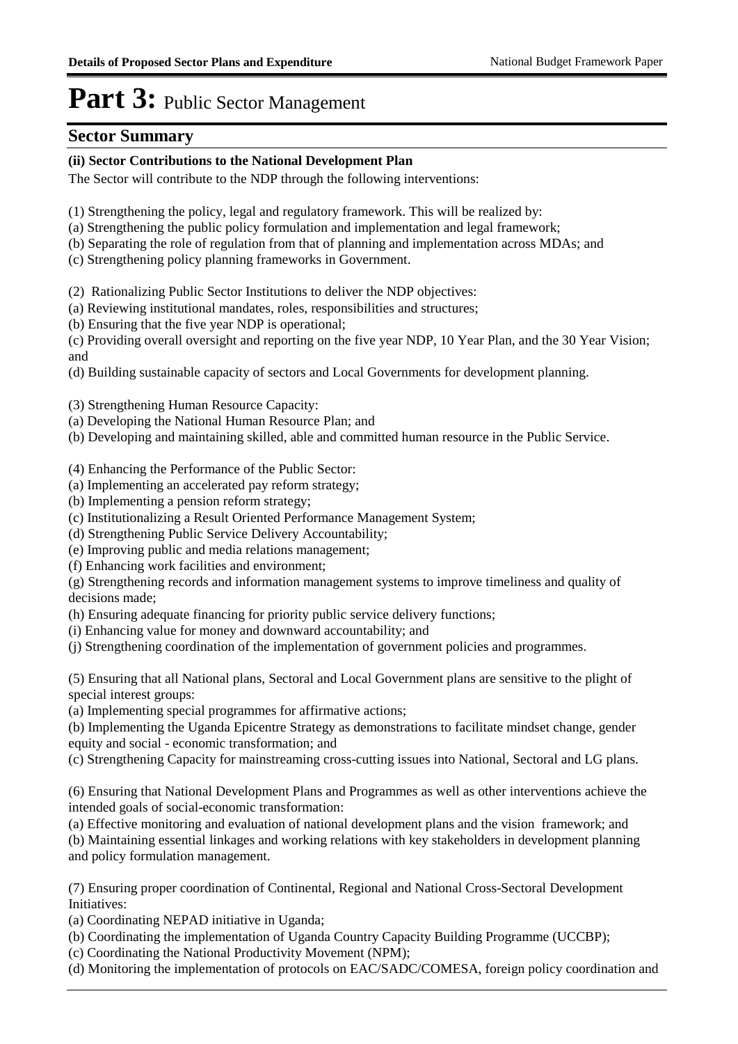# Part 3: Public Sector Management

## Sector Summary

**(ii) Sector Contributions to the National Development Plan**

The Sector will contribute to the NDP through the following interventions:

(1) Strengthening the policy, legal and regulatory framework. This will be realized by:
(a) Strengthening the public policy formulation and implementation and legal framework;
(b) Separating the role of regulation from that of planning and implementation across MDAs; and
(c) Strengthening policy planning frameworks in Government.

(2) Rationalizing Public Sector Institutions to deliver the NDP objectives:
(a) Reviewing institutional mandates, roles, responsibilities and structures;
(b) Ensuring that the five year NDP is operational;
(c) Providing overall oversight and reporting on the five year NDP, 10 Year Plan, and the 30 Year Vision; and
(d) Building sustainable capacity of sectors and Local Governments for development planning.

(3) Strengthening Human Resource Capacity:
(a) Developing the National Human Resource Plan; and
(b) Developing and maintaining skilled, able and committed human resource in the Public Service.

(4) Enhancing the Performance of the Public Sector:
(a) Implementing an accelerated pay reform strategy;
(b) Implementing a pension reform strategy;
(c) Institutionalizing a Result Oriented Performance Management System;
(d) Strengthening Public Service Delivery Accountability;
(e) Improving public and media relations management;
(f) Enhancing work facilities and environment;
(g) Strengthening records and information management systems to improve timeliness and quality of decisions made;
(h) Ensuring adequate financing for priority public service delivery functions;
(i) Enhancing value for money and downward accountability; and
(j) Strengthening coordination of the implementation of government policies and programmes.

(5) Ensuring that all National plans, Sectoral and Local Government plans are sensitive to the plight of special interest groups:
(a) Implementing special programmes for affirmative actions;
(b) Implementing the Uganda Epicentre Strategy as demonstrations to facilitate mindset change, gender equity and social - economic transformation; and
(c) Strengthening Capacity for mainstreaming cross-cutting issues into National, Sectoral and LG plans.

(6) Ensuring that National Development Plans and Programmes as well as other interventions achieve the intended goals of social-economic transformation:
(a) Effective monitoring and evaluation of national development plans and the vision framework; and
(b) Maintaining essential linkages and working relations with key stakeholders in development planning and policy formulation management.

(7) Ensuring proper coordination of Continental, Regional and National Cross-Sectoral Development Initiatives:
(a) Coordinating NEPAD initiative in Uganda;
(b) Coordinating the implementation of Uganda Country Capacity Building Programme (UCCBP);
(c) Coordinating the National Productivity Movement (NPM);
(d) Monitoring the implementation of protocols on EAC/SADC/COMESA, foreign policy coordination and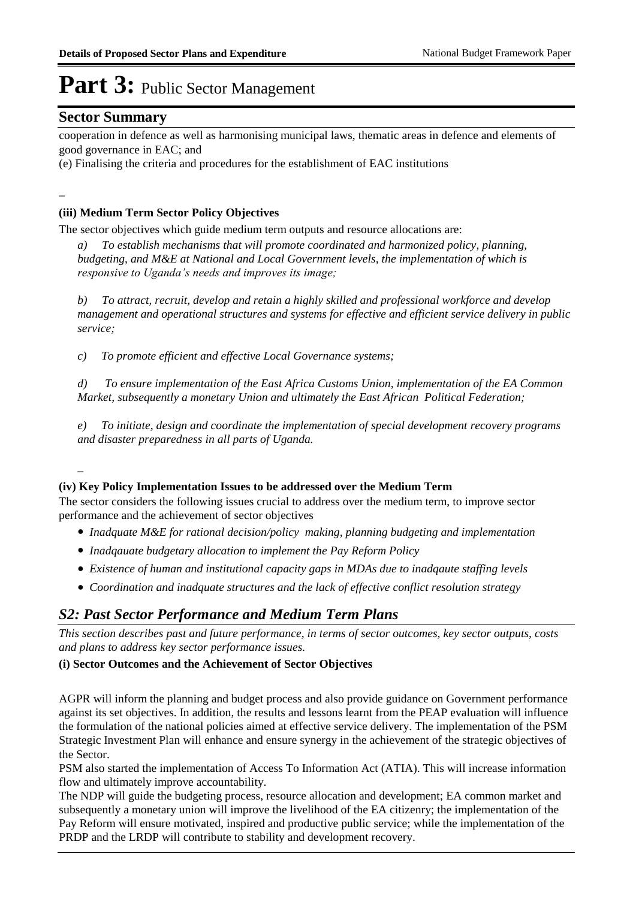# Part 3: Public Sector Management

## Sector Summary

cooperation in defence as well as harmonising municipal laws, thematic areas in defence and elements of good governance in EAC; and

(e) Finalising the criteria and procedures for the establishment of EAC institutions

### (iii) Medium Term Sector Policy Objectives

The sector objectives which guide medium term outputs and resource allocations are:

*a) To establish mechanisms that will promote coordinated and harmonized policy, planning, budgeting, and M&E at National and Local Government levels, the implementation of which is responsive to Uganda's needs and improves its image;*

*b) To attract, recruit, develop and retain a highly skilled and professional workforce and develop management and operational structures and systems for effective and efficient service delivery in public service;*

*c) To promote efficient and effective Local Governance systems;*

*d) To ensure implementation of the East Africa Customs Union, implementation of the EA Common Market, subsequently a monetary Union and ultimately the East African Political Federation;*

*e) To initiate, design and coordinate the implementation of special development recovery programs and disaster preparedness in all parts of Uganda.*

### (iv) Key Policy Implementation Issues to be addressed over the Medium Term

The sector considers the following issues crucial to address over the medium term, to improve sector performance and the achievement of sector objectives

- *Inadquate M&E for rational decision/policy making, planning budgeting and implementation*
- *Inadqauate budgetary allocation to implement the Pay Reform Policy*
- *Existence of human and institutional capacity gaps in MDAs due to inadqaute staffing levels*
- *Coordination and inadquate structures and the lack of effective conflict resolution strategy*

## *S2: Past Sector Performance and Medium Term Plans*

*This section describes past and future performance, in terms of sector outcomes, key sector outputs, costs and plans to address key sector performance issues.*

### (i) Sector Outcomes and the Achievement of Sector Objectives

AGPR will inform the planning and budget process and also provide guidance on Government performance against its set objectives. In addition, the results and lessons learnt from the PEAP evaluation will influence the formulation of the national policies aimed at effective service delivery. The implementation of the PSM Strategic Investment Plan will enhance and ensure synergy in the achievement of the strategic objectives of the Sector.

PSM also started the implementation of Access To Information Act (ATIA). This will increase information flow and ultimately improve accountability.

The NDP will guide the budgeting process, resource allocation and development; EA common market and subsequently a monetary union will improve the livelihood of the EA citizenry; the implementation of the Pay Reform will ensure motivated, inspired and productive public service; while the implementation of the PRDP and the LRDP will contribute to stability and development recovery.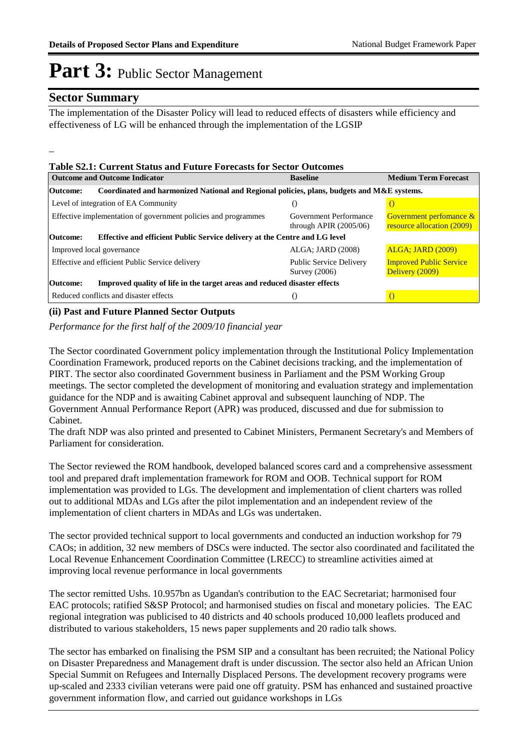# Part 3: Public Sector Management

## Sector Summary

The implementation of the Disaster Policy will lead to reduced effects of disasters while efficiency and effectiveness of LG will be enhanced through the implementation of the LGSIP

–

**Table S2.1: Current Status and Future Forecasts for Sector Outcomes**

| Outcome and Outcome Indicator | Baseline | Medium Term Forecast |
|---|---|---|
| **Outcome: Coordinated and harmonized National and Regional policies, plans, budgets and M&E systems.** | | |
| Level of integration of EA Community | () | () |
| Effective implementation of government policies and programmes | Government Performance through APIR (2005/06) | Government perfomance & resource allocation (2009) |
| **Outcome: Effective and efficient Public Service delivery at the Centre and LG level** | | |
| Improved local governance | ALGA; JARD (2008) | ALGA; JARD (2009) |
| Effective and efficient Public Service delivery | Public Service Delivery Survey (2006) | Improved Public Service Delivery (2009) |
| **Outcome: Improved quality of life in the target areas and reduced disaster effects** | | |
| Reduced conflicts and disaster effects | () | () |

### (ii) Past and Future Planned Sector Outputs

*Performance for the first half of the 2009/10 financial year*

The Sector coordinated Government policy implementation through the Institutional Policy Implementation Coordination Framework, produced reports on the Cabinet decisions tracking, and the implementation of PIRT. The sector also coordinated Government business in Parliament and the PSM Working Group meetings. The sector completed the development of monitoring and evaluation strategy and implementation guidance for the NDP and is awaiting Cabinet approval and subsequent launching of NDP. The Government Annual Performance Report (APR) was produced, discussed and due for submission to Cabinet.
The draft NDP was also printed and presented to Cabinet Ministers, Permanent Secretary's and Members of Parliament for consideration.

The Sector reviewed the ROM handbook, developed balanced scores card and a comprehensive assessment tool and prepared draft implementation framework for ROM and OOB. Technical support for ROM implementation was provided to LGs. The development and implementation of client charters was rolled out to additional MDAs and LGs after the pilot implementation and an independent review of the implementation of client charters in MDAs and LGs was undertaken.

The sector provided technical support to local governments and conducted an induction workshop for 79 CAOs; in addition, 32 new members of DSCs were inducted. The sector also coordinated and facilitated the Local Revenue Enhancement Coordination Committee (LRECC) to streamline activities aimed at improving local revenue performance in local governments

The sector remitted Ushs. 10.957bn as Ugandan's contribution to the EAC Secretariat; harmonised four EAC protocols; ratified S&SP Protocol; and harmonised studies on fiscal and monetary policies. The EAC regional integration was publicised to 40 districts and 40 schools produced 10,000 leaflets produced and distributed to various stakeholders, 15 news paper supplements and 20 radio talk shows.

The sector has embarked on finalising the PSM SIP and a consultant has been recruited; the National Policy on Disaster Preparedness and Management draft is under discussion. The sector also held an African Union Special Summit on Refugees and Internally Displaced Persons. The development recovery programs were up-scaled and 2333 civilian veterans were paid one off gratuity. PSM has enhanced and sustained proactive government information flow, and carried out guidance workshops in LGs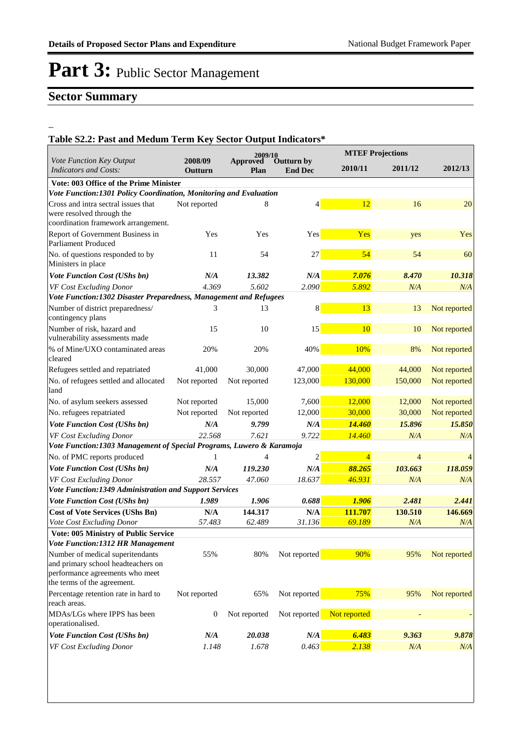# Part 3: Public Sector Management

## Sector Summary

–

### Table S2.2: Past and Medum Term Key Sector Output Indicators*

| Vote Function Key Output Indicators and Costs: | 2008/09 Outturn | 2009/10 Approved Plan | 2009/10 Outturn by End Dec | MTEF Projections 2010/11 | 2011/12 | 2012/13 |
|---|---|---|---|---|---|---|
| **Vote: 003 Office of the Prime Minister** | | | | | | |
| ***Vote Function:1301 Policy Coordination, Monitoring and Evaluation*** | | | | | | |
| Cross and intra sectral issues that were resolved through the coordination framework arrangement. | Not reported | 8 | 4 | 12 | 16 | 20 |
| Report of Government Business in Parliament Produced | Yes | Yes | Yes | Yes | yes | Yes |
| No. of questions responded to by Ministers in place | 11 | 54 | 27 | 54 | 54 | 60 |
| ***Vote Function Cost (UShs bn)*** | ***N/A*** | ***13.382*** | ***N/A*** | ***7.076*** | ***8.470*** | ***10.318*** |
| *VF Cost Excluding Donor* | *4.369* | *5.602* | *2.090* | *5.892* | *N/A* | *N/A* |
| ***Vote Function:1302 Disaster Preparedness, Management and Refugees*** | | | | | | |
| Number of district preparedness/ contingency plans | 3 | 13 | 8 | 13 | 13 | Not reported |
| Number of risk, hazard and vulnerability assessments made | 15 | 10 | 15 | 10 | 10 | Not reported |
| % of Mine/UXO contaminated areas cleared | 20% | 20% | 40% | 10% | 8% | Not reported |
| Refugees settled and repatriated | 41,000 | 30,000 | 47,000 | 44,000 | 44,000 | Not reported |
| No. of refugees settled and allocated land | Not reported | Not reported | 123,000 | 130,000 | 150,000 | Not reported |
| No. of asylum seekers assessed | Not reported | 15,000 | 7,600 | 12,000 | 12,000 | Not reported |
| No. refugees repatriated | Not reported | Not reported | 12,000 | 30,000 | 30,000 | Not reported |
| ***Vote Function Cost (UShs bn)*** | ***N/A*** | ***9.799*** | ***N/A*** | ***14.460*** | ***15.896*** | ***15.850*** |
| *VF Cost Excluding Donor* | *22.568* | *7.621* | *9.722* | *14.460* | *N/A* | *N/A* |
| ***Vote Function:1303 Management of Special Programs, Luwero & Karamoja*** | | | | | | |
| No. of PMC reports produced | 1 | 4 | 2 | 4 | 4 | 4 |
| ***Vote Function Cost (UShs bn)*** | ***N/A*** | ***119.230*** | ***N/A*** | ***88.265*** | ***103.663*** | ***118.059*** |
| *VF Cost Excluding Donor* | *28.557* | *47.060* | *18.637* | *46.931* | *N/A* | *N/A* |
| ***Vote Function:1349 Administration and Support Services*** | | | | | | |
| ***Vote Function Cost (UShs bn)*** | ***1.989*** | ***1.906*** | ***0.688*** | ***1.906*** | ***2.481*** | ***2.441*** |
| **Cost of Vote Services (UShs Bn)** | **N/A** | **144.317** | **N/A** | **111.707** | **130.510** | **146.669** |
| *Vote Cost Excluding Donor* | *57.483* | *62.489* | *31.136* | *69.189* | *N/A* | *N/A* |
| **Vote: 005 Ministry of Public Service** | | | | | | |
| ***Vote Function:1312 HR Management*** | | | | | | |
| Number of medical superitendants and primary school headteachers on performance agreements who meet the terms of the agreement. | 55% | 80% | Not reported | 90% | 95% | Not reported |
| Percentage retention rate in hard to reach areas. | Not reported | 65% | Not reported | 75% | 95% | Not reported |
| MDAs/LGs where IPPS has been operationalised. | 0 | Not reported | Not reported | Not reported | - | - |
| ***Vote Function Cost (UShs bn)*** | ***N/A*** | ***20.038*** | ***N/A*** | ***6.483*** | ***9.363*** | ***9.878*** |
| *VF Cost Excluding Donor* | *1.148* | *1.678* | *0.463* | *2.138* | *N/A* | *N/A* |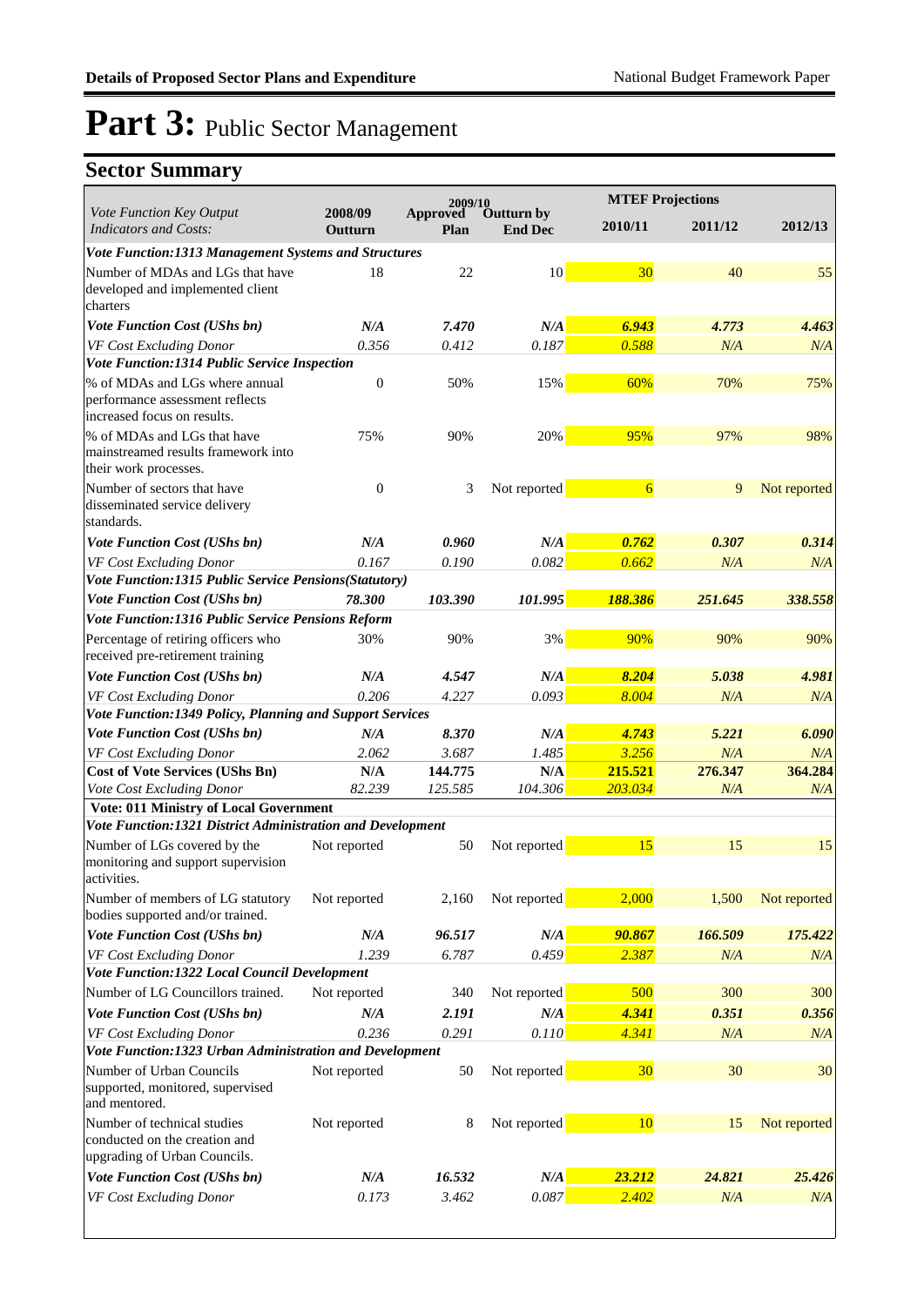# Part 3: Public Sector Management

## Sector Summary

| *Vote Function Key Output Indicators and Costs:* | 2008/09 Outturn | 2009/10 Approved Plan | 2009/10 Outturn by End Dec | MTEF Projections 2010/11 | 2011/12 | 2012/13 |
|---|---|---|---|---|---|---|
| ***Vote Function:1313 Management Systems and Structures*** | | | | | | |
| Number of MDAs and LGs that have developed and implemented client charters | 18 | 22 | 10 | 30 | 40 | 55 |
| ***Vote Function Cost (UShs bn)*** | ***N/A*** | ***7.470*** | ***N/A*** | ***6.943*** | ***4.773*** | ***4.463*** |
| *VF Cost Excluding Donor* | *0.356* | *0.412* | *0.187* | *0.588* | *N/A* | *N/A* |
| ***Vote Function:1314 Public Service Inspection*** | | | | | | |
| % of MDAs and LGs where annual performance assessment reflects increased focus on results. | 0 | 50% | 15% | 60% | 70% | 75% |
| % of MDAs and LGs that have mainstreamed results framework into their work processes. | 75% | 90% | 20% | 95% | 97% | 98% |
| Number of sectors that have disseminated service delivery standards. | 0 | 3 | Not reported | 6 | 9 | Not reported |
| ***Vote Function Cost (UShs bn)*** | ***N/A*** | ***0.960*** | ***N/A*** | ***0.762*** | ***0.307*** | ***0.314*** |
| *VF Cost Excluding Donor* | *0.167* | *0.190* | *0.082* | *0.662* | *N/A* | *N/A* |
| ***Vote Function:1315 Public Service Pensions(Statutory)*** | | | | | | |
| ***Vote Function Cost (UShs bn)*** | ***78.300*** | ***103.390*** | ***101.995*** | ***188.386*** | ***251.645*** | ***338.558*** |
| ***Vote Function:1316 Public Service Pensions Reform*** | | | | | | |
| Percentage of retiring officers who received pre-retirement training | 30% | 90% | 3% | 90% | 90% | 90% |
| ***Vote Function Cost (UShs bn)*** | ***N/A*** | ***4.547*** | ***N/A*** | ***8.204*** | ***5.038*** | ***4.981*** |
| *VF Cost Excluding Donor* | *0.206* | *4.227* | *0.093* | *8.004* | *N/A* | *N/A* |
| ***Vote Function:1349 Policy, Planning and Support Services*** | | | | | | |
| ***Vote Function Cost (UShs bn)*** | ***N/A*** | ***8.370*** | ***N/A*** | ***4.743*** | ***5.221*** | ***6.090*** |
| *VF Cost Excluding Donor* | *2.062* | *3.687* | *1.485* | *3.256* | *N/A* | *N/A* |
| **Cost of Vote Services (UShs Bn)** | **N/A** | **144.775** | **N/A** | **215.521** | **276.347** | **364.284** |
| *Vote Cost Excluding Donor* | *82.239* | *125.585* | *104.306* | *203.034* | *N/A* | *N/A* |
| **Vote: 011 Ministry of Local Government** | | | | | | |
| ***Vote Function:1321 District Administration and Development*** | | | | | | |
| Number of LGs covered by the monitoring and support supervision activities. | Not reported | 50 | Not reported | 15 | 15 | 15 |
| Number of members of LG statutory bodies supported and/or trained. | Not reported | 2,160 | Not reported | 2,000 | 1,500 | Not reported |
| ***Vote Function Cost (UShs bn)*** | ***N/A*** | ***96.517*** | ***N/A*** | ***90.867*** | ***166.509*** | ***175.422*** |
| *VF Cost Excluding Donor* | *1.239* | *6.787* | *0.459* | *2.387* | *N/A* | *N/A* |
| ***Vote Function:1322 Local Council Development*** | | | | | | |
| Number of LG Councillors trained. | Not reported | 340 | Not reported | 500 | 300 | 300 |
| ***Vote Function Cost (UShs bn)*** | ***N/A*** | ***2.191*** | ***N/A*** | ***4.341*** | ***0.351*** | ***0.356*** |
| *VF Cost Excluding Donor* | *0.236* | *0.291* | *0.110* | *4.341* | *N/A* | *N/A* |
| ***Vote Function:1323 Urban Administration and Development*** | | | | | | |
| Number of Urban Councils supported, monitored, supervised and mentored. | Not reported | 50 | Not reported | 30 | 30 | 30 |
| Number of technical studies conducted on the creation and upgrading of Urban Councils. | Not reported | 8 | Not reported | 10 | 15 | Not reported |
| ***Vote Function Cost (UShs bn)*** | ***N/A*** | ***16.532*** | ***N/A*** | ***23.212*** | ***24.821*** | ***25.426*** |
| *VF Cost Excluding Donor* | *0.173* | *3.462* | *0.087* | *2.402* | *N/A* | *N/A* |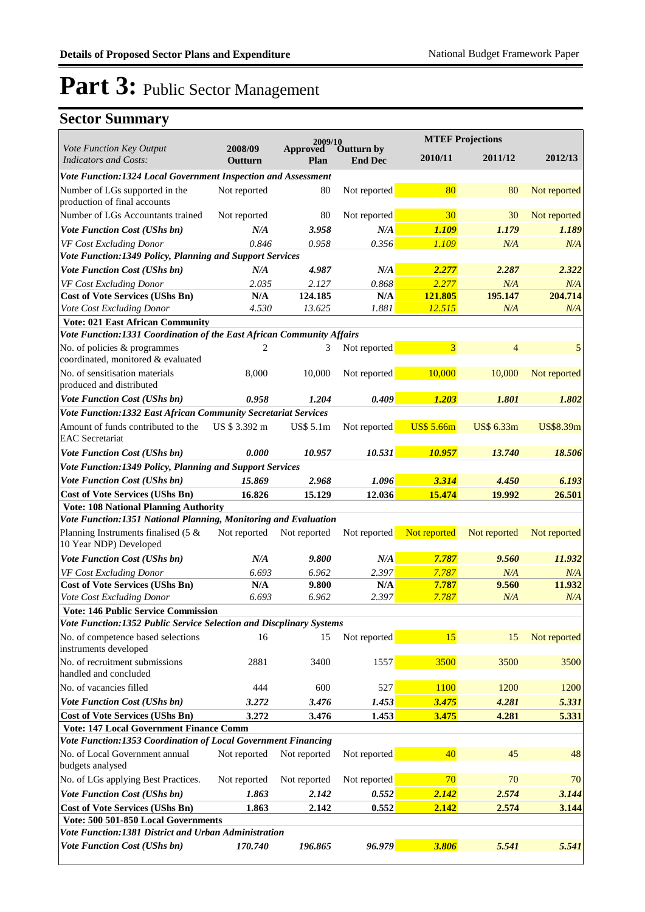# Part 3: Public Sector Management

## Sector Summary

| Vote Function Key Output Indicators and Costs: | 2008/09 Outturn | 2009/10 Approved Plan | 2009/10 Outturn by End Dec | MTEF Projections 2010/11 | 2011/12 | 2012/13 |
|---|---|---|---|---|---|---|
| ***Vote Function:1324 Local Government Inspection and Assessment*** | | | | | | |
| Number of LGs supported in the production of final accounts | Not reported | 80 | Not reported | 80 | 80 | Not reported |
| Number of LGs Accountants trained | Not reported | 80 | Not reported | 30 | 30 | Not reported |
| ***Vote Function Cost (UShs bn)*** | ***N/A*** | ***3.958*** | ***N/A*** | ***1.109*** | ***1.179*** | ***1.189*** |
| *VF Cost Excluding Donor* | *0.846* | *0.958* | *0.356* | *1.109* | *N/A* | *N/A* |
| ***Vote Function:1349 Policy, Planning and Support Services*** | | | | | | |
| ***Vote Function Cost (UShs bn)*** | ***N/A*** | ***4.987*** | ***N/A*** | ***2.277*** | ***2.287*** | ***2.322*** |
| *VF Cost Excluding Donor* | *2.035* | *2.127* | *0.868* | *2.277* | *N/A* | *N/A* |
| **Cost of Vote Services (UShs Bn)** | **N/A** | **124.185** | **N/A** | **121.805** | **195.147** | **204.714** |
| *Vote Cost Excluding Donor* | *4.530* | *13.625* | *1.881* | *12.515* | *N/A* | *N/A* |
| **Vote: 021 East African Community** | | | | | | |
| ***Vote Function:1331 Coordination of the East African Community Affairs*** | | | | | | |
| No. of policies & programmes coordinated, monitored & evaluated | 2 | 3 | Not reported | 3 | 4 | 5 |
| No. of sensitisation materials produced and distributed | 8,000 | 10,000 | Not reported | 10,000 | 10,000 | Not reported |
| ***Vote Function Cost (UShs bn)*** | ***0.958*** | ***1.204*** | ***0.409*** | ***1.203*** | ***1.801*** | ***1.802*** |
| ***Vote Function:1332 East African Community Secretariat Services*** | | | | | | |
| Amount of funds contributed to the EAC Secretariat | US $ 3.392 m | US$ 5.1m | Not reported | US$ 5.66m | US$ 6.33m | US$8.39m |
| ***Vote Function Cost (UShs bn)*** | ***0.000*** | ***10.957*** | ***10.531*** | ***10.957*** | ***13.740*** | ***18.506*** |
| ***Vote Function:1349 Policy, Planning and Support Services*** | | | | | | |
| ***Vote Function Cost (UShs bn)*** | ***15.869*** | ***2.968*** | ***1.096*** | ***3.314*** | ***4.450*** | ***6.193*** |
| **Cost of Vote Services (UShs Bn)** | **16.826** | **15.129** | **12.036** | **15.474** | **19.992** | **26.501** |
| **Vote: 108 National Planning Authority** | | | | | | |
| ***Vote Function:1351 National Planning, Monitoring and Evaluation*** | | | | | | |
| Planning Instruments finalised (5 & 10 Year NDP) Developed | Not reported | Not reported | Not reported | Not reported | Not reported | Not reported |
| ***Vote Function Cost (UShs bn)*** | ***N/A*** | ***9.800*** | ***N/A*** | ***7.787*** | ***9.560*** | ***11.932*** |
| *VF Cost Excluding Donor* | *6.693* | *6.962* | *2.397* | *7.787* | *N/A* | *N/A* |
| **Cost of Vote Services (UShs Bn)** | **N/A** | **9.800** | **N/A** | **7.787** | **9.560** | **11.932** |
| *Vote Cost Excluding Donor* | *6.693* | *6.962* | *2.397* | *7.787* | *N/A* | *N/A* |
| **Vote: 146 Public Service Commission** | | | | | | |
| ***Vote Function:1352 Public Service Selection and Discplinary Systems*** | | | | | | |
| No. of competence based selections instruments developed | 16 | 15 | Not reported | 15 | 15 | Not reported |
| No. of recruitment submissions handled and concluded | 2881 | 3400 | 1557 | 3500 | 3500 | 3500 |
| No. of vacancies filled | 444 | 600 | 527 | 1100 | 1200 | 1200 |
| ***Vote Function Cost (UShs bn)*** | ***3.272*** | ***3.476*** | ***1.453*** | ***3.475*** | ***4.281*** | ***5.331*** |
| **Cost of Vote Services (UShs Bn)** | **3.272** | **3.476** | **1.453** | **3.475** | **4.281** | **5.331** |
| **Vote: 147 Local Government Finance Comm** | | | | | | |
| ***Vote Function:1353 Coordination of Local Government Financing*** | | | | | | |
| No. of Local Government annual budgets analysed | Not reported | Not reported | Not reported | 40 | 45 | 48 |
| No. of LGs applying Best Practices. | Not reported | Not reported | Not reported | 70 | 70 | 70 |
| ***Vote Function Cost (UShs bn)*** | ***1.863*** | ***2.142*** | ***0.552*** | ***2.142*** | ***2.574*** | ***3.144*** |
| **Cost of Vote Services (UShs Bn)** | **1.863** | **2.142** | **0.552** | **2.142** | **2.574** | **3.144** |
| **Vote: 500 501-850 Local Governments** | | | | | | |
| ***Vote Function:1381 District and Urban Administration*** | | | | | | |
| ***Vote Function Cost (UShs bn)*** | ***170.740*** | ***196.865*** | ***96.979*** | ***3.806*** | ***5.541*** | ***5.541*** |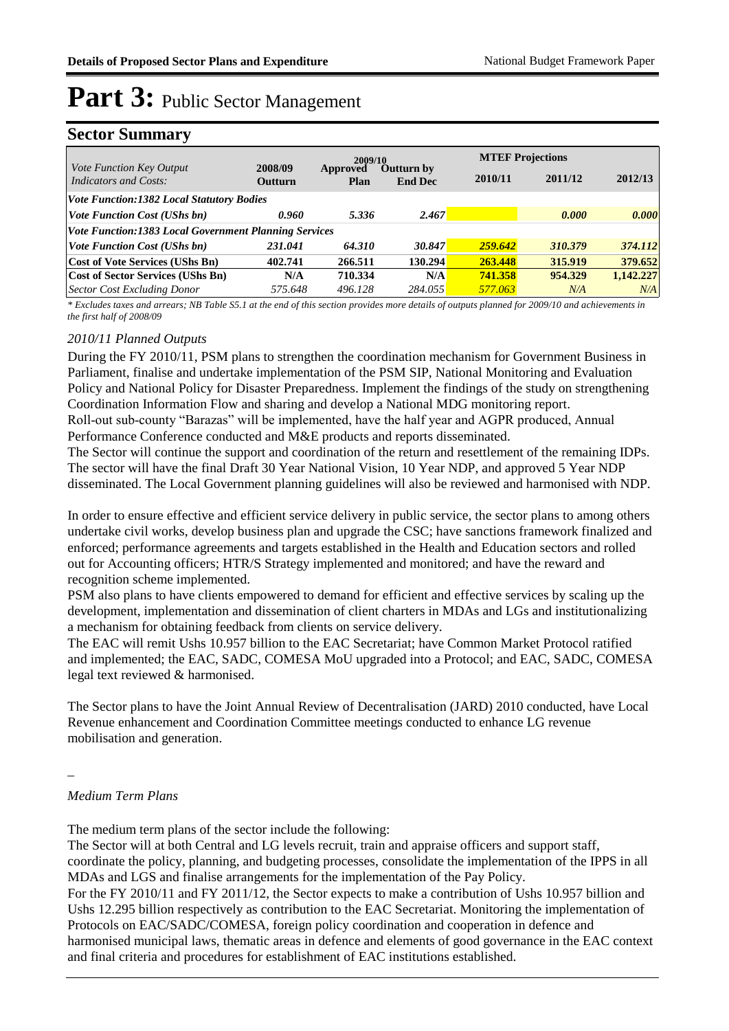# Part 3: Public Sector Management

## Sector Summary

| *Vote Function Key Output Indicators and Costs:* | 2008/09 Outturn | 2009/10 Approved Plan | 2009/10 Outturn by End Dec | MTEF Projections 2010/11 | 2011/12 | 2012/13 |
|---|---|---|---|---|---|---|
| ***Vote Function:1382 Local Statutory Bodies*** | | | | | | |
| ***Vote Function Cost (UShs bn)*** | ***0.960*** | ***5.336*** | ***2.467*** | | ***0.000*** | ***0.000*** |
| ***Vote Function:1383 Local Government Planning Services*** | | | | | | |
| ***Vote Function Cost (UShs bn)*** | ***231.041*** | ***64.310*** | ***30.847*** | ***259.642*** | ***310.379*** | ***374.112*** |
| **Cost of Vote Services (UShs Bn)** | **402.741** | **266.511** | **130.294** | **263.448** | **315.919** | **379.652** |
| **Cost of Sector Services (UShs Bn)** | **N/A** | **710.334** | **N/A** | **741.358** | **954.329** | **1,142.227** |
| *Sector Cost Excluding Donor* | *575.648* | *496.128* | *284.055* | *577.063* | *N/A* | *N/A* |

*\* Excludes taxes and arrears; NB Table S5.1 at the end of this section provides more details of outputs planned for 2009/10 and achievements in the first half of 2008/09*

*2010/11 Planned Outputs*

During the FY 2010/11, PSM plans to strengthen the coordination mechanism for Government Business in Parliament, finalise and undertake implementation of the PSM SIP, National Monitoring and Evaluation Policy and National Policy for Disaster Preparedness. Implement the findings of the study on strengthening Coordination Information Flow and sharing and develop a National MDG monitoring report.
Roll-out sub-county "Barazas" will be implemented, have the half year and AGPR produced, Annual Performance Conference conducted and M&E products and reports disseminated.
The Sector will continue the support and coordination of the return and resettlement of the remaining IDPs. The sector will have the final Draft 30 Year National Vision, 10 Year NDP, and approved 5 Year NDP disseminated. The Local Government planning guidelines will also be reviewed and harmonised with NDP.

In order to ensure effective and efficient service delivery in public service, the sector plans to among others undertake civil works, develop business plan and upgrade the CSC; have sanctions framework finalized and enforced; performance agreements and targets established in the Health and Education sectors and rolled out for Accounting officers; HTR/S Strategy implemented and monitored; and have the reward and recognition scheme implemented.
PSM also plans to have clients empowered to demand for efficient and effective services by scaling up the development, implementation and dissemination of client charters in MDAs and LGs and institutionalizing a mechanism for obtaining feedback from clients on service delivery.
The EAC will remit Ushs 10.957 billion to the EAC Secretariat; have Common Market Protocol ratified and implemented; the EAC, SADC, COMESA MoU upgraded into a Protocol; and EAC, SADC, COMESA legal text reviewed & harmonised.

The Sector plans to have the Joint Annual Review of Decentralisation (JARD) 2010 conducted, have Local Revenue enhancement and Coordination Committee meetings conducted to enhance LG revenue mobilisation and generation.

–

*Medium Term Plans*

The medium term plans of the sector include the following:
The Sector will at both Central and LG levels recruit, train and appraise officers and support staff, coordinate the policy, planning, and budgeting processes, consolidate the implementation of the IPPS in all MDAs and LGS and finalise arrangements for the implementation of the Pay Policy.
For the FY 2010/11 and FY 2011/12, the Sector expects to make a contribution of Ushs 10.957 billion and Ushs 12.295 billion respectively as contribution to the EAC Secretariat. Monitoring the implementation of Protocols on EAC/SADC/COMESA, foreign policy coordination and cooperation in defence and harmonised municipal laws, thematic areas in defence and elements of good governance in the EAC context and final criteria and procedures for establishment of EAC institutions established.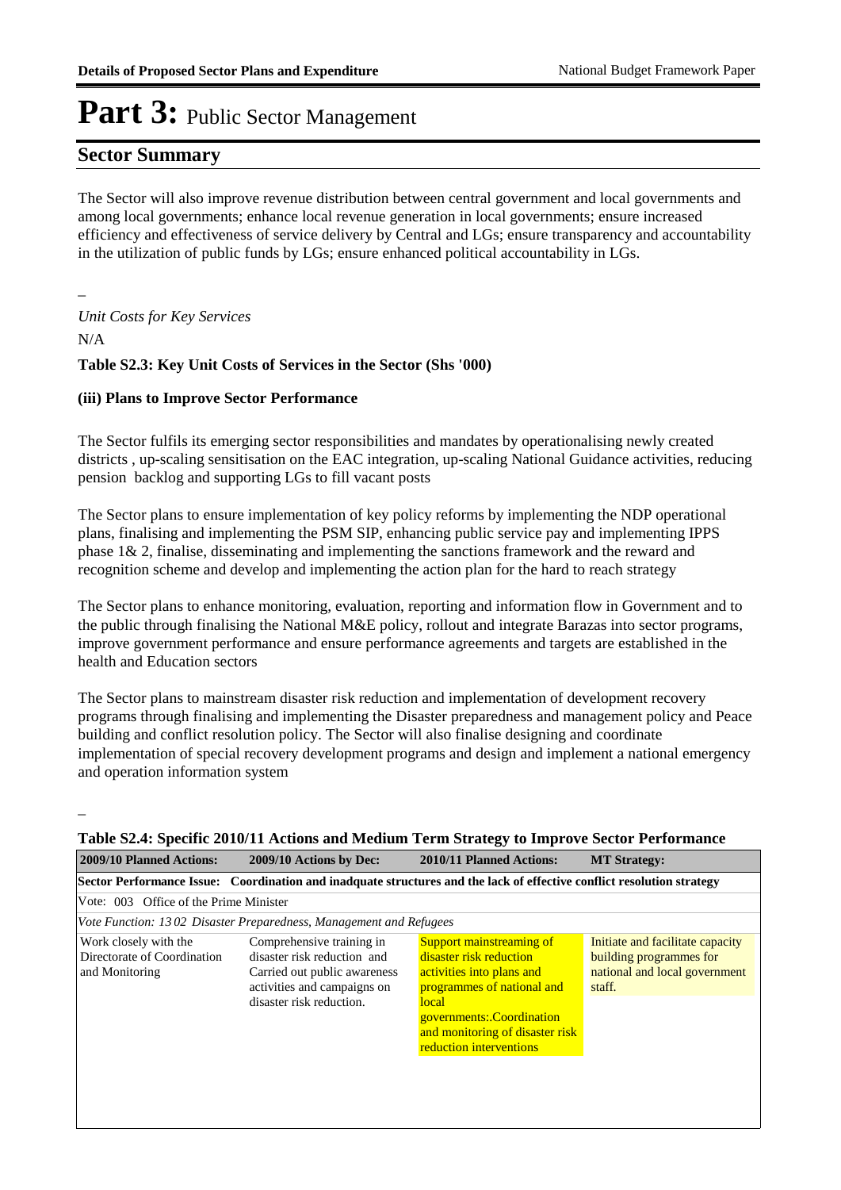# Part 3: Public Sector Management

## Sector Summary

The Sector will also improve revenue distribution between central government and local governments and among local governments; enhance local revenue generation in local governments; ensure increased efficiency and effectiveness of service delivery by Central and LGs; ensure transparency and accountability in the utilization of public funds by LGs; ensure enhanced political accountability in LGs.

–

*Unit Costs for Key Services*

N/A

**Table S2.3: Key Unit Costs of Services in the Sector (Shs '000)**

**(iii) Plans to Improve Sector Performance**

The Sector fulfils its emerging sector responsibilities and mandates by operationalising newly created districts , up-scaling sensitisation on the EAC integration, up-scaling National Guidance activities, reducing pension backlog and supporting LGs to fill vacant posts

The Sector plans to ensure implementation of key policy reforms by implementing the NDP operational plans, finalising and implementing the PSM SIP, enhancing public service pay and implementing IPPS phase 1& 2, finalise, disseminating and implementing the sanctions framework and the reward and recognition scheme and develop and implementing the action plan for the hard to reach strategy

The Sector plans to enhance monitoring, evaluation, reporting and information flow in Government and to the public through finalising the National M&E policy, rollout and integrate Barazas into sector programs, improve government performance and ensure performance agreements and targets are established in the health and Education sectors

The Sector plans to mainstream disaster risk reduction and implementation of development recovery programs through finalising and implementing the Disaster preparedness and management policy and Peace building and conflict resolution policy. The Sector will also finalise designing and coordinate implementation of special recovery development programs and design and implement a national emergency and operation information system

–

**Table S2.4: Specific 2010/11 Actions and Medium Term Strategy to Improve Sector Performance**

| 2009/10 Planned Actions: | 2009/10 Actions by Dec: | 2010/11 Planned Actions: | MT Strategy: |
|---|---|---|---|
| **Sector Performance Issue: Coordination and inadquate structures and the lack of effective conflict resolution strategy** | | | |
| Vote: 003 Office of the Prime Minister | | | |
| *Vote Function: 13 02 Disaster Preparedness, Management and Refugees* | | | |
| Work closely with the Directorate of Coordination and Monitoring | Comprehensive training in disaster risk reduction and Carried out public awareness activities and campaigns on disaster risk reduction. | Support mainstreaming of disaster risk reduction activities into plans and programmes of national and local governments:.Coordination and monitoring of disaster risk reduction interventions | Initiate and facilitate capacity building programmes for national and local government staff. |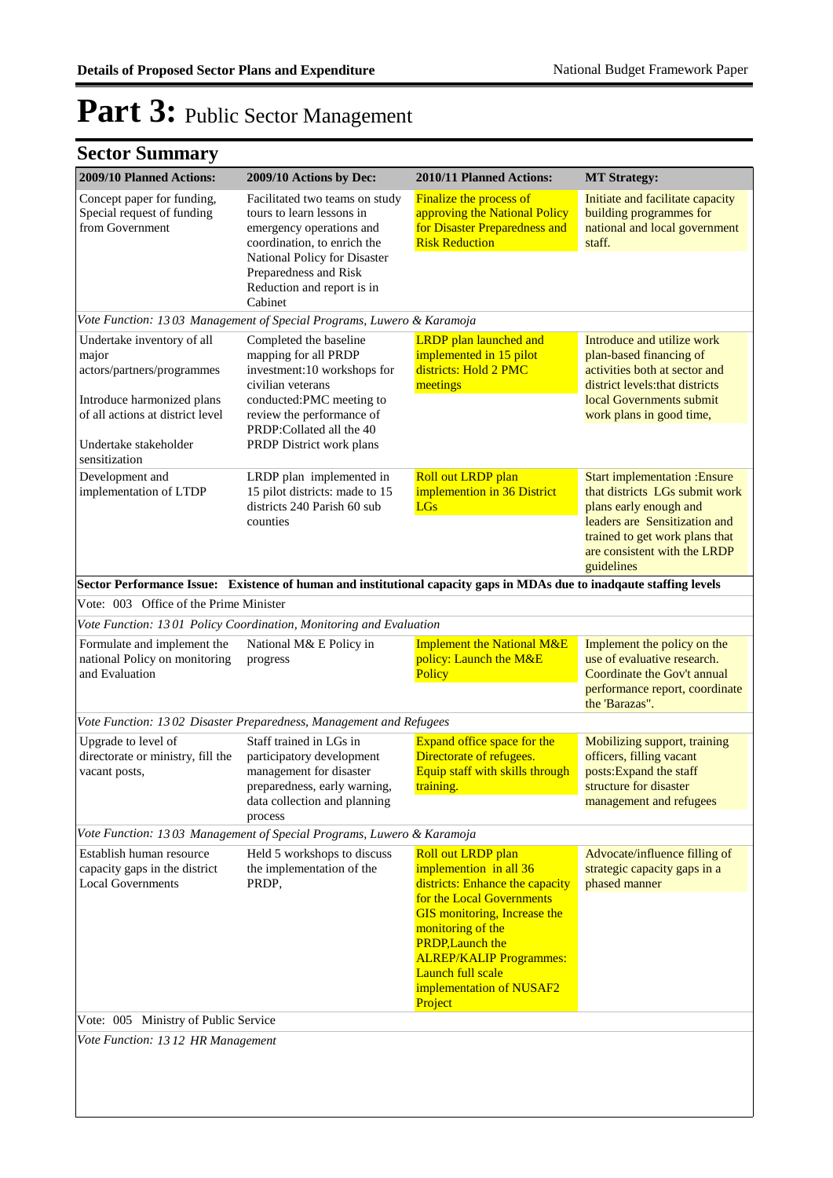# Part 3: Public Sector Management

## Sector Summary

| 2009/10 Planned Actions: | 2009/10 Actions by Dec: | 2010/11 Planned Actions: | MT Strategy: |
|---|---|---|---|
| Concept paper for funding, Special request of funding from Government | Facilitated two teams on study tours to learn lessons in emergency operations and coordination, to enrich the National Policy for Disaster Preparedness and Risk Reduction and report is in Cabinet | Finalize the process of approving the National Policy for Disaster Preparedness and Risk Reduction | Initiate and facilitate capacity building programmes for national and local government staff. |
| *Vote Function: 13 03 Management of Special Programs, Luwero & Karamoja* | | | |
| Undertake inventory of all major actors/partners/programmes<br><br>Introduce harmonized plans of all actions at district level<br><br>Undertake stakeholder sensitization | Completed the baseline mapping for all PRDP investment:10 workshops for civilian veterans conducted:PMC meeting to review the performance of PRDP:Collated all the 40 PRDP District work plans | LRDP plan launched and implemented in 15 pilot districts: Hold 2 PMC meetings | Introduce and utilize work plan-based financing of activities both at sector and district levels:that districts local Governments submit work plans in good time, |
| Development and implementation of LTDP | LRDP plan implemented in 15 pilot districts: made to 15 districts 240 Parish 60 sub counties | Roll out LRDP plan implemention in 36 District LGs | Start implementation :Ensure that districts LGs submit work plans early enough and leaders are Sensitization and trained to get work plans that are consistent with the LRDP guidelines |
| **Sector Performance Issue: Existence of human and institutional capacity gaps in MDAs due to inadqaute staffing levels** | | | |
| Vote: 003 Office of the Prime Minister | | | |
| *Vote Function: 13 01 Policy Coordination, Monitoring and Evaluation* | | | |
| Formulate and implement the national Policy on monitoring and Evaluation | National M& E Policy in progress | Implement the National M&E policy: Launch the M&E Policy | Implement the policy on the use of evaluative research. Coordinate the Gov't annual performance report, coordinate the 'Barazas". |
| *Vote Function: 13 02 Disaster Preparedness, Management and Refugees* | | | |
| Upgrade to level of directorate or ministry, fill the vacant posts, | Staff trained in LGs in participatory development management for disaster preparedness, early warning, data collection and planning process | Expand office space for the Directorate of refugees. Equip staff with skills through training. | Mobilizing support, training officers, filling vacant posts:Expand the staff structure for disaster management and refugees |
| *Vote Function: 13 03 Management of Special Programs, Luwero & Karamoja* | | | |
| Establish human resource capacity gaps in the district Local Governments | Held 5 workshops to discuss the implementation of the PRDP, | Roll out LRDP plan implemention in all 36 districts: Enhance the capacity for the Local Governments GIS monitoring, Increase the monitoring of the PRDP,Launch the ALREP/KALIP Programmes: Launch full scale implementation of NUSAF2 Project | Advocate/influence filling of strategic capacity gaps in a phased manner |
| Vote: 005 Ministry of Public Service | | | |
| *Vote Function: 13 12 HR Management* | | | |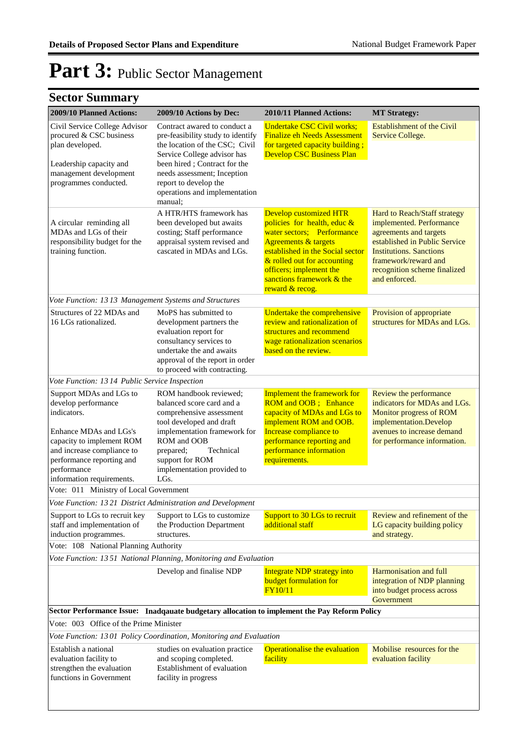# Part 3: Public Sector Management

## Sector Summary

| 2009/10 Planned Actions: | 2009/10 Actions by Dec: | 2010/11 Planned Actions: | MT Strategy: |
|---|---|---|---|
| Civil Service College Advisor procured & CSC business plan developed.<br><br>Leadership capacity and management development programmes conducted. | Contract awared to conduct a pre-feasibility study to identify the location of the CSC; Civil Service College advisor has been hired ; Contract for the needs assessment; Inception report to develop the operations and implementation manual; | Undertake CSC Civil works; Finalize eh Needs Assessment for targeted capacity building ; Develop CSC Business Plan | Establishment of the Civil Service College. |
| A circular reminding all MDAs and LGs of their responsibility budget for the training function. | A HTR/HTS framework has been developed but awaits costing; Staff performance appraisal system revised and cascaded in MDAs and LGs. | Develop customized HTR policies for health, educ & water sectors; Performance Agreements & targets established in the Social sector & rolled out for accounting officers; implement the sanctions framework & the reward & recog. | Hard to Reach/Staff strategy implemented. Performance agreements and targets established in Public Service Institutions. Sanctions framework/reward and recognition scheme finalized and enforced. |
| *Vote Function: 13 13 Management Systems and Structures* | | | |
| Structures of 22 MDAs and 16 LGs rationalized. | MoPS has submitted to development partners the evaluation report for consultancy services to undertake the and awaits approval of the report in order to proceed with contracting. | Undertake the comprehensive review and rationalization of structures and recommend wage rationalization scenarios based on the review. | Provision of appropriate structures for MDAs and LGs. |
| *Vote Function: 13 14 Public Service Inspection* | | | |
| Support MDAs and LGs to develop performance indicators.<br><br>Enhance MDAs and LGs's capacity to implement ROM and increase compliance to performance reporting and performance information requirements. | ROM handbook reviewed; balanced score card and a comprehensive assessment tool developed and draft implementation framework for ROM and OOB prepared; Technical support for ROM implementation provided to LGs. | Implement the framework for ROM and OOB ; Enhance capacity of MDAs and LGs to implement ROM and OOB. Increase compliance to performance reporting and performance information requirements. | Review the performance indicators for MDAs and LGs. Monitor progress of ROM implementation.Develop avenues to increase demand for performance information. |
| Vote: 011 Ministry of Local Government | | | |
| *Vote Function: 13 21 District Administration and Development* | | | |
| Support to LGs to recruit key staff and implementation of induction programmes. | Support to LGs to customize the Production Department structures. | Support to 30 LGs to recruit additional staff | Review and refinement of the LG capacity building policy and strategy. |
| Vote: 108 National Planning Authority | | | |
| *Vote Function: 13 51 National Planning, Monitoring and Evaluation* | | | |
| | Develop and finalise NDP | Integrate NDP strategy into budget formulation for FY10/11 | Harmonisation and full integration of NDP planning into budget process across Government |
| **Sector Performance Issue: Inadqauate budgetary allocation to implement the Pay Reform Policy** | | | |
| Vote: 003 Office of the Prime Minister | | | |
| *Vote Function: 13 01 Policy Coordination, Monitoring and Evaluation* | | | |
| Establish a national evaluation facility to strengthen the evaluation functions in Government | studies on evaluation practice and scoping completed. Establishment of evaluation facility in progress | Operationalise the evaluation facility | Mobilise resources for the evaluation facility |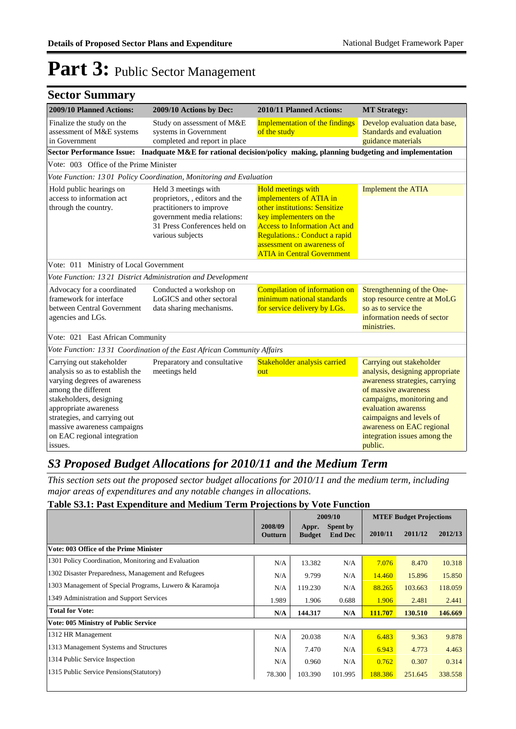# Part 3: Public Sector Management

## Sector Summary

| 2009/10 Planned Actions: | 2009/10 Actions by Dec: | 2010/11 Planned Actions: | MT Strategy: |
|---|---|---|---|
| Finalize the study on the assessment of M&E systems in Government | Study on assessment of M&E systems in Government completed and report in place | Implementation of the findings of the study | Develop evaluation data base, Standards and evaluation guidance materials |
| **Sector Performance Issue:** **Inadquate M&E for rational decision/policy making, planning budgeting and implementation** | | | |
| Vote: 003 Office of the Prime Minister | | | |
| *Vote Function: 13 01 Policy Coordination, Monitoring and Evaluation* | | | |
| Hold public hearings on access to information act through the country. | Held 3 meetings with proprietors, , editors and the practitioners to improve government media relations: 31 Press Conferences held on various subjects | Hold meetings with implementers of ATIA in other institutions: Sensitize key implementers on the Access to Information Act and Regulations.: Conduct a rapid assessment on awareness of ATIA in Central Government | Implement the ATIA |
| Vote: 011 Ministry of Local Government | | | |
| *Vote Function: 13 21 District Administration and Development* | | | |
| Advocacy for a coordinated framework for interface between Central Government agencies and LGs. | Conducted a workshop on LoGICS and other sectoral data sharing mechanisms. | Compilation of information on minimum national standards for service delivery by LGs. | Strengthenning of the One-stop resource centre at MoLG so as to service the information needs of sector ministries. |
| Vote: 021 East African Community | | | |
| *Vote Function: 13 31 Coordination of the East African Community Affairs* | | | |
| Carrying out stakeholder analysis so as to establish the varying degrees of awareness among the different stakeholders, designing appropriate awareness strategies, and carrying out massive awareness campaigns on EAC regional integration issues. | Preparatory and consultative meetings held | Stakeholder analysis carried out | Carrying out stakeholder analysis, designing appropriate awareness strategies, carrying of massive awareness campaigns, monitoring and evaluation awarenss caimpaigns and levels of awareness on EAC regional integration issues among the public. |

## *S3 Proposed Budget Allocations for 2010/11 and the Medium Term*

*This section sets out the proposed sector budget allocations for 2010/11 and the medium term, including major areas of expenditures and any notable changes in allocations.*

**Table S3.1: Past Expenditure and Medium Term Projections by Vote Function**

| | 2008/09 Outturn | 2009/10 Appr. Budget | 2009/10 Spent by End Dec | MTEF Budget Projections 2010/11 | 2011/12 | 2012/13 |
|---|---|---|---|---|---|---|
| **Vote: 003 Office of the Prime Minister** | | | | | | |
| 1301 Policy Coordination, Monitoring and Evaluation | N/A | 13.382 | N/A | 7.076 | 8.470 | 10.318 |
| 1302 Disaster Preparedness, Management and Refugees | N/A | 9.799 | N/A | 14.460 | 15.896 | 15.850 |
| 1303 Management of Special Programs, Luwero & Karamoja | N/A | 119.230 | N/A | 88.265 | 103.663 | 118.059 |
| 1349 Administration and Support Services | 1.989 | 1.906 | 0.688 | 1.906 | 2.481 | 2.441 |
| **Total for Vote:** | **N/A** | **144.317** | **N/A** | **111.707** | **130.510** | **146.669** |
| **Vote: 005 Ministry of Public Service** | | | | | | |
| 1312 HR Management | N/A | 20.038 | N/A | 6.483 | 9.363 | 9.878 |
| 1313 Management Systems and Structures | N/A | 7.470 | N/A | 6.943 | 4.773 | 4.463 |
| 1314 Public Service Inspection | N/A | 0.960 | N/A | 0.762 | 0.307 | 0.314 |
| 1315 Public Service Pensions(Statutory) | 78.300 | 103.390 | 101.995 | 188.386 | 251.645 | 338.558 |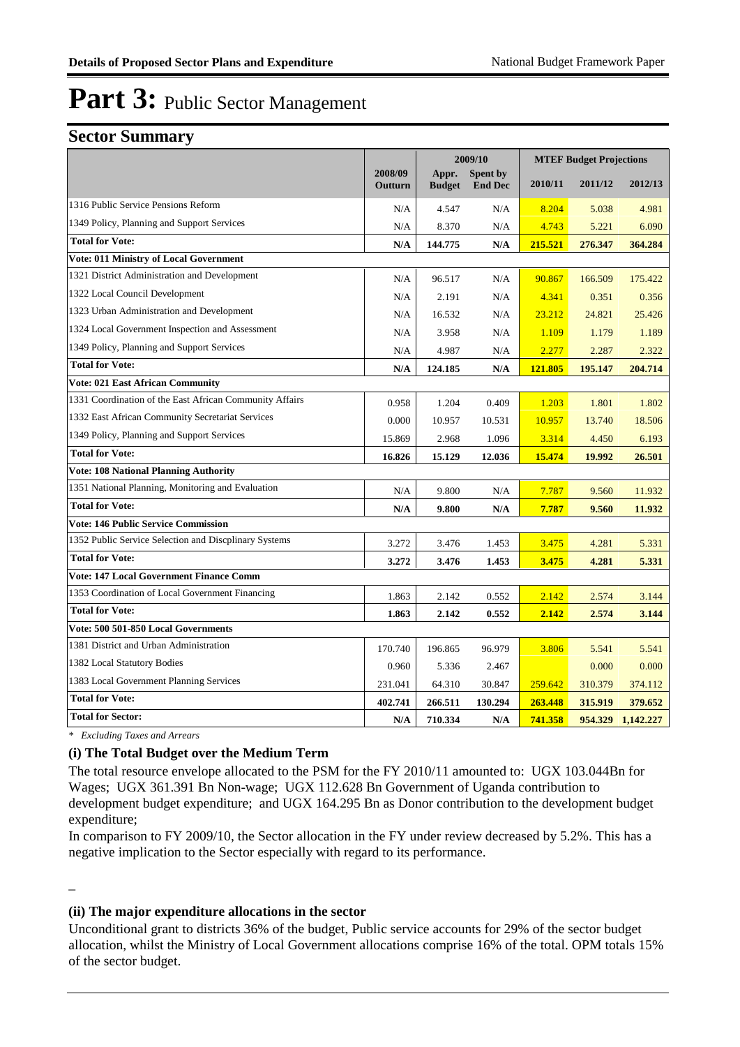# Part 3: Public Sector Management

## Sector Summary

| | 2008/09 Outturn | 2009/10 Appr. Budget | 2009/10 Spent by End Dec | MTEF Budget Projections 2010/11 | 2011/12 | 2012/13 |
|---|---|---|---|---|---|---|
| 1316 Public Service Pensions Reform | N/A | 4.547 | N/A | 8.204 | 5.038 | 4.981 |
| 1349 Policy, Planning and Support Services | N/A | 8.370 | N/A | 4.743 | 5.221 | 6.090 |
| **Total for Vote:** | **N/A** | **144.775** | **N/A** | **215.521** | **276.347** | **364.284** |
| **Vote: 011 Ministry of Local Government** | | | | | | |
| 1321 District Administration and Development | N/A | 96.517 | N/A | 90.867 | 166.509 | 175.422 |
| 1322 Local Council Development | N/A | 2.191 | N/A | 4.341 | 0.351 | 0.356 |
| 1323 Urban Administration and Development | N/A | 16.532 | N/A | 23.212 | 24.821 | 25.426 |
| 1324 Local Government Inspection and Assessment | N/A | 3.958 | N/A | 1.109 | 1.179 | 1.189 |
| 1349 Policy, Planning and Support Services | N/A | 4.987 | N/A | 2.277 | 2.287 | 2.322 |
| **Total for Vote:** | **N/A** | **124.185** | **N/A** | **121.805** | **195.147** | **204.714** |
| **Vote: 021 East African Community** | | | | | | |
| 1331 Coordination of the East African Community Affairs | 0.958 | 1.204 | 0.409 | 1.203 | 1.801 | 1.802 |
| 1332 East African Community Secretariat Services | 0.000 | 10.957 | 10.531 | 10.957 | 13.740 | 18.506 |
| 1349 Policy, Planning and Support Services | 15.869 | 2.968 | 1.096 | 3.314 | 4.450 | 6.193 |
| **Total for Vote:** | **16.826** | **15.129** | **12.036** | **15.474** | **19.992** | **26.501** |
| **Vote: 108 National Planning Authority** | | | | | | |
| 1351 National Planning, Monitoring and Evaluation | N/A | 9.800 | N/A | 7.787 | 9.560 | 11.932 |
| **Total for Vote:** | **N/A** | **9.800** | **N/A** | **7.787** | **9.560** | **11.932** |
| **Vote: 146 Public Service Commission** | | | | | | |
| 1352 Public Service Selection and Discplinary Systems | 3.272 | 3.476 | 1.453 | 3.475 | 4.281 | 5.331 |
| **Total for Vote:** | **3.272** | **3.476** | **1.453** | **3.475** | **4.281** | **5.331** |
| **Vote: 147 Local Government Finance Comm** | | | | | | |
| 1353 Coordination of Local Government Financing | 1.863 | 2.142 | 0.552 | 2.142 | 2.574 | 3.144 |
| **Total for Vote:** | **1.863** | **2.142** | **0.552** | **2.142** | **2.574** | **3.144** |
| **Vote: 500 501-850 Local Governments** | | | | | | |
| 1381 District and Urban Administration | 170.740 | 196.865 | 96.979 | 3.806 | 5.541 | 5.541 |
| 1382 Local Statutory Bodies | 0.960 | 5.336 | 2.467 | | 0.000 | 0.000 |
| 1383 Local Government Planning Services | 231.041 | 64.310 | 30.847 | 259.642 | 310.379 | 374.112 |
| **Total for Vote:** | **402.741** | **266.511** | **130.294** | **263.448** | **315.919** | **379.652** |
| **Total for Sector:** | **N/A** | **710.334** | **N/A** | **741.358** | **954.329** | **1,142.227** |

*\* Excluding Taxes and Arrears*

### (i) The Total Budget over the Medium Term

The total resource envelope allocated to the PSM for the FY 2010/11 amounted to: UGX 103.044Bn for Wages; UGX 361.391 Bn Non-wage; UGX 112.628 Bn Government of Uganda contribution to development budget expenditure; and UGX 164.295 Bn as Donor contribution to the development budget expenditure;

In comparison to FY 2009/10, the Sector allocation in the FY under review decreased by 5.2%. This has a negative implication to the Sector especially with regard to its performance.

–

### (ii) The major expenditure allocations in the sector

Unconditional grant to districts 36% of the budget, Public service accounts for 29% of the sector budget allocation, whilst the Ministry of Local Government allocations comprise 16% of the total. OPM totals 15% of the sector budget.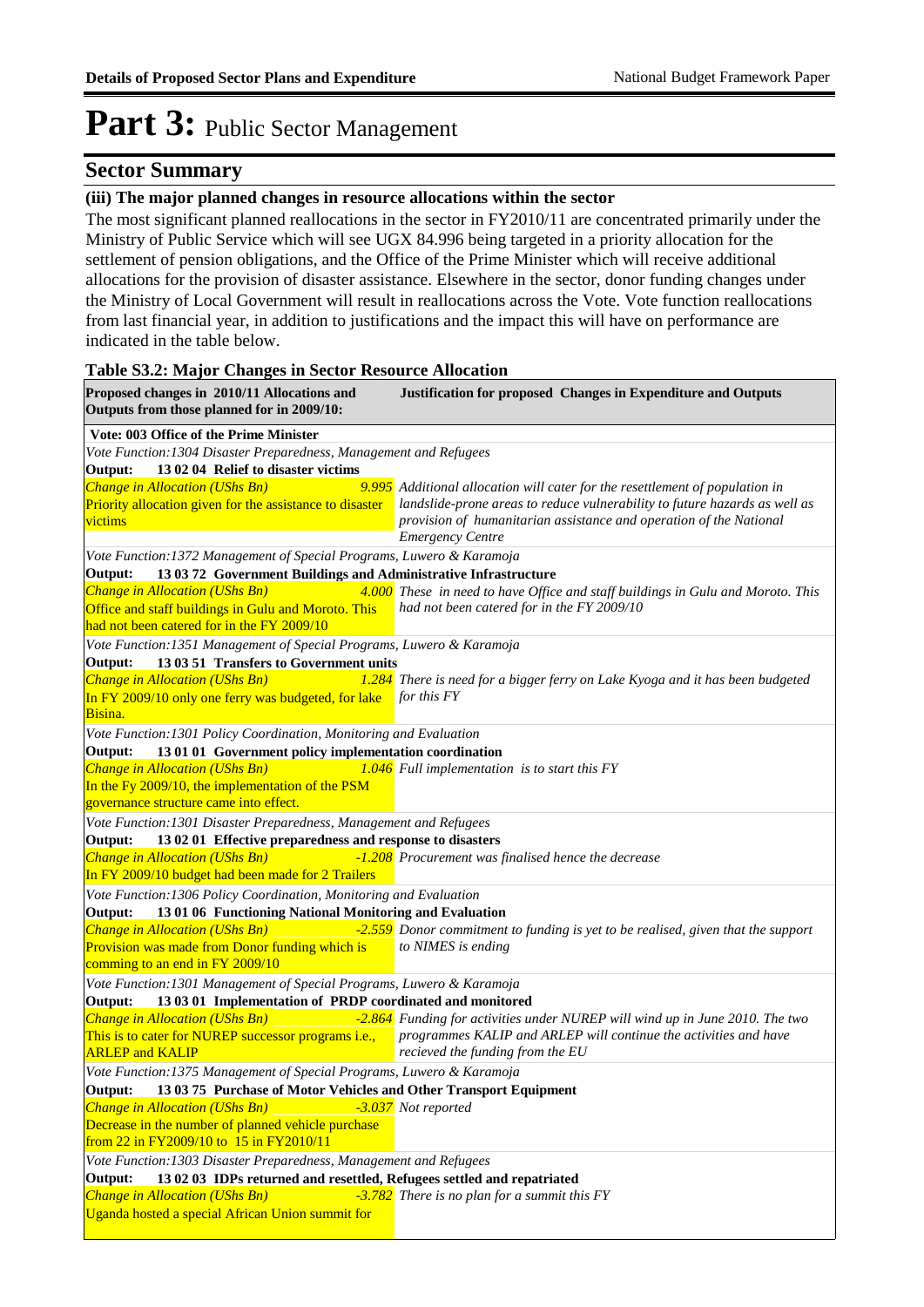# Part 3: Public Sector Management

## Sector Summary

### (iii) The major planned changes in resource allocations within the sector

The most significant planned reallocations in the sector in FY2010/11 are concentrated primarily under the Ministry of Public Service which will see UGX 84.996 being targeted in a priority allocation for the settlement of pension obligations, and the Office of the Prime Minister which will receive additional allocations for the provision of disaster assistance. Elsewhere in the sector, donor funding changes under the Ministry of Local Government will result in reallocations across the Vote. Vote function reallocations from last financial year, in addition to justifications and the impact this will have on performance are indicated in the table below.

**Table S3.2: Major Changes in Sector Resource Allocation**

| Proposed changes in 2010/11 Allocations and Outputs from those planned for in 2009/10: | | Justification for proposed Changes in Expenditure and Outputs |
|---|---|---|
| **Vote: 003 Office of the Prime Minister** | | |
| *Vote Function:1304 Disaster Preparedness, Management and Refugees* | | |
| **Output: 13 02 04 Relief to disaster victims** | | |
| *Change in Allocation (UShs Bn)* Priority allocation given for the assistance to disaster victims | *9.995* | *Additional allocation will cater for the resettlement of population in landslide-prone areas to reduce vulnerability to future hazards as well as provision of humanitarian assistance and operation of the National Emergency Centre* |
| *Vote Function:1372 Management of Special Programs, Luwero & Karamoja* | | |
| **Output: 13 03 72 Government Buildings and Administrative Infrastructure** | | |
| *Change in Allocation (UShs Bn)* Office and staff buildings in Gulu and Moroto. This had not been catered for in the FY 2009/10 | *4.000* | *These in need to have Office and staff buildings in Gulu and Moroto. This had not been catered for in the FY 2009/10* |
| *Vote Function:1351 Management of Special Programs, Luwero & Karamoja* | | |
| **Output: 13 03 51 Transfers to Government units** | | |
| *Change in Allocation (UShs Bn)* In FY 2009/10 only one ferry was budgeted, for lake Bisina. | *1.284* | *There is need for a bigger ferry on Lake Kyoga and it has been budgeted for this FY* |
| *Vote Function:1301 Policy Coordination, Monitoring and Evaluation* | | |
| **Output: 13 01 01 Government policy implementation coordination** | | |
| *Change in Allocation (UShs Bn)* In the Fy 2009/10, the implementation of the PSM governance structure came into effect. | *1.046* | *Full implementation is to start this FY* |
| *Vote Function:1301 Disaster Preparedness, Management and Refugees* | | |
| **Output: 13 02 01 Effective preparedness and response to disasters** | | |
| *Change in Allocation (UShs Bn)* In FY 2009/10 budget had been made for 2 Trailers | *-1.208* | *Procurement was finalised hence the decrease* |
| *Vote Function:1306 Policy Coordination, Monitoring and Evaluation* | | |
| **Output: 13 01 06 Functioning National Monitoring and Evaluation** | | |
| *Change in Allocation (UShs Bn)* Provision was made from Donor funding which is comming to an end in FY 2009/10 | *-2.559* | *Donor commitment to funding is yet to be realised, given that the support to NIMES is ending* |
| *Vote Function:1301 Management of Special Programs, Luwero & Karamoja* | | |
| **Output: 13 03 01 Implementation of PRDP coordinated and monitored** | | |
| *Change in Allocation (UShs Bn)* This is to cater for NUREP successor programs i.e., ARLEP and KALIP | *-2.864* | *Funding for activities under NUREP will wind up in June 2010. The two programmes KALIP and ARLEP will continue the activities and have recieved the funding from the EU* |
| *Vote Function:1375 Management of Special Programs, Luwero & Karamoja* | | |
| **Output: 13 03 75 Purchase of Motor Vehicles and Other Transport Equipment** | | |
| *Change in Allocation (UShs Bn)* Decrease in the number of planned vehicle purchase from 22 in FY2009/10 to 15 in FY2010/11 | *-3.037* | *Not reported* |
| *Vote Function:1303 Disaster Preparedness, Management and Refugees* | | |
| **Output: 13 02 03 IDPs returned and resettled, Refugees settled and repatriated** | | |
| *Change in Allocation (UShs Bn)* Uganda hosted a special African Union summit for | *-3.782* | *There is no plan for a summit this FY* |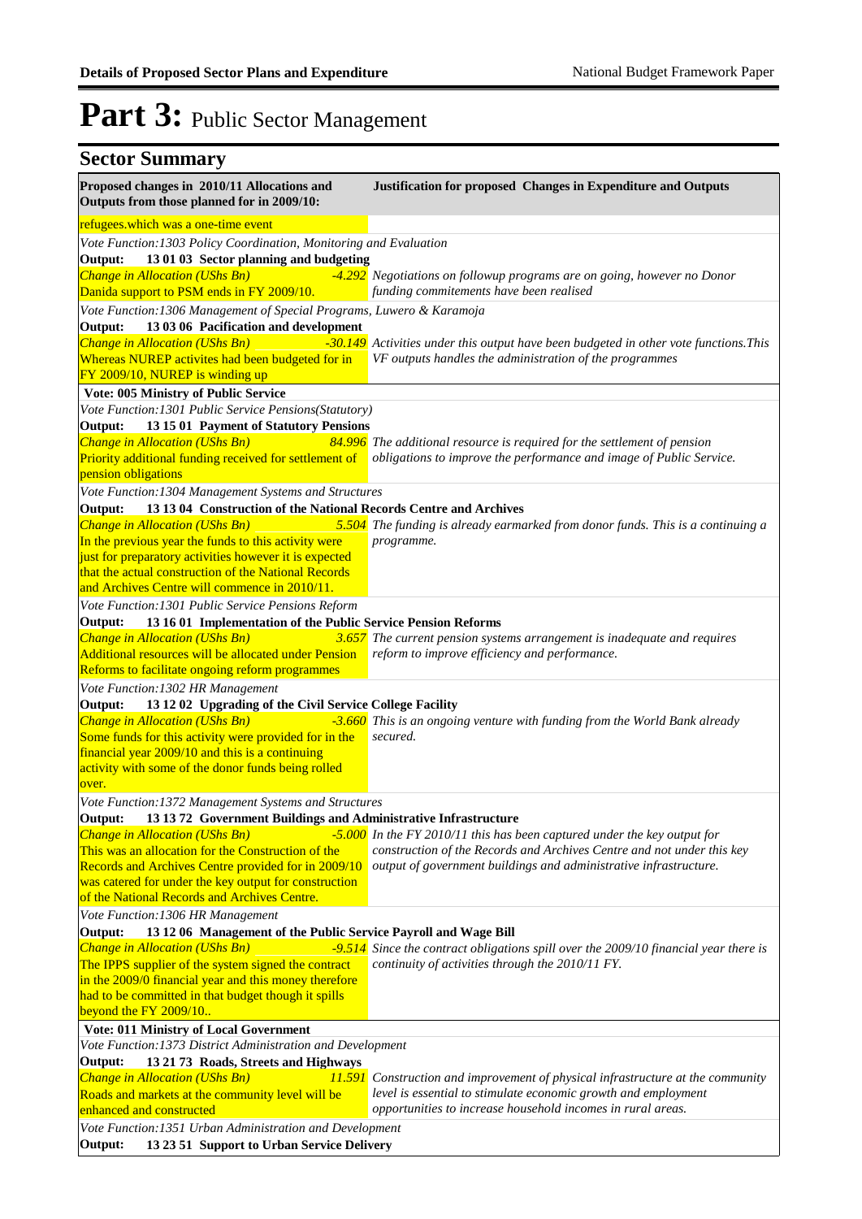# Part 3: Public Sector Management

## Sector Summary

| Proposed changes in 2010/11 Allocations and Outputs from those planned for in 2009/10: | Justification for proposed Changes in Expenditure and Outputs |
|---|---|
| refugees.which was a one-time event | |
| *Vote Function:1303 Policy Coordination, Monitoring and Evaluation* | |
| **Output: 13 01 03 Sector planning and budgeting** | |
| *Change in Allocation (UShs Bn)* *-4.292* Danida support to PSM ends in FY 2009/10. | *Negotiations on followup programs are on going, however no Donor funding commitements have been realised* |
| *Vote Function:1306 Management of Special Programs, Luwero & Karamoja* | |
| **Output: 13 03 06 Pacification and development** | |
| *Change in Allocation (UShs Bn)* *-30.149* Whereas NUREP activites had been budgeted for in FY 2009/10, NUREP is winding up | *Activities under this output have been budgeted in other vote functions.This VF outputs handles the administration of the programmes* |
| **Vote: 005 Ministry of Public Service** | |
| *Vote Function:1301 Public Service Pensions(Statutory)* | |
| **Output: 13 15 01 Payment of Statutory Pensions** | |
| *Change in Allocation (UShs Bn)* *84.996* Priority additional funding received for settlement of pension obligations | *The additional resource is required for the settlement of pension obligations to improve the performance and image of Public Service.* |
| *Vote Function:1304 Management Systems and Structures* | |
| **Output: 13 13 04 Construction of the National Records Centre and Archives** | |
| *Change in Allocation (UShs Bn)* *5.504* In the previous year the funds to this activity were just for preparatory activities however it is expected that the actual construction of the National Records and Archives Centre will commence in 2010/11. | *The funding is already earmarked from donor funds. This is a continuing a programme.* |
| *Vote Function:1301 Public Service Pensions Reform* | |
| **Output: 13 16 01 Implementation of the Public Service Pension Reforms** | |
| *Change in Allocation (UShs Bn)* *3.657* Additional resources will be allocated under Pension Reforms to facilitate ongoing reform programmes | *The current pension systems arrangement is inadequate and requires reform to improve efficiency and performance.* |
| *Vote Function:1302 HR Management* | |
| **Output: 13 12 02 Upgrading of the Civil Service College Facility** | |
| *Change in Allocation (UShs Bn)* *-3.660* Some funds for this activity were provided for in the financial year 2009/10 and this is a continuing activity with some of the donor funds being rolled over. | *This is an ongoing venture with funding from the World Bank already secured.* |
| *Vote Function:1372 Management Systems and Structures* | |
| **Output: 13 13 72 Government Buildings and Administrative Infrastructure** | |
| *Change in Allocation (UShs Bn)* *-5.000* This was an allocation for the Construction of the Records and Archives Centre provided for in 2009/10 was catered for under the key output for construction of the National Records and Archives Centre. | *In the FY 2010/11 this has been captured under the key output for construction of the Records and Archives Centre and not under this key output of government buildings and administrative infrastructure.* |
| *Vote Function:1306 HR Management* | |
| **Output: 13 12 06 Management of the Public Service Payroll and Wage Bill** | |
| *Change in Allocation (UShs Bn)* *-9.514* The IPPS supplier of the system signed the contract in the 2009/0 financial year and this money therefore had to be committed in that budget though it spills beyond the FY 2009/10.. | *Since the contract obligations spill over the 2009/10 financial year there is continuity of activities through the 2010/11 FY.* |
| **Vote: 011 Ministry of Local Government** | |
| *Vote Function:1373 District Administration and Development* | |
| **Output: 13 21 73 Roads, Streets and Highways** | |
| *Change in Allocation (UShs Bn)* *11.591* Roads and markets at the community level will be enhanced and constructed | *Construction and improvement of physical infrastructure at the community level is essential to stimulate economic growth and employment opportunities to increase household incomes in rural areas.* |
| *Vote Function:1351 Urban Administration and Development* | |
| **Output: 13 23 51 Support to Urban Service Delivery** | |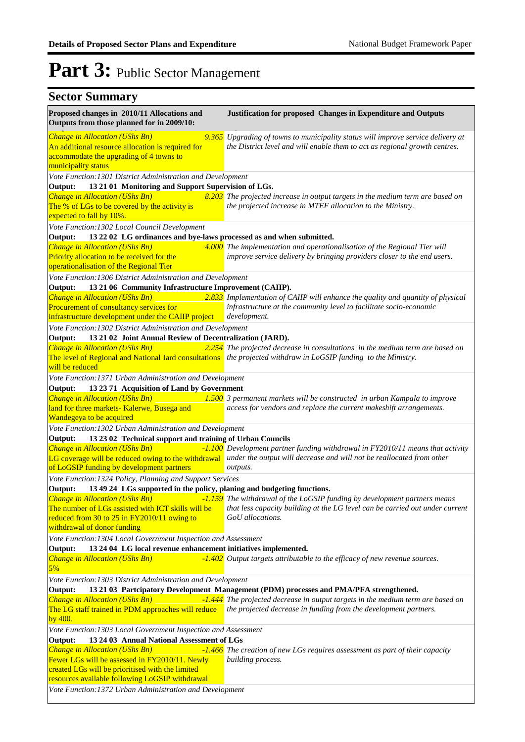# Part 3: Public Sector Management

## Sector Summary

| Proposed changes in 2010/11 Allocations and Outputs from those planned for in 2009/10: | | Justification for proposed Changes in Expenditure and Outputs |
|---|---|---|
| *Change in Allocation (UShs Bn)* An additional resource allocation is required for accommodate the upgrading of 4 towns to municipality status | *9.365* | *Upgrading of towns to municipality status will improve service delivery at the District level and will enable them to act as regional growth centres.* |
| *Vote Function:1301 District Administration and Development* | | |
| **Output: 13 21 01 Monitoring and Support Supervision of LGs.** | | |
| *Change in Allocation (UShs Bn)* The % of LGs to be covered by the activity is expected to fall by 10%. | *8.203* | *The projected increase in output targets in the medium term are based on the projected increase in MTEF allocation to the Ministry.* |
| *Vote Function:1302 Local Council Development* | | |
| **Output: 13 22 02 LG ordinances and bye-laws processed as and when submitted.** | | |
| *Change in Allocation (UShs Bn)* Priority allocation to be received for the operationalisation of the Regional Tier | *4.000* | *The implementation and operationalisation of the Regional Tier will improve service delivery by bringing providers closer to the end users.* |
| *Vote Function:1306 District Administration and Development* | | |
| **Output: 13 21 06 Community Infrastructure Improvement (CAIIP).** | | |
| *Change in Allocation (UShs Bn)* Procurement of consultancy services for infrastructure development under the CAIIP project | *2.833* | *Implementation of CAIIP will enhance the quality and quantity of physical infrastructure at the community level to facilitate socio-economic development.* |
| *Vote Function:1302 District Administration and Development* | | |
| **Output: 13 21 02 Joint Annual Review of Decentralization (JARD).** | | |
| *Change in Allocation (UShs Bn)* The level of Regional and National Jard consultations will be reduced | *2.254* | *The projected decrease in consultations in the medium term are based on the projected withdraw in LoGSIP funding to the Ministry.* |
| *Vote Function:1371 Urban Administration and Development* | | |
| **Output: 13 23 71 Acquisition of Land by Government** | | |
| *Change in Allocation (UShs Bn)* land for three markets- Kalerwe, Busega and Wandegeya to be acquired | *1.500* | *3 permanent markets will be constructed in urban Kampala to improve access for vendors and replace the current makeshift arrangements.* |
| *Vote Function:1302 Urban Administration and Development* | | |
| **Output: 13 23 02 Technical support and training of Urban Councils** | | |
| *Change in Allocation (UShs Bn)* LG coverage will be reduced owing to the withdrawal of LoGSIP funding by development partners | *-1.100* | *Development partner funding withdrawal in FY2010/11 means that activity under the output will decrease and will not be reallocated from other outputs.* |
| *Vote Function:1324 Policy, Planning and Support Services* | | |
| **Output: 13 49 24 LGs supported in the policy, planing and budgeting functions.** | | |
| *Change in Allocation (UShs Bn)* The number of LGs assisted with ICT skills will be reduced from 30 to 25 in FY2010/11 owing to withdrawal of donor funding | *-1.159* | *The withdrawal of the LoGSIP funding by development partners means that less capacity building at the LG level can be carried out under current GoU allocations.* |
| *Vote Function:1304 Local Government Inspection and Assessment* | | |
| **Output: 13 24 04 LG local revenue enhancement initiatives implemented.** | | |
| *Change in Allocation (UShs Bn)* 5% | *-1.402* | *Output targets attributable to the efficacy of new revenue sources.* |
| *Vote Function:1303 District Administration and Development* | | |
| **Output: 13 21 03 Partcipatory Development Management (PDM) processes and PMA/PFA strengthened.** | | |
| *Change in Allocation (UShs Bn)* The LG staff trained in PDM approaches will reduce by 400. | *-1.444* | *The projected decrease in output targets in the medium term are based on the projected decrease in funding from the development partners.* |
| *Vote Function:1303 Local Government Inspection and Assessment* | | |
| **Output: 13 24 03 Annual National Assessment of LGs** | | |
| *Change in Allocation (UShs Bn)* Fewer LGs will be assessed in FY2010/11. Newly created LGs will be prioritised with the limited resources available following LoGSIP withdrawal | *-1.466* | *The creation of new LGs requires assessment as part of their capacity building process.* |
| *Vote Function:1372 Urban Administration and Development* | | |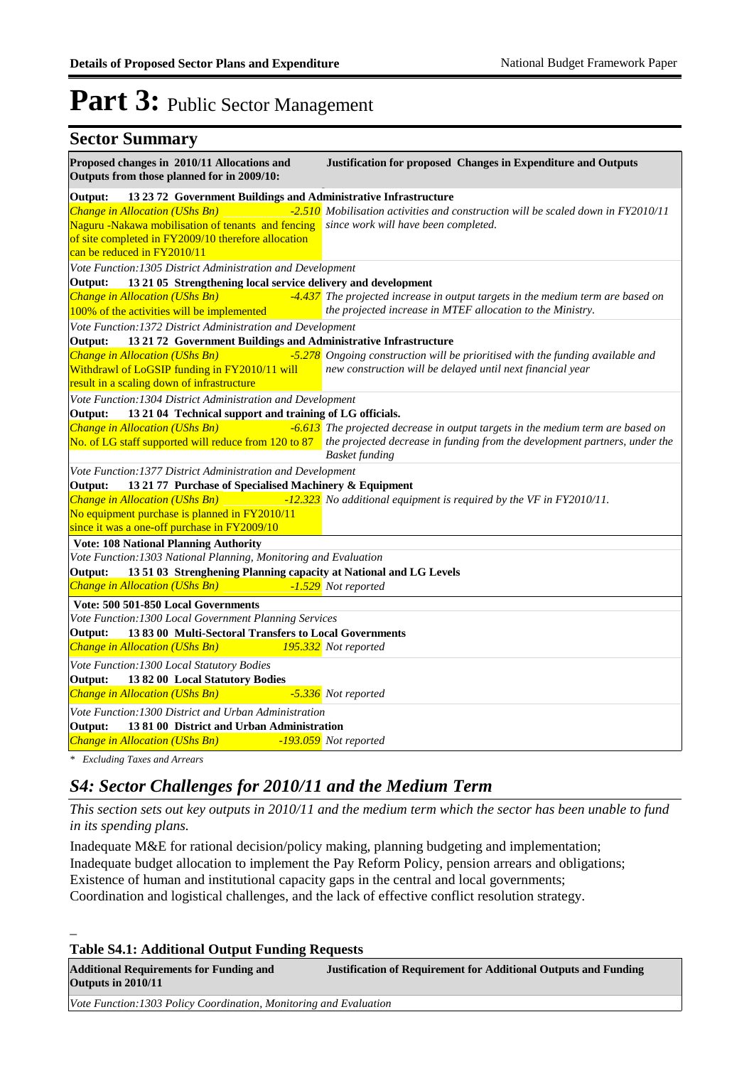# Part 3: Public Sector Management

## Sector Summary

| Proposed changes in 2010/11 Allocations and Outputs from those planned for in 2009/10: | | Justification for proposed Changes in Expenditure and Outputs |
|---|---|---|
| **Output: 13 23 72 Government Buildings and Administrative Infrastructure** | | |
| *Change in Allocation (UShs Bn)* | *-2.510* | *Mobilisation activities and construction will be scaled down in FY2010/11 since work will have been completed.* |
| Naguru -Nakawa mobilisation of tenants and fencing of site completed in FY2009/10 therefore allocation can be reduced in FY2010/11 | | |
| *Vote Function:1305 District Administration and Development* | | |
| **Output: 13 21 05 Strengthening local service delivery and development** | | |
| *Change in Allocation (UShs Bn)* | *-4.437* | *The projected increase in output targets in the medium term are based on the projected increase in MTEF allocation to the Ministry.* |
| 100% of the activities will be implemented | | |
| *Vote Function:1372 District Administration and Development* | | |
| **Output: 13 21 72 Government Buildings and Administrative Infrastructure** | | |
| *Change in Allocation (UShs Bn)* | *-5.278* | *Ongoing construction will be prioritised with the funding available and new construction will be delayed until next financial year* |
| Withdrawl of LoGSIP funding in FY2010/11 will result in a scaling down of infrastructure | | |
| *Vote Function:1304 District Administration and Development* | | |
| **Output: 13 21 04 Technical support and training of LG officials.** | | |
| *Change in Allocation (UShs Bn)* | *-6.613* | *The projected decrease in output targets in the medium term are based on the projected decrease in funding from the development partners, under the Basket funding* |
| No. of LG staff supported will reduce from 120 to 87 | | |
| *Vote Function:1377 District Administration and Development* | | |
| **Output: 13 21 77 Purchase of Specialised Machinery & Equipment** | | |
| *Change in Allocation (UShs Bn)* | *-12.323* | *No additional equipment is required by the VF in FY2010/11.* |
| No equipment purchase is planned in FY2010/11 since it was a one-off purchase in FY2009/10 | | |
| **Vote: 108 National Planning Authority** | | |
| *Vote Function:1303 National Planning, Monitoring and Evaluation* | | |
| **Output: 13 51 03 Strenghening Planning capacity at National and LG Levels** | | |
| *Change in Allocation (UShs Bn)* | *-1.529* | *Not reported* |
| **Vote: 500 501-850 Local Governments** | | |
| *Vote Function:1300 Local Government Planning Services* | | |
| **Output: 13 83 00 Multi-Sectoral Transfers to Local Governments** | | |
| *Change in Allocation (UShs Bn)* | *195.332* | *Not reported* |
| *Vote Function:1300 Local Statutory Bodies* | | |
| **Output: 13 82 00 Local Statutory Bodies** | | |
| *Change in Allocation (UShs Bn)* | *-5.336* | *Not reported* |
| *Vote Function:1300 District and Urban Administration* | | |
| **Output: 13 81 00 District and Urban Administration** | | |
| *Change in Allocation (UShs Bn)* | *-193.059* | *Not reported* |

*\* Excluding Taxes and Arrears*

## *S4: Sector Challenges for 2010/11 and the Medium Term*

*This section sets out key outputs in 2010/11 and the medium term which the sector has been unable to fund in its spending plans.*

Inadequate M&E for rational decision/policy making, planning budgeting and implementation;
Inadequate budget allocation to implement the Pay Reform Policy, pension arrears and obligations;
Existence of human and institutional capacity gaps in the central and local governments;
Coordination and logistical challenges, and the lack of effective conflict resolution strategy.

### Table S4.1: Additional Output Funding Requests

| Additional Requirements for Funding and Outputs in 2010/11 | Justification of Requirement for Additional Outputs and Funding |
|---|---|
| *Vote Function:1303 Policy Coordination, Monitoring and Evaluation* | |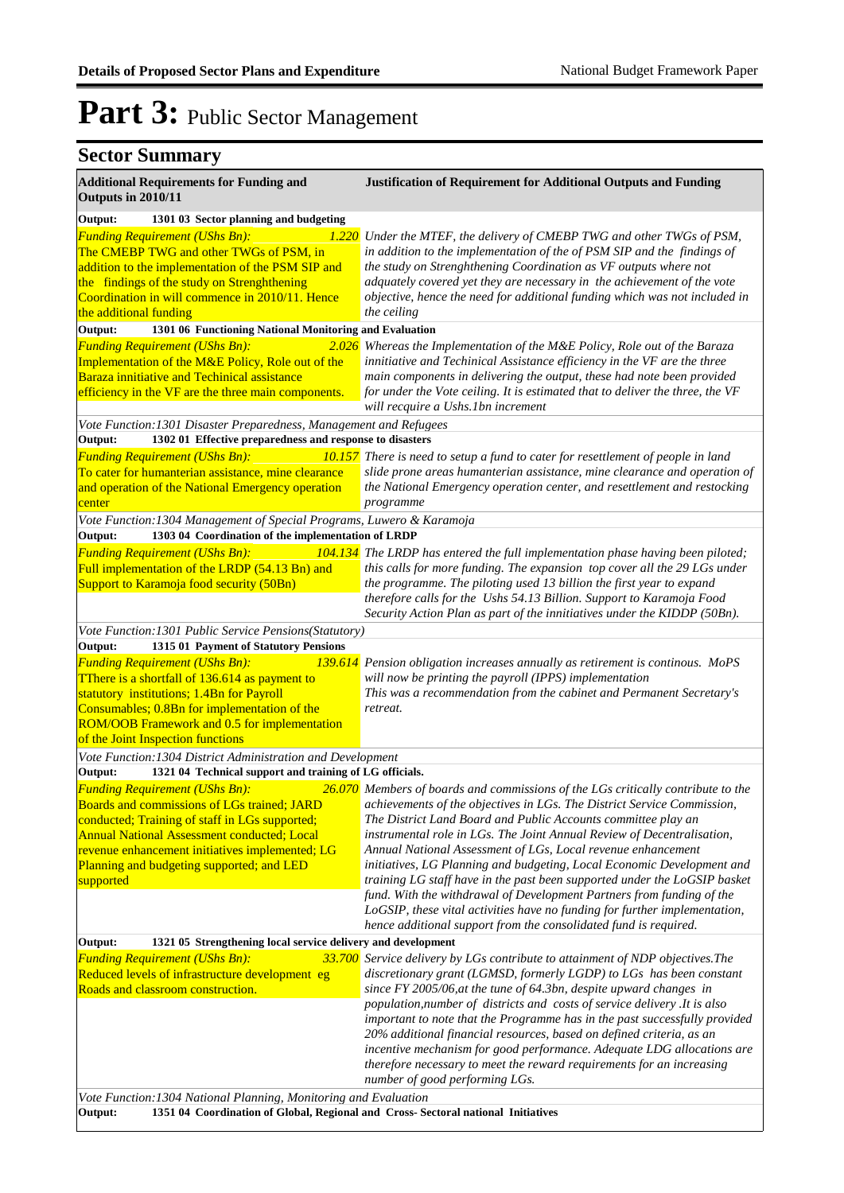# Part 3: Public Sector Management

## Sector Summary

| Additional Requirements for Funding and Outputs in 2010/11 | | Justification of Requirement for Additional Outputs and Funding |
|---|---|---|
| **Output: 1301 03 Sector planning and budgeting** | | |
| *Funding Requirement (UShs Bn):* The CMEBP TWG and other TWGs of PSM, in addition to the implementation of the PSM SIP and the findings of the study on Strenghthening Coordination in will commence in 2010/11. Hence the additional funding | *1.220* | *Under the MTEF, the delivery of CMEBP TWG and other TWGs of PSM, in addition to the implementation of the of PSM SIP and the findings of the study on Strenghthening Coordination as VF outputs where not adquately covered yet they are necessary in the achievement of the vote objective, hence the need for additional funding which was not included in the ceiling* |
| **Output: 1301 06 Functioning National Monitoring and Evaluation** | | |
| *Funding Requirement (UShs Bn):* Implementation of the M&E Policy, Role out of the Baraza innitiative and Techinical assistance efficiency in the VF are the three main components. | *2.026* | *Whereas the Implementation of the M&E Policy, Role out of the Baraza innitiative and Techinical Assistance efficiency in the VF are the three main components in delivering the output, these had note been provided for under the Vote ceiling. It is estimated that to deliver the three, the VF will recquire a Ushs.1bn increment* |
| *Vote Function:1301 Disaster Preparedness, Management and Refugees* | | |
| **Output: 1302 01 Effective preparedness and response to disasters** | | |
| *Funding Requirement (UShs Bn):* To cater for humanterian assistance, mine clearance and operation of the National Emergency operation center | *10.157* | *There is need to setup a fund to cater for resettlement of people in land slide prone areas humanterian assistance, mine clearance and operation of the National Emergency operation center, and resettlement and restocking programme* |
| *Vote Function:1304 Management of Special Programs, Luwero & Karamoja* | | |
| **Output: 1303 04 Coordination of the implementation of LRDP** | | |
| *Funding Requirement (UShs Bn):* Full implementation of the LRDP (54.13 Bn) and Support to Karamoja food security (50Bn) | *104.134* | *The LRDP has entered the full implementation phase having been piloted; this calls for more funding. The expansion top cover all the 29 LGs under the programme. The piloting used 13 billion the first year to expand therefore calls for the Ushs 54.13 Billion. Support to Karamoja Food Security Action Plan as part of the innitiatives under the KIDDP (50Bn).* |
| *Vote Function:1301 Public Service Pensions(Statutory)* | | |
| **Output: 1315 01 Payment of Statutory Pensions** | | |
| *Funding Requirement (UShs Bn):* TThere is a shortfall of 136.614 as payment to statutory institutions; 1.4Bn for Payroll Consumables; 0.8Bn for implementation of the ROM/OOB Framework and 0.5 for implementation of the Joint Inspection functions | *139.614* | *Pension obligation increases annually as retirement is continous. MoPS will now be printing the payroll (IPPS) implementation This was a recommendation from the cabinet and Permanent Secretary's retreat.* |
| *Vote Function:1304 District Administration and Development* | | |
| **Output: 1321 04 Technical support and training of LG officials.** | | |
| *Funding Requirement (UShs Bn):* Boards and commissions of LGs trained; JARD conducted; Training of staff in LGs supported; Annual National Assessment conducted; Local revenue enhancement initiatives implemented; LG Planning and budgeting supported; and LED supported | *26.070* | *Members of boards and commissions of the LGs critically contribute to the achievements of the objectives in LGs. The District Service Commission, The District Land Board and Public Accounts committee play an instrumental role in LGs. The Joint Annual Review of Decentralisation, Annual National Assessment of LGs, Local revenue enhancement initiatives, LG Planning and budgeting, Local Economic Development and training LG staff have in the past been supported under the LoGSIP basket fund. With the withdrawal of Development Partners from funding of the LoGSIP, these vital activities have no funding for further implementation, hence additional support from the consolidated fund is required.* |
| **Output: 1321 05 Strengthening local service delivery and development** | | |
| *Funding Requirement (UShs Bn):* Reduced levels of infrastructure development eg Roads and classroom construction. | *33.700* | *Service delivery by LGs contribute to attainment of NDP objectives.The discretionary grant (LGMSD, formerly LGDP) to LGs has been constant since FY 2005/06,at the tune of 64.3bn, despite upward changes in population,number of districts and costs of service delivery .It is also important to note that the Programme has in the past successfully provided 20% additional financial resources, based on defined criteria, as an incentive mechanism for good performance. Adequate LDG allocations are therefore necessary to meet the reward requirements for an increasing number of good performing LGs.* |
| *Vote Function:1304 National Planning, Monitoring and Evaluation* | | |
| **Output: 1351 04 Coordination of Global, Regional and Cross- Sectoral national Initiatives** | | |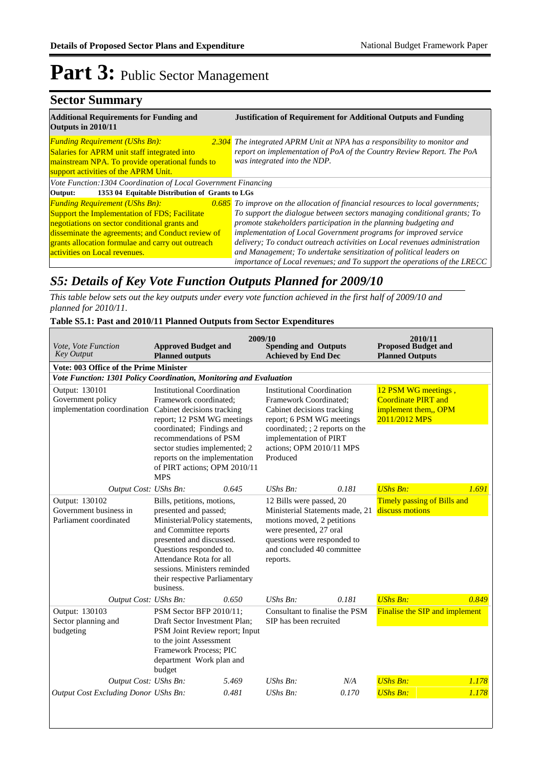# Part 3: Public Sector Management

## Sector Summary

| Additional Requirements for Funding and Outputs in 2010/11 | | Justification of Requirement for Additional Outputs and Funding |
|---|---|---|
| *Funding Requirement (UShs Bn):* Salaries for APRM unit staff integrated into mainstream NPA. To provide operational funds to support activities of the APRM Unit. | *2.304* | *The integrated APRM Unit at NPA has a responsibility to monitor and report on implementation of PoA of the Country Review Report. The PoA was integrated into the NDP.* |
| *Vote Function:1304 Coordination of Local Government Financing* | | |
| **Output: 1353 04 Equitable Distribution of Grants to LGs** | | |
| *Funding Requirement (UShs Bn):* Support the Implementation of FDS; Facilitate negotiations on sector conditional grants and disseminate the agreements; and Conduct review of grants allocation formulae and carry out outreach activities on Local revenues. | *0.685* | *To improve on the allocation of financial resources to local governments; To support the dialogue between sectors managing conditional grants; To promote stakeholders participation in the planning budgeting and implementation of Local Government programs for improved service delivery; To conduct outreach activities on Local revenues administration and Management; To undertake sensitization of political leaders on importance of Local revenues; and To support the operations of the LRECC* |

## *S5: Details of Key Vote Function Outputs Planned for 2009/10*

*This table below sets out the key outputs under every vote function achieved in the first half of 2009/10 and planned for 2010/11.*

**Table S5.1: Past and 2010/11 Planned Outputs from Sector Expenditures**

| *Vote, Vote Function Key Output* | 2009/10 **Approved Budget and Planned outputs** | | **Spending and Outputs Achieved by End Dec** | | 2010/11 **Proposed Budget and Planned Outputs** | |
|---|---|---|---|---|---|---|
| **Vote: 003 Office of the Prime Minister** | | | | | | |
| ***Vote Function: 1301 Policy Coordination, Monitoring and Evaluation*** | | | | | | |
| Output: 130101 Government policy implementation coordination | Institutional Coordination Framework coordinated; Cabinet decisions tracking report; 12 PSM WG meetings coordinated; Findings and recommendations of PSM sector studies implemented; 2 reports on the implementation of PIRT actions; OPM 2010/11 MPS | | Institutional Coordination Framework Coordinated; Cabinet decisions tracking report; 6 PSM WG meetings coordinated; ; 2 reports on the implementation of PIRT actions; OPM 2010/11 MPS Produced | | 12 PSM WG meetings , Coordinate PIRT and implement them,, OPM 2011/2012 MPS | |
| *Output Cost:* | *UShs Bn:* | *0.645* | *UShs Bn:* | *0.181* | *UShs Bn:* | *1.691* |
| Output: 130102 Government business in Parliament coordinated | Bills, petitions, motions, presented and passed; Ministerial/Policy statements, and Committee reports presented and discussed. Questions responded to. Attendance Rota for all sessions. Ministers reminded their respective Parliamentary business. | | 12 Bills were passed, 20 Ministerial Statements made, 21 motions moved, 2 petitions were presented, 27 oral questions were responded to and concluded 40 committee reports. | | Timely passing of Bills and discuss motions | |
| *Output Cost:* | *UShs Bn:* | *0.650* | *UShs Bn:* | *0.181* | *UShs Bn:* | *0.849* |
| Output: 130103 Sector planning and budgeting | PSM Sector BFP 2010/11; Draft Sector Investment Plan; PSM Joint Review report; Input to the joint Assessment Framework Process; PIC department Work plan and budget | | Consultant to finalise the PSM SIP has been recruited | | Finalise the SIP and implement | |
| *Output Cost:* | *UShs Bn:* | *5.469* | *UShs Bn:* | *N/A* | *UShs Bn:* | *1.178* |
| *Output Cost Excluding Donor* | *UShs Bn:* | *0.481* | *UShs Bn:* | *0.170* | *UShs Bn:* | *1.178* |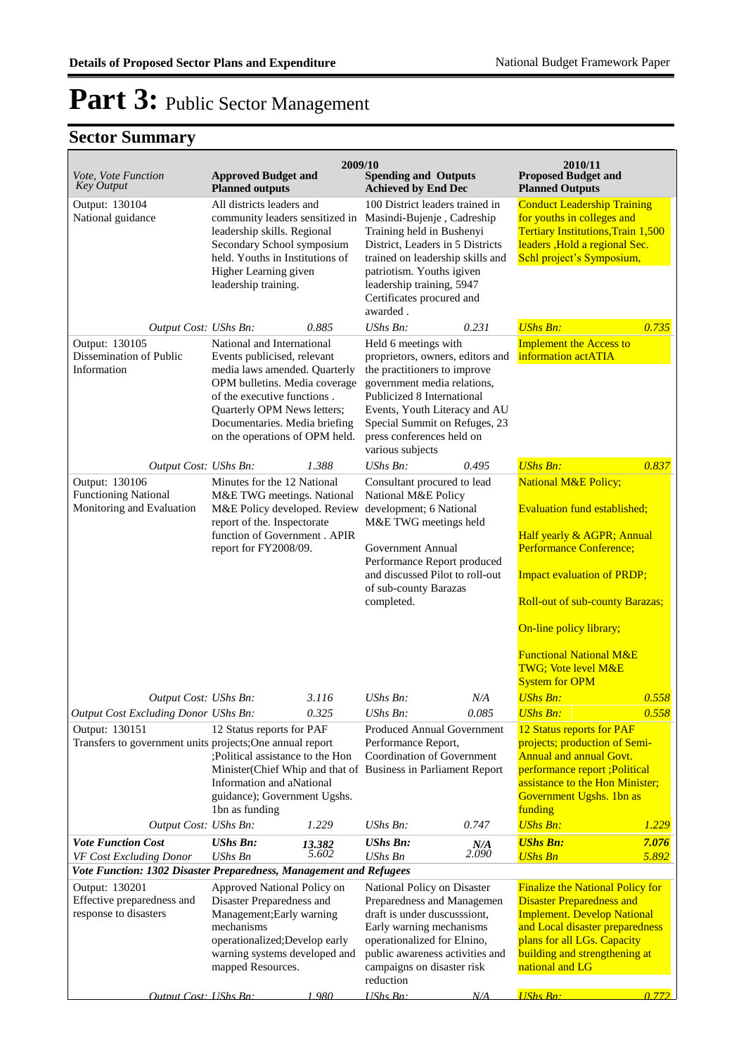# Part 3: Public Sector Management

## Sector Summary

| Vote, Vote Function Key Output | 2009/10 Approved Budget and Planned outputs | | 2009/10 Spending and Outputs Achieved by End Dec | | 2010/11 Proposed Budget and Planned Outputs | |
|---|---|---|---|---|---|---|
| Output: 130104 National guidance | All districts leaders and community leaders sensitized in leadership skills. Regional Secondary School symposium held. Youths in Institutions of Higher Learning given leadership training. | | 100 District leaders trained in Masindi-Bujenje , Cadreship Training held in Bushenyi District, Leaders in 5 Districts trained on leadership skills and patriotism. Youths igiven leadership training, 5947 Certificates procured and awarded . | | Conduct Leadership Training for youths in colleges and Tertiary Institutions,Train 1,500 leaders ,Hold a regional Sec. Schl project's Symposium, | |
| *Output Cost:* | *UShs Bn:* | *0.885* | *UShs Bn:* | *0.231* | *UShs Bn:* | *0.735* |
| Output: 130105 Dissemination of Public Information | National and International Events publicised, relevant media laws amended. Quarterly OPM bulletins. Media coverage of the executive functions . Quarterly OPM News letters; Documentaries. Media briefing on the operations of OPM held. | | Held 6 meetings with proprietors, owners, editors and the practitioners to improve government media relations, Publicized 8 International Events, Youth Literacy and AU Special Summit on Refuges, 23 press conferences held on various subjects | | Implement the Access to information actATIA | |
| *Output Cost:* | *UShs Bn:* | *1.388* | *UShs Bn:* | *0.495* | *UShs Bn:* | *0.837* |
| Output: 130106 Functioning National Monitoring and Evaluation | Minutes for the 12 National M&E TWG meetings. National M&E Policy developed. Review report of the. Inspectorate function of Government . APIR report for FY2008/09. | | Consultant procured to lead National M&E Policy development; 6 National M&E TWG meetings held<br><br>Government Annual Performance Report produced and discussed Pilot to roll-out of sub-county Barazas completed. | | National M&E Policy;<br><br>Evaluation fund established;<br><br>Half yearly & AGPR; Annual Performance Conference;<br><br>Impact evaluation of PRDP;<br><br>Roll-out of sub-county Barazas;<br><br>On-line policy library;<br><br>Functional National M&E TWG; Vote level M&E System for OPM | |
| *Output Cost:* | *UShs Bn:* | *3.116* | *UShs Bn:* | *N/A* | *UShs Bn:* | *0.558* |
| *Output Cost Excluding Donor* | *UShs Bn:* | *0.325* | *UShs Bn:* | *0.085* | *UShs Bn:* | *0.558* |
| Output: 130151 Transfers to government units | 12 Status reports for PAF projects;One annual report ;Political assistance to the Hon Minister(Chief Whip and that of Information and aNational guidance); Government Ugshs. 1bn as funding | | Produced Annual Government Performance Report, Coordination of Government Business in Parliament Report | | 12 Status reports for PAF projects; production of Semi-Annual and annual Govt. performance report ;Political assistance to the Hon Minister; Government Ugshs. 1bn as funding | |
| *Output Cost:* | *UShs Bn:* | *1.229* | *UShs Bn:* | *0.747* | *UShs Bn:* | *1.229* |
| ***Vote Function Cost*** | ***UShs Bn:*** | ***13.382*** | ***UShs Bn:*** | ***N/A*** | ***UShs Bn:*** | ***7.076*** |
| *VF Cost Excluding Donor* | *UShs Bn* | *5.602* | *UShs Bn* | *2.090* | *UShs Bn* | *5.892* |
| ***Vote Function: 1302 Disaster Preparedness, Management and Refugees*** | | | | | | |
| Output: 130201 Effective preparedness and response to disasters | Approved National Policy on Disaster Preparedness and Management;Early warning mechanisms operationalized;Develop early warning systems developed and mapped Resources. | | National Policy on Disaster Preparedness and Managemen draft is under duscusssiont, Early warning mechanisms operationalized for Elnino, public awareness activities and campaigns on disaster risk reduction | | Finalize the National Policy for Disaster Preparedness and Implement. Develop National and Local disaster preparedness plans for all LGs. Capacity building and strengthening at national and LG | |
| *Output Cost:* | *UShs Bn:* | *1.980* | *UShs Bn:* | *N/A* | *UShs Bn:* | *0.772* |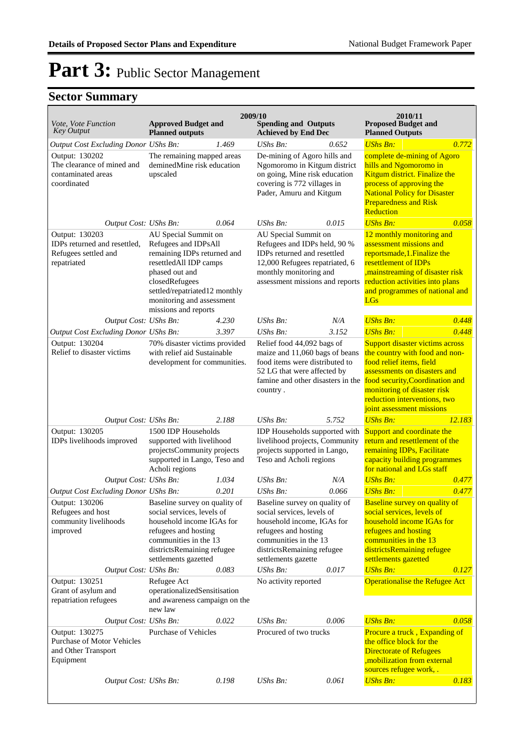# Part 3: Public Sector Management

## Sector Summary

| Vote, Vote Function Key Output | 2009/10 Approved Budget and Planned outputs | | 2009/10 Spending and Outputs Achieved by End Dec | | 2010/11 Proposed Budget and Planned Outputs | |
|---|---|---|---|---|---|---|
| *Output Cost Excluding Donor* | *UShs Bn:* | *1.469* | *UShs Bn:* | *0.652* | *UShs Bn:* | *0.772* |
| Output: 130202 The clearance of mined and contaminated areas coordinated | The remaining mapped areas deminedMine risk education upscaled | | De-mining of Agoro hills and Ngomoromo in Kitgum district on going, Mine risk education covering is 772 villages in Pader, Amuru and Kitgum | | complete de-mining of Agoro hills and Ngomoromo in Kitgum district. Finalize the process of approving the National Policy for Disaster Preparedness and Risk Reduction | |
| *Output Cost:* | *UShs Bn:* | *0.064* | *UShs Bn:* | *0.015* | *UShs Bn:* | *0.058* |
| Output: 130203 IDPs returned and resettled, Refugees settled and repatriated | AU Special Summit on Refugees and IDPsAll remaining IDPs returned and resettledAll IDP camps phased out and closedRefugees settled/repatriated12 monthly monitoring and assessment missions and reports | | AU Special Summit on Refugees and IDPs held, 90 % IDPs returned and resettled 12,000 Refugees repatriated, 6 monthly monitoring and assessment missions and reports | | 12 monthly monitoring and assessment missions and reportsmade,1.Finalize the resettlement of IDPs ,mainstreaming of disaster risk reduction activities into plans and programmes of national and LGs | |
| *Output Cost:* | *UShs Bn:* | *4.230* | *UShs Bn:* | *N/A* | *UShs Bn:* | *0.448* |
| *Output Cost Excluding Donor* | *UShs Bn:* | *3.397* | *UShs Bn:* | *3.152* | *UShs Bn:* | *0.448* |
| Output: 130204 Relief to disaster victims | 70% disaster victims provided with relief aid Sustainable development for communities. | | Relief food 44,092 bags of maize and 11,060 bags of beans food items were distributed to 52 LG that were affected by famine and other disasters in the country . | | Support disaster victims across the country with food and non-food relief items, field assessments on disasters and food security,Coordination and monitoring of disaster risk reduction interventions, two joint assessment missions | |
| *Output Cost:* | *UShs Bn:* | *2.188* | *UShs Bn:* | *5.752* | *UShs Bn:* | *12.183* |
| Output: 130205 IDPs livelihoods improved | 1500 IDP Households supported with livelihood projectsCommunity projects supported in Lango, Teso and Acholi regions | | IDP Households supported with livelihood projects, Community projects supported in Lango, Teso and Acholi regions | | Support and coordinate the return and resettlement of the remaining IDPs, Facilitate capacity building programmes for national and LGs staff | |
| *Output Cost:* | *UShs Bn:* | *1.034* | *UShs Bn:* | *N/A* | *UShs Bn:* | *0.477* |
| *Output Cost Excluding Donor* | *UShs Bn:* | *0.201* | *UShs Bn:* | *0.066* | *UShs Bn:* | *0.477* |
| Output: 130206 Refugees and host community livelihoods improved | Baseline survey on quality of social services, levels of household income IGAs for refugees and hosting communities in the 13 districtsRemaining refugee settlements gazetted | | Baseline survey on quality of social services, levels of household income, IGAs for refugees and hosting communities in the 13 districtsRemaining refugee settlements gazette | | Baseline survey on quality of social services, levels of household income IGAs for refugees and hosting communities in the 13 districtsRemaining refugee settlements gazetted | |
| *Output Cost:* | *UShs Bn:* | *0.083* | *UShs Bn:* | *0.017* | *UShs Bn:* | *0.127* |
| Output: 130251 Grant of asylum and repatriation refugees | Refugee Act operationalizedSensitisation and awareness campaign on the new law | | No activity reported | | Operationalise the Refugee Act | |
| *Output Cost:* | *UShs Bn:* | *0.022* | *UShs Bn:* | *0.006* | *UShs Bn:* | *0.058* |
| Output: 130275 Purchase of Motor Vehicles and Other Transport Equipment | Purchase of Vehicles | | Procured of two trucks | | Procure a truck , Expanding of the office block for the Directorate of Refugees ,mobilization from external sources refugee work, . | |
| *Output Cost:* | *UShs Bn:* | *0.198* | *UShs Bn:* | *0.061* | *UShs Bn:* | *0.183* |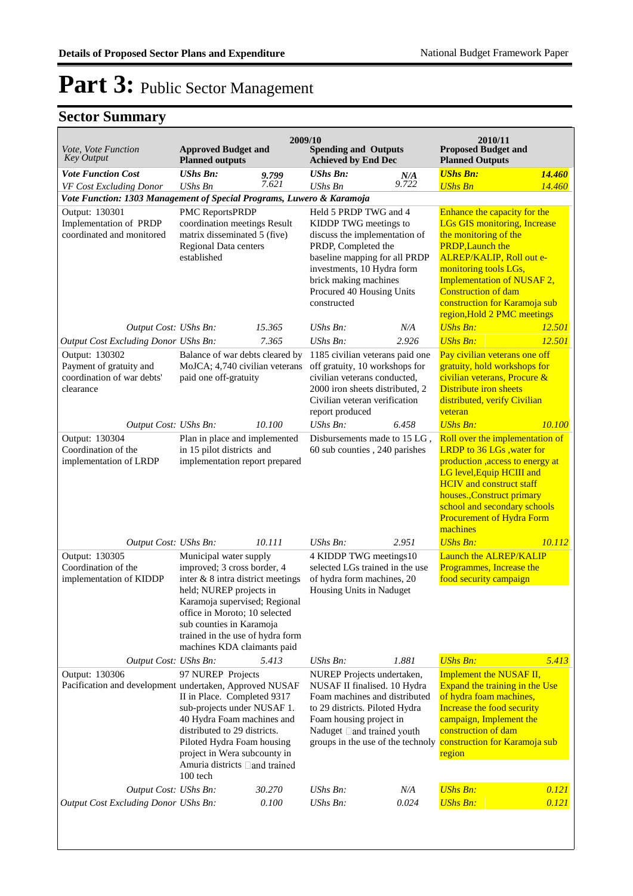# Part 3: Public Sector Management

## Sector Summary

| Vote, Vote Function Key Output | 2009/10 Approved Budget and Planned outputs | | Spending and Outputs Achieved by End Dec | | 2010/11 Proposed Budget and Planned Outputs | |
|---|---|---|---|---|---|---|
| ***Vote Function Cost*** | ***UShs Bn:*** | ***9.799*** | ***UShs Bn:*** | ***N/A*** | ***UShs Bn:*** | ***14.460*** |
| *VF Cost Excluding Donor* | *UShs Bn* | *7.621* | *UShs Bn* | *9.722* | *UShs Bn* | *14.460* |
| ***Vote Function: 1303 Management of Special Programs, Luwero & Karamoja*** | | | | | | |
| Output: 130301 Implementation of PRDP coordinated and monitored | PMC ReportsPRDP coordination meetings Result matrix disseminated 5 (five) Regional Data centers established | | Held 5 PRDP TWG and 4 KIDDP TWG meetings to discuss the implementation of PRDP, Completed the baseline mapping for all PRDP investments, 10 Hydra form brick making machines Procured 40 Housing Units constructed | | Enhance the capacity for the LGs GIS monitoring, Increase the monitoring of the PRDP,Launch the ALREP/KALIP, Roll out e-monitoring tools LGs, Implementation of NUSAF 2, Construction of dam construction for Karamoja sub region,Hold 2 PMC meetings | |
| *Output Cost:* | *UShs Bn:* | *15.365* | *UShs Bn:* | *N/A* | *UShs Bn:* | *12.501* |
| *Output Cost Excluding Donor* | *UShs Bn:* | *7.365* | *UShs Bn:* | *2.926* | *UShs Bn:* | *12.501* |
| Output: 130302 Payment of gratuity and coordination of war debts' clearance | Balance of war debts cleared by MoJCA; 4,740 civilian veterans paid one off-gratuity | | 1185 civilian veterans paid one off gratuity, 10 workshops for civilian veterans conducted, 2000 iron sheets distributed, 2 Civilian veteran verification report produced | | Pay civilian veterans one off gratuity, hold workshops for civilian veterans, Procure & Distribute iron sheets distributed, verify Civilian veteran | |
| *Output Cost:* | *UShs Bn:* | *10.100* | *UShs Bn:* | *6.458* | *UShs Bn:* | *10.100* |
| Output: 130304 Coordination of the implementation of LRDP | Plan in place and implemented in 15 pilot districts and implementation report prepared | | Disbursements made to 15 LG , 60 sub counties , 240 parishes | | Roll over the implementation of LRDP to 36 LGs ,water for production ,access to energy at LG level,Equip HCIII and HCIV and construct staff houses.,Construct primary school and secondary schools Procurement of Hydra Form machines | |
| *Output Cost:* | *UShs Bn:* | *10.111* | *UShs Bn:* | *2.951* | *UShs Bn:* | *10.112* |
| Output: 130305 Coordination of the implementation of KIDDP | Municipal water supply improved; 3 cross border, 4 inter & 8 intra district meetings held; NUREP projects in Karamoja supervised; Regional office in Moroto; 10 selected sub counties in Karamoja trained in the use of hydra form machines KDA claimants paid | | 4 KIDDP TWG meetings10 selected LGs trained in the use of hydra form machines, 20 Housing Units in Naduget | | Launch the ALREP/KALIP Programmes, Increase the food security campaign | |
| *Output Cost:* | *UShs Bn:* | *5.413* | *UShs Bn:* | *1.881* | *UShs Bn:* | *5.413* |
| Output: 130306 Pacification and development | 97 NUREP Projects undertaken, Approved NUSAF II in Place. Completed 9317 sub-projects under NUSAF 1. 40 Hydra Foam machines and distributed to 29 districts. Piloted Hydra Foam housing project in Wera subcounty in Amuria districts and trained 100 tech | | NUREP Projects undertaken, NUSAF II finalised. 10 Hydra Foam machines and distributed to 29 districts. Piloted Hydra Foam housing project in Naduget and trained youth groups in the use of the technoly | | Implement the NUSAF II, Expand the training in the Use of hydra foam machines, Increase the food security campaign, Implement the construction of dam construction for Karamoja sub region | |
| *Output Cost:* | *UShs Bn:* | *30.270* | *UShs Bn:* | *N/A* | *UShs Bn:* | *0.121* |
| *Output Cost Excluding Donor* | *UShs Bn:* | *0.100* | *UShs Bn:* | *0.024* | *UShs Bn:* | *0.121* |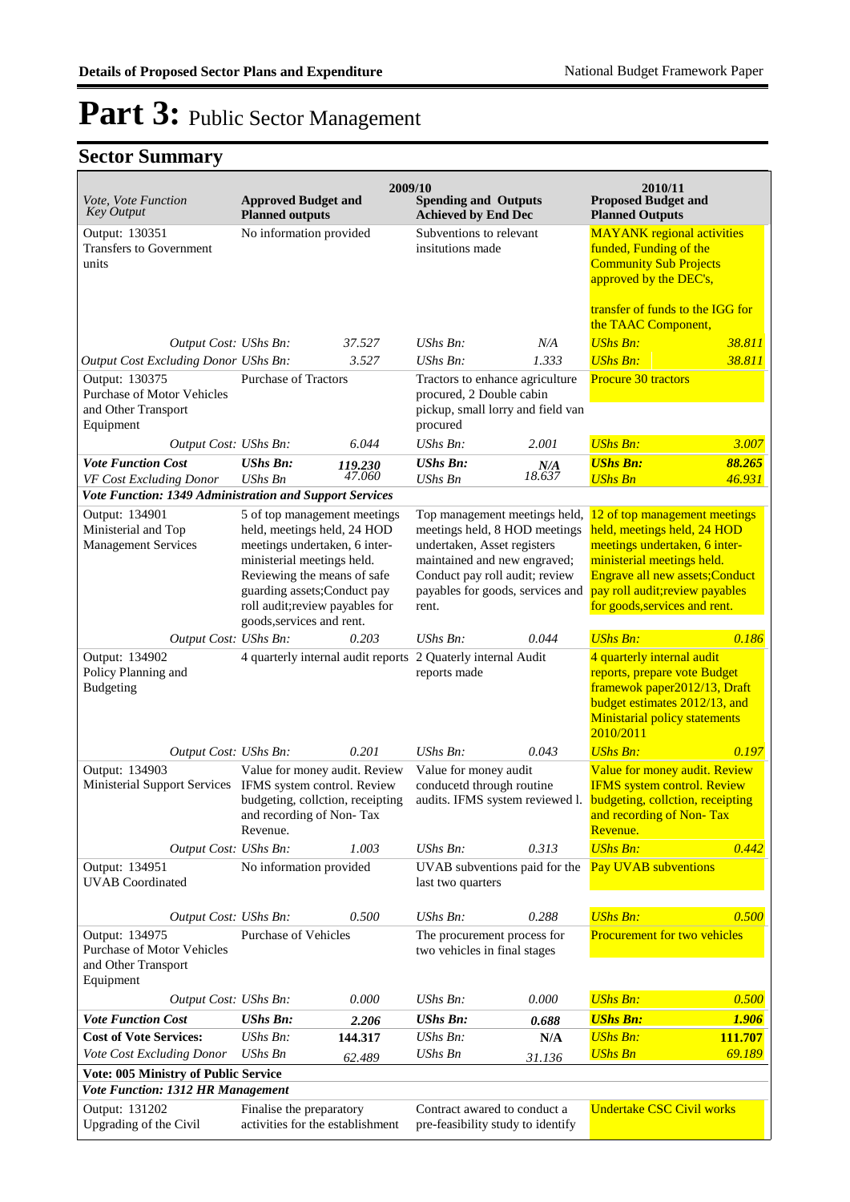# Part 3: Public Sector Management

## Sector Summary

| Vote, Vote Function Key Output | 2009/10 Approved Budget and Planned outputs | | 2009/10 Spending and Outputs Achieved by End Dec | | 2010/11 Proposed Budget and Planned Outputs | |
|---|---|---|---|---|---|---|
| Output: 130351 Transfers to Government units | No information provided | | Subventions to relevant insitutions made | | MAYANK regional activities funded, Funding of the Community Sub Projects approved by the DEC's, transfer of funds to the IGG for the TAAC Component, | |
| *Output Cost:* | *UShs Bn:* | *37.527* | *UShs Bn:* | *N/A* | *UShs Bn:* | *38.811* |
| *Output Cost Excluding Donor* | *UShs Bn:* | *3.527* | *UShs Bn:* | *1.333* | *UShs Bn:* | *38.811* |
| Output: 130375 Purchase of Motor Vehicles and Other Transport Equipment | Purchase of Tractors | | Tractors to enhance agriculture procured, 2 Double cabin pickup, small lorry and field van procured | | Procure 30 tractors | |
| *Output Cost:* | *UShs Bn:* | *6.044* | *UShs Bn:* | *2.001* | *UShs Bn:* | *3.007* |
| ***Vote Function Cost*** | ***UShs Bn:*** | ***119.230*** | ***UShs Bn:*** | ***N/A*** | ***UShs Bn:*** | ***88.265*** |
| *VF Cost Excluding Donor* | *UShs Bn* | *47.060* | *UShs Bn* | *18.637* | *UShs Bn* | *46.931* |
| ***Vote Function: 1349 Administration and Support Services*** | | | | | | |
| Output: 134901 Ministerial and Top Management Services | 5 of top management meetings held, meetings held, 24 HOD meetings undertaken, 6 inter-ministerial meetings held. Reviewing the means of safe guarding assets;Conduct pay roll audit;review payables for goods,services and rent. | | Top management meetings held, meetings held, 8 HOD meetings undertaken, Asset registers maintained and new engraved; Conduct pay roll audit; review payables for goods, services and rent. | | 12 of top management meetings held, meetings held, 24 HOD meetings undertaken, 6 inter-ministerial meetings held. Engrave all new assets;Conduct pay roll audit;review payables for goods,services and rent. | |
| *Output Cost:* | *UShs Bn:* | *0.203* | *UShs Bn:* | *0.044* | *UShs Bn:* | *0.186* |
| Output: 134902 Policy Planning and Budgeting | 4 quarterly internal audit reports | | 2 Quaterly internal Audit reports made | | 4 quarterly internal audit reports, prepare vote Budget framewok paper2012/13, Draft budget estimates 2012/13, and Ministarial policy statements 2010/2011 | |
| *Output Cost:* | *UShs Bn:* | *0.201* | *UShs Bn:* | *0.043* | *UShs Bn:* | *0.197* |
| Output: 134903 Ministerial Support Services | Value for money audit. Review IFMS system control. Review budgeting, collction, receipting and recording of Non- Tax Revenue. | | Value for money audit conducetd through routine audits. IFMS system reviewed l. | | Value for money audit. Review IFMS system control. Review budgeting, collction, receipting and recording of Non- Tax Revenue. | |
| *Output Cost:* | *UShs Bn:* | *1.003* | *UShs Bn:* | *0.313* | *UShs Bn:* | *0.442* |
| Output: 134951 UVAB Coordinated | No information provided | | UVAB subventions paid for the last two quarters | | Pay UVAB subventions | |
| *Output Cost:* | *UShs Bn:* | *0.500* | *UShs Bn:* | *0.288* | *UShs Bn:* | *0.500* |
| Output: 134975 Purchase of Motor Vehicles and Other Transport Equipment | Purchase of Vehicles | | The procurement process for two vehicles in final stages | | Procurement for two vehicles | |
| *Output Cost:* | *UShs Bn:* | *0.000* | *UShs Bn:* | *0.000* | *UShs Bn:* | *0.500* |
| ***Vote Function Cost*** | ***UShs Bn:*** | ***2.206*** | ***UShs Bn:*** | ***0.688*** | ***UShs Bn:*** | ***1.906*** |
| **Cost of Vote Services:** | *UShs Bn:* | **144.317** | *UShs Bn:* | **N/A** | *UShs Bn:* | **111.707** |
| *Vote Cost Excluding Donor* | *UShs Bn* | *62.489* | *UShs Bn* | *31.136* | *UShs Bn* | *69.189* |
| **Vote: 005 Ministry of Public Service** | | | | | | |
| ***Vote Function: 1312 HR Management*** | | | | | | |
| Output: 131202 Upgrading of the Civil | Finalise the preparatory activities for the establishment | | Contract awared to conduct a pre-feasibility study to identify | | Undertake CSC Civil works | |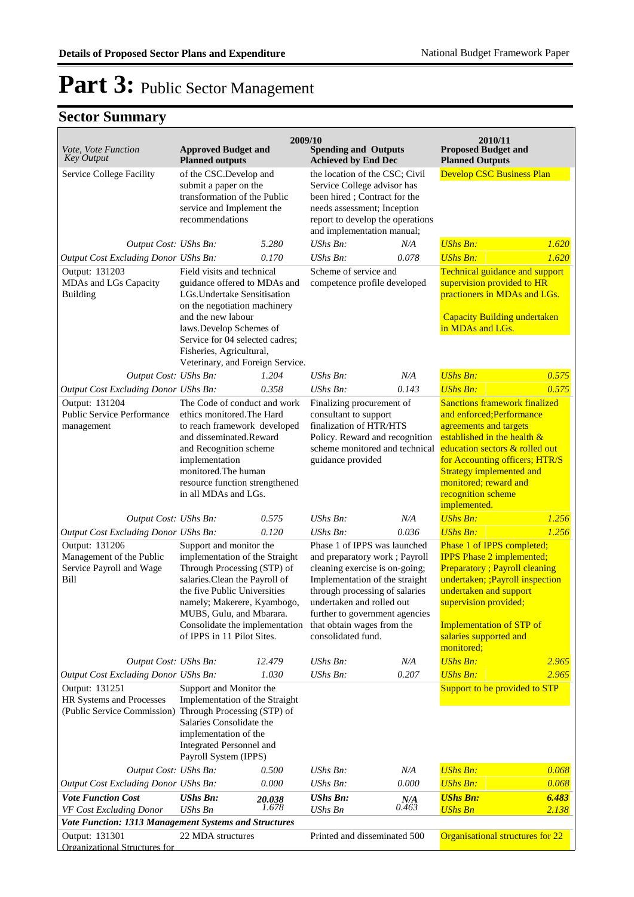# Part 3: Public Sector Management

## Sector Summary

| Vote, Vote Function Key Output | 2009/10 Approved Budget and Planned outputs | | 2009/10 Spending and Outputs Achieved by End Dec | | 2010/11 Proposed Budget and Planned Outputs | |
|---|---|---|---|---|---|---|
| Service College Facility | of the CSC.Develop and submit a paper on the transformation of the Public service and Implement the recommendations | | the location of the CSC; Civil Service College advisor has been hired ; Contract for the needs assessment; Inception report to develop the operations and implementation manual; | | Develop CSC Business Plan | |
| *Output Cost:* | *UShs Bn:* | *5.280* | *UShs Bn:* | *N/A* | *UShs Bn:* | *1.620* |
| *Output Cost Excluding Donor* | *UShs Bn:* | *0.170* | *UShs Bn:* | *0.078* | *UShs Bn:* | *1.620* |
| Output: 131203 MDAs and LGs Capacity Building | Field visits and technical guidance offered to MDAs and LGs.Undertake Sensitisation on the negotiation machinery and the new labour laws.Develop Schemes of Service for 04 selected cadres; Fisheries, Agricultural, Veterinary, and Foreign Service. | | Scheme of service and competence profile developed | | Technical guidance and support supervision provided to HR practioners in MDAs and LGs. Capacity Building undertaken in MDAs and LGs. | |
| *Output Cost:* | *UShs Bn:* | *1.204* | *UShs Bn:* | *N/A* | *UShs Bn:* | *0.575* |
| *Output Cost Excluding Donor* | *UShs Bn:* | *0.358* | *UShs Bn:* | *0.143* | *UShs Bn:* | *0.575* |
| Output: 131204 Public Service Performance management | The Code of conduct and work ethics monitored.The Hard to reach framework developed and disseminated.Reward and Recognition scheme implementation monitored.The human resource function strengthened in all MDAs and LGs. | | Finalizing procurement of consultant to support finalization of HTR/HTS Policy. Reward and recognition scheme monitored and technical guidance provided | | Sanctions framework finalized and enforced;Performance agreements and targets established in the health & education sectors & rolled out for Accounting officers; HTR/S Strategy implemented and monitored; reward and recognition scheme implemented. | |
| *Output Cost:* | *UShs Bn:* | *0.575* | *UShs Bn:* | *N/A* | *UShs Bn:* | *1.256* |
| *Output Cost Excluding Donor* | *UShs Bn:* | *0.120* | *UShs Bn:* | *0.036* | *UShs Bn:* | *1.256* |
| Output: 131206 Management of the Public Service Payroll and Wage Bill | Support and monitor the implementation of the Straight Through Processing (STP) of salaries.Clean the Payroll of the five Public Universities namely; Makerere, Kyambogo, MUBS, Gulu, and Mbarara. Consolidate the implementation of IPPS in 11 Pilot Sites. | | Phase 1 of IPPS was launched and preparatory work ; Payroll cleaning exercise is on-going; Implementation of the straight through processing of salaries undertaken and rolled out further to government agencies that obtain wages from the consolidated fund. | | Phase 1 of IPPS completed; IPPS Phase 2 implemented; Preparatory ; Payroll cleaning undertaken; ;Payroll inspection undertaken and support supervision provided; Implementation of STP of salaries supported and monitored; | |
| *Output Cost:* | *UShs Bn:* | *12.479* | *UShs Bn:* | *N/A* | *UShs Bn:* | *2.965* |
| *Output Cost Excluding Donor* | *UShs Bn:* | *1.030* | *UShs Bn:* | *0.207* | *UShs Bn:* | *2.965* |
| Output: 131251 HR Systems and Processes (Public Service Commission) | Support and Monitor the Implementation of the Straight Through Processing (STP) of Salaries Consolidate the implementation of the Integrated Personnel and Payroll System (IPPS) | | | | Support to be provided to STP | |
| *Output Cost:* | *UShs Bn:* | *0.500* | *UShs Bn:* | *N/A* | *UShs Bn:* | *0.068* |
| *Output Cost Excluding Donor* | *UShs Bn:* | *0.000* | *UShs Bn:* | *0.000* | *UShs Bn:* | *0.068* |
| ***Vote Function Cost*** | ***UShs Bn:*** | ***20.038*** | ***UShs Bn:*** | ***N/A*** | ***UShs Bn:*** | ***6.483*** |
| *VF Cost Excluding Donor* | *UShs Bn* | *1.678* | *UShs Bn* | *0.463* | *UShs Bn* | *2.138* |
| ***Vote Function: 1313 Management Systems and Structures*** | | | | | | |
| Output: 131301 Organizational Structures for | 22 MDA structures | | Printed and disseminated 500 | | Organisational structures for 22 | |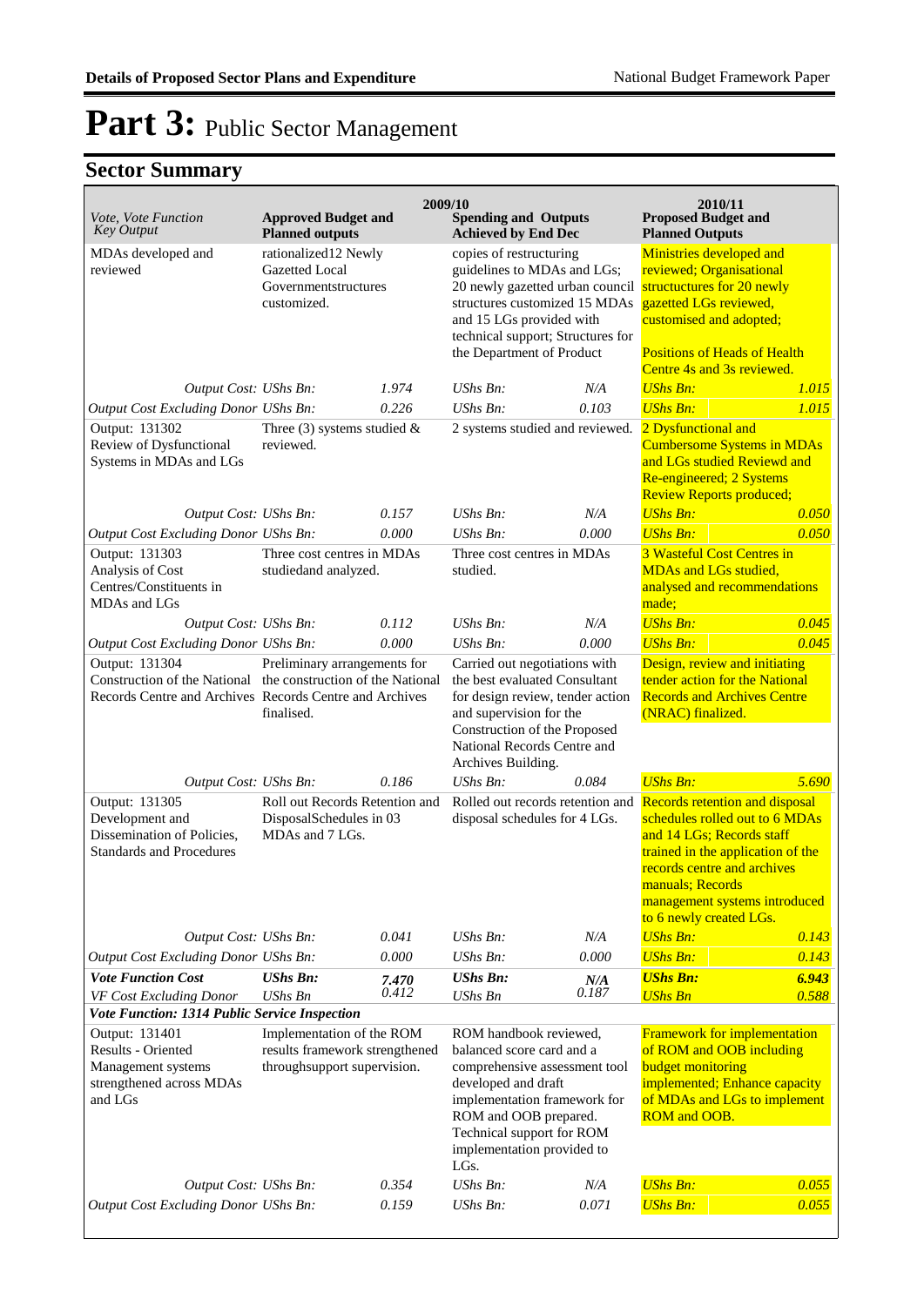# Part 3: Public Sector Management

## Sector Summary

| Vote, Vote Function<br>Key Output | 2009/10<br>Approved Budget and Planned outputs | | Spending and Outputs Achieved by End Dec | | 2010/11<br>Proposed Budget and Planned Outputs | |
|---|---|---|---|---|---|---|
| MDAs developed and reviewed | rationalized12 Newly Gazetted Local Governmentstructures customized. | | copies of restructuring guidelines to MDAs and LGs; 20 newly gazetted urban council structures customized 15 MDAs and 15 LGs provided with technical support; Structures for the Department of Product | | Ministries developed and reviewed; Organisational structuctures for 20 newly gazetted LGs reviewed, customised and adopted;<br><br>Positions of Heads of Health Centre 4s and 3s reviewed. | |
| *Output Cost: UShs Bn:* | | *1.974* | *UShs Bn:* | *N/A* | *UShs Bn:* | *1.015* |
| *Output Cost Excluding Donor UShs Bn:* | | *0.226* | *UShs Bn:* | *0.103* | *UShs Bn:* | *1.015* |
| Output: 131302<br>Review of Dysfunctional Systems in MDAs and LGs | Three (3) systems studied & reviewed. | | 2 systems studied and reviewed. | | 2 Dysfunctional and Cumbersome Systems in MDAs and LGs studied Reviewd and Re-engineered; 2 Systems Review Reports produced; | |
| *Output Cost: UShs Bn:* | | *0.157* | *UShs Bn:* | *N/A* | *UShs Bn:* | *0.050* |
| *Output Cost Excluding Donor UShs Bn:* | | *0.000* | *UShs Bn:* | *0.000* | *UShs Bn:* | *0.050* |
| Output: 131303<br>Analysis of Cost Centres/Constituents in MDAs and LGs | Three cost centres in MDAs studiedand analyzed. | | Three cost centres in MDAs studied. | | 3 Wasteful Cost Centres in MDAs and LGs studied, analysed and recommendations made; | |
| *Output Cost: UShs Bn:* | | *0.112* | *UShs Bn:* | *N/A* | *UShs Bn:* | *0.045* |
| *Output Cost Excluding Donor UShs Bn:* | | *0.000* | *UShs Bn:* | *0.000* | *UShs Bn:* | *0.045* |
| Output: 131304<br>Construction of the National Records Centre and Archives | Preliminary arrangements for the construction of the National Records Centre and Archives finalised. | | Carried out negotiations with the best evaluated Consultant for design review, tender action and supervision for the Construction of the Proposed National Records Centre and Archives Building. | | Design, review and initiating tender action for the National Records and Archives Centre (NRAC) finalized. | |
| *Output Cost: UShs Bn:* | | *0.186* | *UShs Bn:* | *0.084* | *UShs Bn:* | *5.690* |
| Output: 131305<br>Development and Dissemination of Policies, Standards and Procedures | Roll out Records Retention and DisposalSchedules in 03 MDAs and 7 LGs. | | Rolled out records retention and disposal schedules for 4 LGs. | | Records retention and disposal schedules rolled out to 6 MDAs and 14 LGs; Records staff trained in the application of the records centre and archives manuals; Records management systems introduced to 6 newly created LGs. | |
| *Output Cost: UShs Bn:* | | *0.041* | *UShs Bn:* | *N/A* | *UShs Bn:* | *0.143* |
| *Output Cost Excluding Donor UShs Bn:* | | *0.000* | *UShs Bn:* | *0.000* | *UShs Bn:* | *0.143* |
| ***Vote Function Cost*** | ***UShs Bn:*** | ***7.470*** | ***UShs Bn:*** | ***N/A*** | ***UShs Bn:*** | ***6.943*** |
| *VF Cost Excluding Donor* | *UShs Bn* | *0.412* | *UShs Bn* | *0.187* | *UShs Bn* | *0.588* |
| ***Vote Function: 1314 Public Service Inspection*** | | | | | | |
| Output: 131401<br>Results - Oriented Management systems strengthened across MDAs and LGs | Implementation of the ROM results framework strengthened throughsupport supervision. | | ROM handbook reviewed, balanced score card and a comprehensive assessment tool developed and draft implementation framework for ROM and OOB prepared. Technical support for ROM implementation provided to LGs. | | Framework for implementation of ROM and OOB including budget monitoring implemented; Enhance capacity of MDAs and LGs to implement ROM and OOB. | |
| *Output Cost: UShs Bn:* | | *0.354* | *UShs Bn:* | *N/A* | *UShs Bn:* | *0.055* |
| *Output Cost Excluding Donor UShs Bn:* | | *0.159* | *UShs Bn:* | *0.071* | *UShs Bn:* | *0.055* |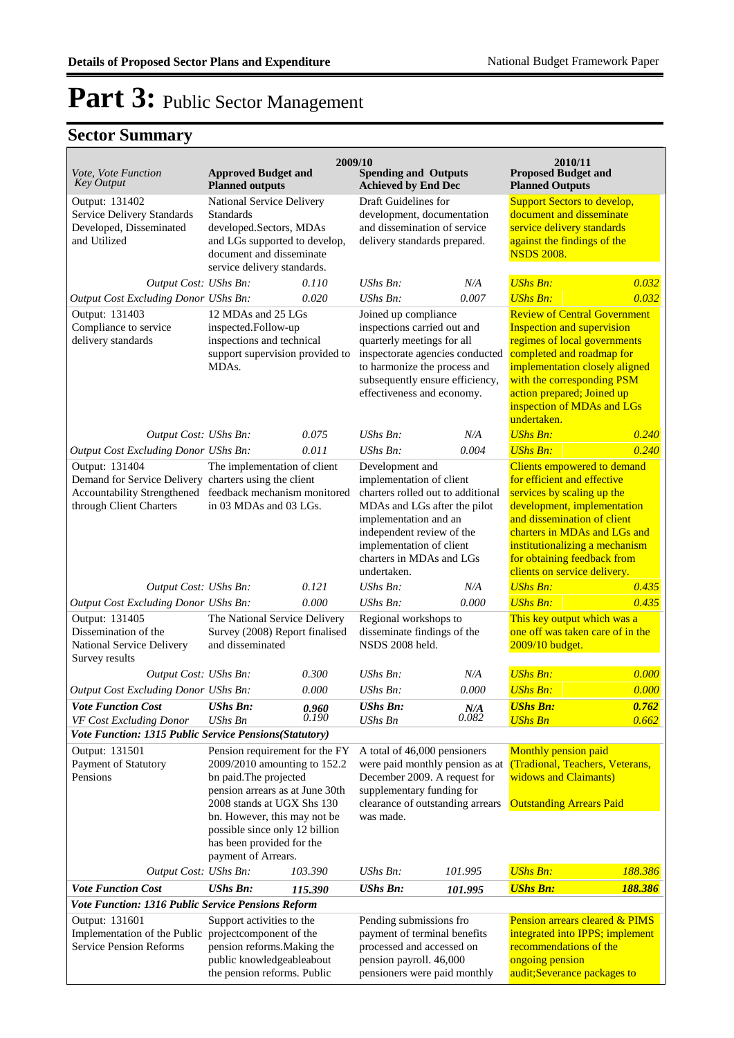# Part 3: Public Sector Management

## Sector Summary

| Vote, Vote Function Key Output | 2009/10 Approved Budget and Planned outputs | | 2009/10 Spending and Outputs Achieved by End Dec | | 2010/11 Proposed Budget and Planned Outputs | |
|---|---|---|---|---|---|---|
| Output: 131402 Service Delivery Standards Developed, Disseminated and Utilized | National Service Delivery Standards developed.Sectors, MDAs and LGs supported to develop, document and disseminate service delivery standards. | | Draft Guidelines for development, documentation and dissemination of service delivery standards prepared. | | Support Sectors to develop, document and disseminate service delivery standards against the findings of the NSDS 2008. | |
| *Output Cost:* | *UShs Bn:* | *0.110* | *UShs Bn:* | *N/A* | *UShs Bn:* | *0.032* |
| *Output Cost Excluding Donor* | *UShs Bn:* | *0.020* | *UShs Bn:* | *0.007* | *UShs Bn:* | *0.032* |
| Output: 131403 Compliance to service delivery standards | 12 MDAs and 25 LGs inspected.Follow-up inspections and technical support supervision provided to MDAs. | | Joined up compliance inspections carried out and quarterly meetings for all inspectorate agencies conducted to harmonize the process and subsequently ensure efficiency, effectiveness and economy. | | Review of Central Government Inspection and supervision regimes of local governments completed and roadmap for implementation closely aligned with the corresponding PSM action prepared; Joined up inspection of MDAs and LGs undertaken. | |
| *Output Cost:* | *UShs Bn:* | *0.075* | *UShs Bn:* | *N/A* | *UShs Bn:* | *0.240* |
| *Output Cost Excluding Donor* | *UShs Bn:* | *0.011* | *UShs Bn:* | *0.004* | *UShs Bn:* | *0.240* |
| Output: 131404 Demand for Service Delivery Accountability Strengthened through Client Charters | The implementation of client charters using the client feedback mechanism monitored in 03 MDAs and 03 LGs. | | Development and implementation of client charters rolled out to additional MDAs and LGs after the pilot implementation and an independent review of the implementation of client charters in MDAs and LGs undertaken. | | Clients empowered to demand for efficient and effective services by scaling up the development, implementation and dissemination of client charters in MDAs and LGs and institutionalizing a mechanism for obtaining feedback from clients on service delivery. | |
| *Output Cost:* | *UShs Bn:* | *0.121* | *UShs Bn:* | *N/A* | *UShs Bn:* | *0.435* |
| *Output Cost Excluding Donor* | *UShs Bn:* | *0.000* | *UShs Bn:* | *0.000* | *UShs Bn:* | *0.435* |
| Output: 131405 Dissemination of the National Service Delivery Survey results | The National Service Delivery Survey (2008) Report finalised and disseminated | | Regional workshops to disseminate findings of the NSDS 2008 held. | | This key output which was a one off was taken care of in the 2009/10 budget. | |
| *Output Cost:* | *UShs Bn:* | *0.300* | *UShs Bn:* | *N/A* | *UShs Bn:* | *0.000* |
| *Output Cost Excluding Donor* | *UShs Bn:* | *0.000* | *UShs Bn:* | *0.000* | *UShs Bn:* | *0.000* |
| ***Vote Function Cost*** | ***UShs Bn:*** | ***0.960*** | ***UShs Bn:*** | ***N/A*** | ***UShs Bn:*** | ***0.762*** |
| *VF Cost Excluding Donor* | *UShs Bn* | *0.190* | *UShs Bn* | *0.082* | *UShs Bn* | *0.662* |
| ***Vote Function: 1315 Public Service Pensions(Statutory)*** | | | | | | |
| Output: 131501 Payment of Statutory Pensions | Pension requirement for the FY 2009/2010 amounting to 152.2 bn paid.The projected pension arrears as at June 30th 2008 stands at UGX Shs 130 bn. However, this may not be possible since only 12 billion has been provided for the payment of Arrears. | | A total of 46,000 pensioners were paid monthly pension as at December 2009. A request for supplementary funding for clearance of outstanding arrears was made. | | Monthly pension paid (Tradional, Teachers, Veterans, widows and Claimants)<br><br>Outstanding Arrears Paid | |
| *Output Cost:* | *UShs Bn:* | *103.390* | *UShs Bn:* | *101.995* | *UShs Bn:* | *188.386* |
| ***Vote Function Cost*** | ***UShs Bn:*** | ***115.390*** | ***UShs Bn:*** | ***101.995*** | ***UShs Bn:*** | ***188.386*** |
| ***Vote Function: 1316 Public Service Pensions Reform*** | | | | | | |
| Output: 131601 Implementation of the Public Service Pension Reforms | Support activities to the projectcomponent of the pension reforms.Making the public knowledgeableabout the pension reforms. Public | | Pending submissions fro payment of terminal benefits processed and accessed on pension payroll. 46,000 pensioners were paid monthly | | Pension arrears cleared & PIMS integrated into IPPS; implement recommendations of the ongoing pension audit;Severance packages to | |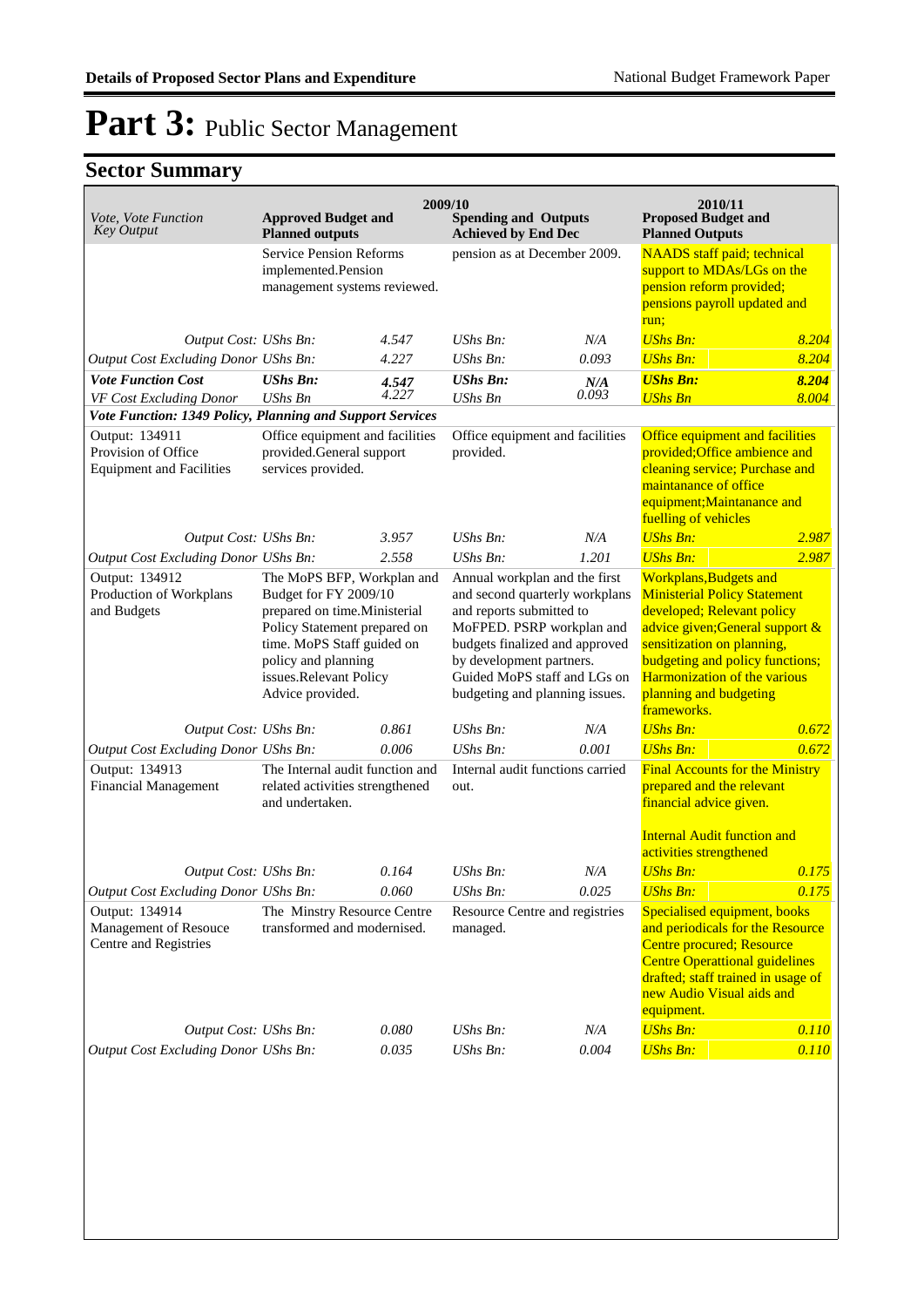# Part 3: Public Sector Management

## Sector Summary

| Vote, Vote Function *Key Output* | 2009/10 **Approved Budget and Planned outputs** | | 2009/10 **Spending and Outputs Achieved by End Dec** | | 2010/11 **Proposed Budget and Planned Outputs** | |
|---|---|---|---|---|---|---|
| | Service Pension Reforms implemented.Pension management systems reviewed. | | pension as at December 2009. | | NAADS staff paid; technical support to MDAs/LGs on the pension reform provided; pensions payroll updated and run; | |
| *Output Cost: UShs Bn:* | | *4.547* | *UShs Bn:* | *N/A* | *UShs Bn:* | *8.204* |
| *Output Cost Excluding Donor UShs Bn:* | | *4.227* | *UShs Bn:* | *0.093* | *UShs Bn:* | *8.204* |
| ***Vote Function Cost*** | ***UShs Bn:*** | ***4.547*** | ***UShs Bn:*** | ***N/A*** | ***UShs Bn:*** | ***8.204*** |
| *VF Cost Excluding Donor* | *UShs Bn* | *4.227* | *UShs Bn* | *0.093* | *UShs Bn* | *8.004* |
| ***Vote Function: 1349 Policy, Planning and Support Services*** | | | | | | |
| Output: 134911 Provision of Office Equipment and Facilities | Office equipment and facilities provided.General support services provided. | | Office equipment and facilities provided. | | Office equipment and facilities provided;Office ambience and cleaning service; Purchase and maintanance of office equipment;Maintanance and fuelling of vehicles | |
| *Output Cost: UShs Bn:* | | *3.957* | *UShs Bn:* | *N/A* | *UShs Bn:* | *2.987* |
| *Output Cost Excluding Donor UShs Bn:* | | *2.558* | *UShs Bn:* | *1.201* | *UShs Bn:* | *2.987* |
| Output: 134912 Production of Workplans and Budgets | The MoPS BFP, Workplan and Budget for FY 2009/10 prepared on time.Ministerial Policy Statement prepared on time. MoPS Staff guided on policy and planning issues.Relevant Policy Advice provided. | | Annual workplan and the first and second quarterly workplans and reports submitted to MoFPED. PSRP workplan and budgets finalized and approved by development partners. Guided MoPS staff and LGs on budgeting and planning issues. | | Workplans,Budgets and Ministerial Policy Statement developed; Relevant policy advice given;General support & sensitization on planning, budgeting and policy functions; Harmonization of the various planning and budgeting frameworks. | |
| *Output Cost: UShs Bn:* | | *0.861* | *UShs Bn:* | *N/A* | *UShs Bn:* | *0.672* |
| *Output Cost Excluding Donor UShs Bn:* | | *0.006* | *UShs Bn:* | *0.001* | *UShs Bn:* | *0.672* |
| Output: 134913 Financial Management | The Internal audit function and related activities strengthened and undertaken. | | Internal audit functions carried out. | | Final Accounts for the Ministry prepared and the relevant financial advice given.<br><br>Internal Audit function and activities strengthened | |
| *Output Cost: UShs Bn:* | | *0.164* | *UShs Bn:* | *N/A* | *UShs Bn:* | *0.175* |
| *Output Cost Excluding Donor UShs Bn:* | | *0.060* | *UShs Bn:* | *0.025* | *UShs Bn:* | *0.175* |
| Output: 134914 Management of Resouce Centre and Registries | The Minstry Resource Centre transformed and modernised. | | Resource Centre and registries managed. | | Specialised equipment, books and periodicals for the Resource Centre procured; Resource Centre Operattional guidelines drafted; staff trained in usage of new Audio Visual aids and equipment. | |
| *Output Cost: UShs Bn:* | | *0.080* | *UShs Bn:* | *N/A* | *UShs Bn:* | *0.110* |
| *Output Cost Excluding Donor UShs Bn:* | | *0.035* | *UShs Bn:* | *0.004* | *UShs Bn:* | *0.110* |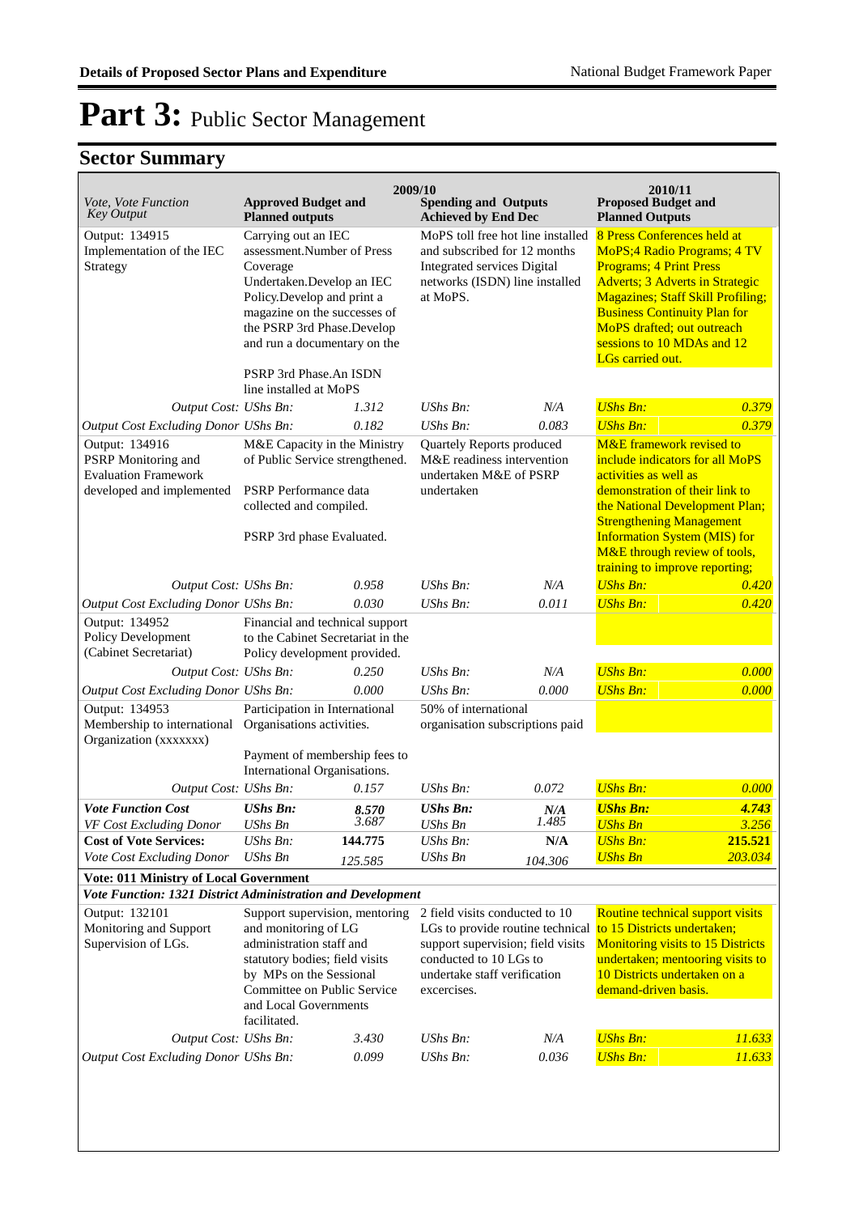# Part 3: Public Sector Management

## Sector Summary

| Vote, Vote Function Key Output | 2009/10 Approved Budget and Planned outputs | | Spending and Outputs Achieved by End Dec | | 2010/11 Proposed Budget and Planned Outputs | |
|---|---|---|---|---|---|---|
| Output: 134915 Implementation of the IEC Strategy | Carrying out an IEC assessment.Number of Press Coverage Undertaken.Develop an IEC Policy.Develop and print a magazine on the successes of the PSRP 3rd Phase.Develop and run a documentary on the PSRP 3rd Phase.An ISDN line installed at MoPS | | MoPS toll free hot line installed and subscribed for 12 months Integrated services Digital networks (ISDN) line installed at MoPS. | | 8 Press Conferences held at MoPS;4 Radio Programs; 4 TV Programs; 4 Print Press Adverts; 3 Adverts in Strategic Magazines; Staff Skill Profiling; Business Continuity Plan for MoPS drafted; out outreach sessions to 10 MDAs and 12 LGs carried out. | |
| *Output Cost:* | *UShs Bn:* | *1.312* | *UShs Bn:* | *N/A* | *UShs Bn:* | *0.379* |
| *Output Cost Excluding Donor* | *UShs Bn:* | *0.182* | *UShs Bn:* | *0.083* | *UShs Bn:* | *0.379* |
| Output: 134916 PSRP Monitoring and Evaluation Framework developed and implemented | M&E Capacity in the Ministry of Public Service strengthened. PSRP Performance data collected and compiled. PSRP 3rd phase Evaluated. | | Quartely Reports produced M&E readiness intervention undertaken M&E of PSRP undertaken | | M&E framework revised to include indicators for all MoPS activities as well as demonstration of their link to the National Development Plan; Strengthening Management Information System (MIS) for M&E through review of tools, training to improve reporting; | |
| *Output Cost:* | *UShs Bn:* | *0.958* | *UShs Bn:* | *N/A* | *UShs Bn:* | *0.420* |
| *Output Cost Excluding Donor* | *UShs Bn:* | *0.030* | *UShs Bn:* | *0.011* | *UShs Bn:* | *0.420* |
| Output: 134952 Policy Development (Cabinet Secretariat) | Financial and technical support to the Cabinet Secretariat in the Policy development provided. | | | | | |
| *Output Cost:* | *UShs Bn:* | *0.250* | *UShs Bn:* | *N/A* | *UShs Bn:* | *0.000* |
| *Output Cost Excluding Donor* | *UShs Bn:* | *0.000* | *UShs Bn:* | *0.000* | *UShs Bn:* | *0.000* |
| Output: 134953 Membership to international Organization (xxxxxxx) | Participation in International Organisations activities. Payment of membership fees to International Organisations. | | 50% of international organisation subscriptions paid | | | |
| *Output Cost:* | *UShs Bn:* | *0.157* | *UShs Bn:* | *0.072* | *UShs Bn:* | *0.000* |
| ***Vote Function Cost*** | ***UShs Bn:*** | ***8.570*** | ***UShs Bn:*** | ***N/A*** | ***UShs Bn:*** | ***4.743*** |
| *VF Cost Excluding Donor* | *UShs Bn* | *3.687* | *UShs Bn* | *1.485* | *UShs Bn* | *3.256* |
| **Cost of Vote Services:** | *UShs Bn:* | **144.775** | *UShs Bn:* | **N/A** | *UShs Bn:* | **215.521** |
| *Vote Cost Excluding Donor* | *UShs Bn* | *125.585* | *UShs Bn* | *104.306* | *UShs Bn* | *203.034* |
| **Vote: 011 Ministry of Local Government** | | | | | | |
| ***Vote Function: 1321 District Administration and Development*** | | | | | | |
| Output: 132101 Monitoring and Support Supervision of LGs. | Support supervision, mentoring and monitoring of LG administration staff and statutory bodies; field visits by MPs on the Sessional Committee on Public Service and Local Governments facilitated. | | 2 field visits conducted to 10 LGs to provide routine technical support supervision; field visits conducted to 10 LGs to undertake staff verification excercises. | | Routine technical support visits to 15 Districts undertaken; Monitoring visits to 15 Districts undertaken; mentooring visits to 10 Districts undertaken on a demand-driven basis. | |
| *Output Cost:* | *UShs Bn:* | *3.430* | *UShs Bn:* | *N/A* | *UShs Bn:* | *11.633* |
| *Output Cost Excluding Donor* | *UShs Bn:* | *0.099* | *UShs Bn:* | *0.036* | *UShs Bn:* | *11.633* |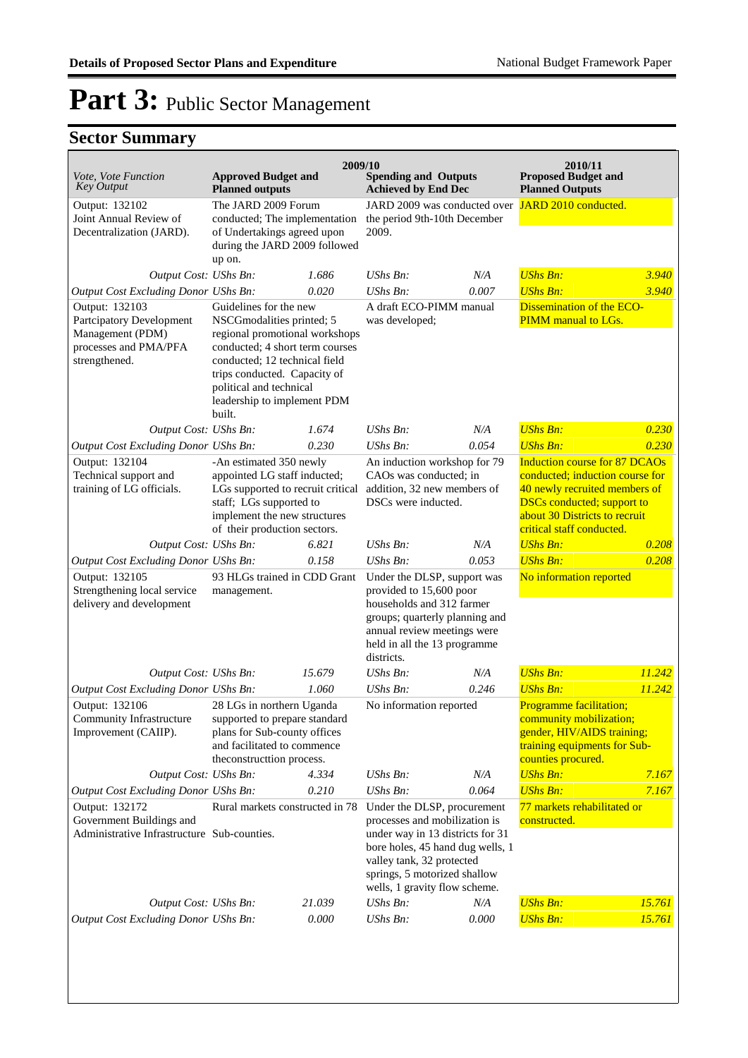# Part 3: Public Sector Management

## Sector Summary

| Vote, Vote Function Key Output | 2009/10 Approved Budget and Planned outputs | | 2009/10 Spending and Outputs Achieved by End Dec | | 2010/11 Proposed Budget and Planned Outputs | |
|---|---|---|---|---|---|---|
| Output: 132102 Joint Annual Review of Decentralization (JARD). | The JARD 2009 Forum conducted; The implementation of Undertakings agreed upon during the JARD 2009 followed up on. | | JARD 2009 was conducted over the period 9th-10th December 2009. | | JARD 2010 conducted. | |
| *Output Cost: UShs Bn:* | | *1.686* | *UShs Bn:* | *N/A* | *UShs Bn:* | *3.940* |
| *Output Cost Excluding Donor UShs Bn:* | | *0.020* | *UShs Bn:* | *0.007* | *UShs Bn:* | *3.940* |
| Output: 132103 Partcipatory Development Management (PDM) processes and PMA/PFA strengthened. | Guidelines for the new NSCGmodalities printed; 5 regional promotional workshops conducted; 4 short term courses conducted; 12 technical field trips conducted. Capacity of political and technical leadership to implement PDM built. | | A draft ECO-PIMM manual was developed; | | Dissemination of the ECO-PIMM manual to LGs. | |
| *Output Cost: UShs Bn:* | | *1.674* | *UShs Bn:* | *N/A* | *UShs Bn:* | *0.230* |
| *Output Cost Excluding Donor UShs Bn:* | | *0.230* | *UShs Bn:* | *0.054* | *UShs Bn:* | *0.230* |
| Output: 132104 Technical support and training of LG officials. | -An estimated 350 newly appointed LG staff inducted; LGs supported to recruit critical staff; LGs supported to implement the new structures of their production sectors. | | An induction workshop for 79 CAOs was conducted; in addition, 32 new members of DSCs were inducted. | | Induction course for 87 DCAOs conducted; induction course for 40 newly recruited members of DSCs conducted; support to about 30 Districts to recruit critical staff conducted. | |
| *Output Cost: UShs Bn:* | | *6.821* | *UShs Bn:* | *N/A* | *UShs Bn:* | *0.208* |
| *Output Cost Excluding Donor UShs Bn:* | | *0.158* | *UShs Bn:* | *0.053* | *UShs Bn:* | *0.208* |
| Output: 132105 Strengthening local service delivery and development | 93 HLGs trained in CDD Grant management. | | Under the DLSP, support was provided to 15,600 poor households and 312 farmer groups; quarterly planning and annual review meetings were held in all the 13 programme districts. | | No information reported | |
| *Output Cost: UShs Bn:* | | *15.679* | *UShs Bn:* | *N/A* | *UShs Bn:* | *11.242* |
| *Output Cost Excluding Donor UShs Bn:* | | *1.060* | *UShs Bn:* | *0.246* | *UShs Bn:* | *11.242* |
| Output: 132106 Community Infrastructure Improvement (CAIIP). | 28 LGs in northern Uganda supported to prepare standard plans for Sub-county offices and facilitated to commence theconstructtion process. | | No information reported | | Programme facilitation; community mobilization; gender, HIV/AIDS training; training equipments for Sub-counties procured. | |
| *Output Cost: UShs Bn:* | | *4.334* | *UShs Bn:* | *N/A* | *UShs Bn:* | *7.167* |
| *Output Cost Excluding Donor UShs Bn:* | | *0.210* | *UShs Bn:* | *0.064* | *UShs Bn:* | *7.167* |
| Output: 132172 Government Buildings and Administrative Infrastructure | Rural markets constructed in 78 Sub-counties. | | Under the DLSP, procurement processes and mobilization is under way in 13 districts for 31 bore holes, 45 hand dug wells, 1 valley tank, 32 protected springs, 5 motorized shallow wells, 1 gravity flow scheme. | | 77 markets rehabilitated or constructed. | |
| *Output Cost: UShs Bn:* | | *21.039* | *UShs Bn:* | *N/A* | *UShs Bn:* | *15.761* |
| *Output Cost Excluding Donor UShs Bn:* | | *0.000* | *UShs Bn:* | *0.000* | *UShs Bn:* | *15.761* |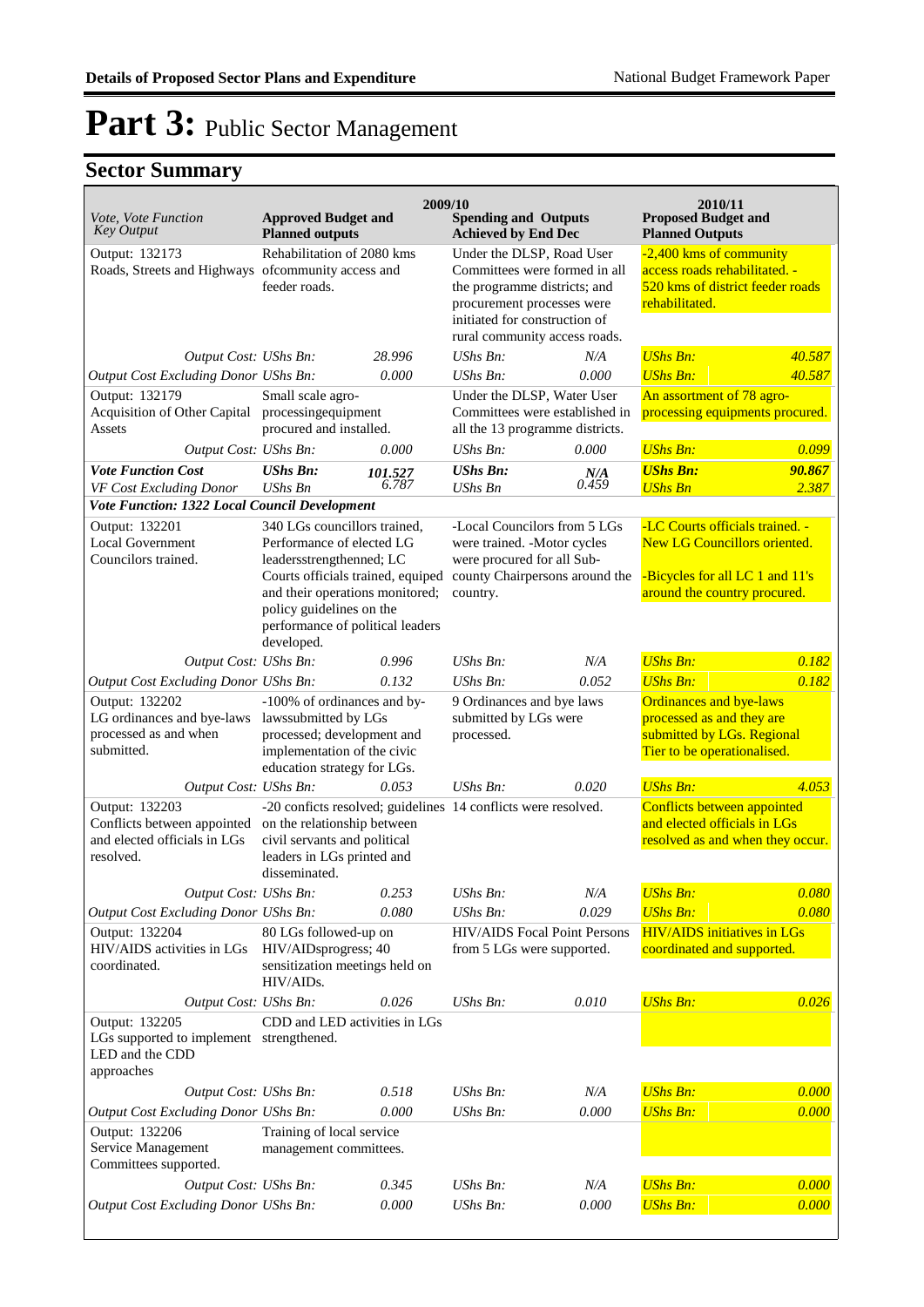# Part 3: Public Sector Management

## Sector Summary

| Vote, Vote Function Key Output | 2009/10 Approved Budget and Planned outputs | | 2009/10 Spending and Outputs Achieved by End Dec | | 2010/11 Proposed Budget and Planned Outputs | |
|---|---|---|---|---|---|---|
| Output: 132173 Roads, Streets and Highways | Rehabilitation of 2080 kms ofcommunity access and feeder roads. | | Under the DLSP, Road User Committees were formed in all the programme districts; and procurement processes were initiated for construction of rural community access roads. | | -2,400 kms of community access roads rehabilitated. - 520 kms of district feeder roads rehabilitated. | |
| *Output Cost:* | *UShs Bn:* | *28.996* | *UShs Bn:* | *N/A* | *UShs Bn:* | *40.587* |
| *Output Cost Excluding Donor* | *UShs Bn:* | *0.000* | *UShs Bn:* | *0.000* | *UShs Bn:* | *40.587* |
| Output: 132179 Acquisition of Other Capital Assets | Small scale agro-processingequipment procured and installed. | | Under the DLSP, Water User Committees were established in all the 13 programme districts. | | An assortment of 78 agro-processing equipments procured. | |
| *Output Cost:* | *UShs Bn:* | *0.000* | *UShs Bn:* | *0.000* | *UShs Bn:* | *0.099* |
| ***Vote Function Cost*** | ***UShs Bn:*** | ***101.527*** | ***UShs Bn:*** | ***N/A*** | ***UShs Bn:*** | ***90.867*** |
| *VF Cost Excluding Donor* | *UShs Bn* | *6.787* | *UShs Bn* | *0.459* | *UShs Bn* | *2.387* |
| ***Vote Function: 1322 Local Council Development*** | | | | | | |
| Output: 132201 Local Government Councilors trained. | 340 LGs councillors trained, Performance of elected LG leadersstrengthenned; LC Courts officials trained, equiped and their operations monitored; policy guidelines on the performance of political leaders developed. | | -Local Councilors from 5 LGs were trained. -Motor cycles were procured for all Sub-county Chairpersons around the country. | | -LC Courts officials trained. -New LG Councillors oriented. -Bicycles for all LC 1 and 11's around the country procured. | |
| *Output Cost:* | *UShs Bn:* | *0.996* | *UShs Bn:* | *N/A* | *UShs Bn:* | *0.182* |
| *Output Cost Excluding Donor* | *UShs Bn:* | *0.132* | *UShs Bn:* | *0.052* | *UShs Bn:* | *0.182* |
| Output: 132202 LG ordinances and bye-laws processed as and when submitted. | -100% of ordinances and by-lawssubmitted by LGs processed; development and implementation of the civic education strategy for LGs. | | 9 Ordinances and bye laws submitted by LGs were processed. | | Ordinances and bye-laws processed as and they are submitted by LGs. Regional Tier to be operationalised. | |
| *Output Cost:* | *UShs Bn:* | *0.053* | *UShs Bn:* | *0.020* | *UShs Bn:* | *4.053* |
| Output: 132203 Conflicts between appointed and elected officials in LGs resolved. | -20 conficts resolved; guidelines on the relationship between civil servants and political leaders in LGs printed and disseminated. | | 14 conflicts were resolved. | | Conflicts between appointed and elected officials in LGs resolved as and when they occur. | |
| *Output Cost:* | *UShs Bn:* | *0.253* | *UShs Bn:* | *N/A* | *UShs Bn:* | *0.080* |
| *Output Cost Excluding Donor* | *UShs Bn:* | *0.080* | *UShs Bn:* | *0.029* | *UShs Bn:* | *0.080* |
| Output: 132204 HIV/AIDS activities in LGs coordinated. | 80 LGs followed-up on HIV/AIDsprogress; 40 sensitization meetings held on HIV/AIDs. | | HIV/AIDS Focal Point Persons from 5 LGs were supported. | | HIV/AIDS initiatives in LGs coordinated and supported. | |
| *Output Cost:* | *UShs Bn:* | *0.026* | *UShs Bn:* | *0.010* | *UShs Bn:* | *0.026* |
| Output: 132205 LGs supported to implement LED and the CDD approaches | CDD and LED activities in LGs strengthened. | | | | | |
| *Output Cost:* | *UShs Bn:* | *0.518* | *UShs Bn:* | *N/A* | *UShs Bn:* | *0.000* |
| *Output Cost Excluding Donor* | *UShs Bn:* | *0.000* | *UShs Bn:* | *0.000* | *UShs Bn:* | *0.000* |
| Output: 132206 Service Management Committees supported. | Training of local service management committees. | | | | | |
| *Output Cost:* | *UShs Bn:* | *0.345* | *UShs Bn:* | *N/A* | *UShs Bn:* | *0.000* |
| *Output Cost Excluding Donor* | *UShs Bn:* | *0.000* | *UShs Bn:* | *0.000* | *UShs Bn:* | *0.000* |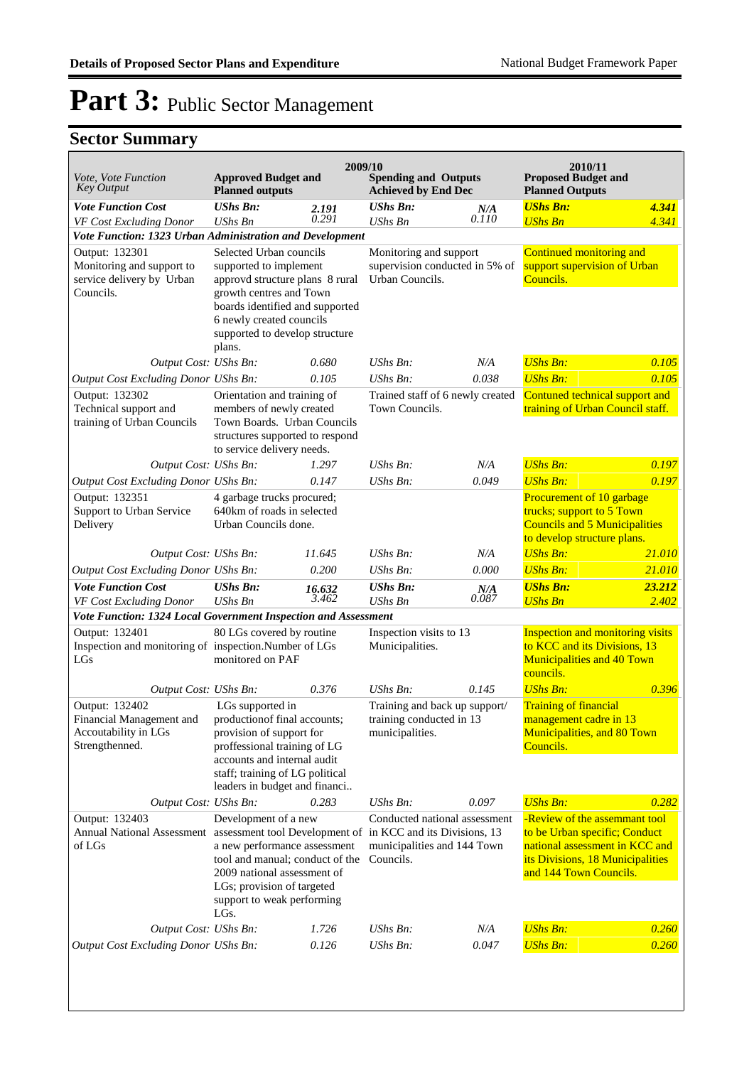# Part 3: Public Sector Management

## Sector Summary

| Vote, Vote Function Key Output | 2009/10 Approved Budget and Planned outputs | | Spending and Outputs Achieved by End Dec | | 2010/11 Proposed Budget and Planned Outputs | |
|---|---|---|---|---|---|---|
| ***Vote Function Cost*** | ***UShs Bn:*** | ***2.191*** | ***UShs Bn:*** | ***N/A*** | ***UShs Bn:*** | ***4.341*** |
| *VF Cost Excluding Donor* | *UShs Bn* | *0.291* | *UShs Bn* | *0.110* | *UShs Bn* | *4.341* |
| ***Vote Function: 1323 Urban Administration and Development*** | | | | | | |
| Output: 132301 Monitoring and support to service delivery by Urban Councils. | Selected Urban councils supported to implement approvd structure plans 8 rural growth centres and Town boards identified and supported 6 newly created councils supported to develop structure plans. | | Monitoring and support supervision conducted in 5% of Urban Councils. | | Continued monitoring and support supervision of Urban Councils. | |
| *Output Cost:* | *UShs Bn:* | *0.680* | *UShs Bn:* | *N/A* | *UShs Bn:* | *0.105* |
| *Output Cost Excluding Donor* | *UShs Bn:* | *0.105* | *UShs Bn:* | *0.038* | *UShs Bn:* | *0.105* |
| Output: 132302 Technical support and training of Urban Councils | Orientation and training of members of newly created Town Boards. Urban Councils structures supported to respond to service delivery needs. | | Trained staff of 6 newly created Town Councils. | | Contuned technical support and training of Urban Council staff. | |
| *Output Cost:* | *UShs Bn:* | *1.297* | *UShs Bn:* | *N/A* | *UShs Bn:* | *0.197* |
| *Output Cost Excluding Donor* | *UShs Bn:* | *0.147* | *UShs Bn:* | *0.049* | *UShs Bn:* | *0.197* |
| Output: 132351 Support to Urban Service Delivery | 4 garbage trucks procured; 640km of roads in selected Urban Councils done. | | | | Procurement of 10 garbage trucks; support to 5 Town Councils and 5 Municipalities to develop structure plans. | |
| *Output Cost:* | *UShs Bn:* | *11.645* | *UShs Bn:* | *N/A* | *UShs Bn:* | *21.010* |
| *Output Cost Excluding Donor* | *UShs Bn:* | *0.200* | *UShs Bn:* | *0.000* | *UShs Bn:* | *21.010* |
| ***Vote Function Cost*** | ***UShs Bn:*** | ***16.632*** | ***UShs Bn:*** | ***N/A*** | ***UShs Bn:*** | ***23.212*** |
| *VF Cost Excluding Donor* | *UShs Bn* | *3.462* | *UShs Bn* | *0.087* | *UShs Bn* | *2.402* |
| ***Vote Function: 1324 Local Government Inspection and Assessment*** | | | | | | |
| Output: 132401 Inspection and monitoring of LGs | 80 LGs covered by routine inspection.Number of LGs monitored on PAF | | Inspection visits to 13 Municipalities. | | Inspection and monitoring visits to KCC and its Divisions, 13 Municipalities and 40 Town councils. | |
| *Output Cost:* | *UShs Bn:* | *0.376* | *UShs Bn:* | *0.145* | *UShs Bn:* | *0.396* |
| Output: 132402 Financial Management and Accoutability in LGs Strengthenned. | LGs supported in productionof final accounts; provision of support for proffessional training of LG accounts and internal audit staff; training of LG political leaders in budget and financi.. | | Training and back up support/ training conducted in 13 municipalities. | | Training of financial management cadre in 13 Municipalities, and 80 Town Councils. | |
| *Output Cost:* | *UShs Bn:* | *0.283* | *UShs Bn:* | *0.097* | *UShs Bn:* | *0.282* |
| Output: 132403 Annual National Assessment of LGs | Development of a new assessment tool Development of a new performance assessment tool and manual; conduct of the 2009 national assessment of LGs; provision of targeted support to weak performing LGs. | | Conducted national assessment in KCC and its Divisions, 13 municipalities and 144 Town Councils. | | -Review of the assemmant tool to be Urban specific; Conduct national assessment in KCC and its Divisions, 18 Municipalities and 144 Town Councils. | |
| *Output Cost:* | *UShs Bn:* | *1.726* | *UShs Bn:* | *N/A* | *UShs Bn:* | *0.260* |
| *Output Cost Excluding Donor* | *UShs Bn:* | *0.126* | *UShs Bn:* | *0.047* | *UShs Bn:* | *0.260* |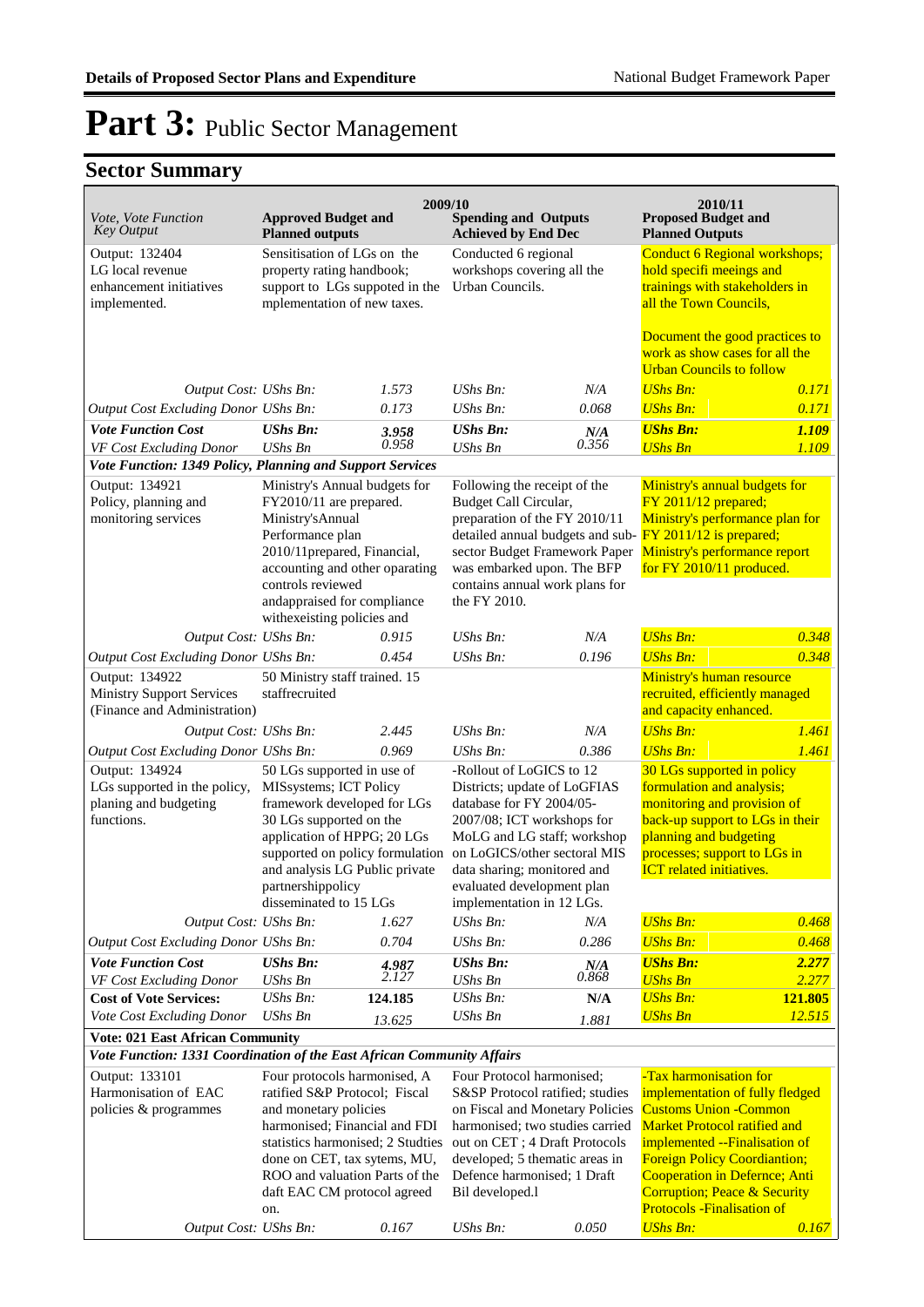# Part 3: Public Sector Management

## Sector Summary

| Vote, Vote Function Key Output | 2009/10 Approved Budget and Planned outputs | | 2009/10 Spending and Outputs Achieved by End Dec | | 2010/11 Proposed Budget and Planned Outputs | |
|---|---|---|---|---|---|---|
| Output: 132404 LG local revenue enhancement initiatives implemented. | Sensitisation of LGs on the property rating handbook; support to LGs suppoted in the mplementation of new taxes. | | Conducted 6 regional workshops covering all the Urban Councils. | | Conduct 6 Regional workshops; hold specifi meeings and trainings with stakeholders in all the Town Councils, Document the good practices to work as show cases for all the Urban Councils to follow | |
| *Output Cost: UShs Bn:* | | 1.573 | *UShs Bn:* | *N/A* | *UShs Bn:* | *0.171* |
| *Output Cost Excluding Donor UShs Bn:* | | 0.173 | *UShs Bn:* | *0.068* | *UShs Bn:* | *0.171* |
| ***Vote Function Cost*** | ***UShs Bn:*** | ***3.958*** | ***UShs Bn:*** | ***N/A*** | ***UShs Bn:*** | ***1.109*** |
| *VF Cost Excluding Donor* | *UShs Bn* | *0.958* | *UShs Bn* | *0.356* | *UShs Bn* | *1.109* |
| ***Vote Function: 1349 Policy, Planning and Support Services*** | | | | | | |
| Output: 134921 Policy, planning and monitoring services | Ministry's Annual budgets for FY2010/11 are prepared. Ministry'sAnnual Performance plan 2010/11prepared, Financial, accounting and other oparating controls reviewed andappraised for compliance withexeisting policies and | | Following the receipt of the Budget Call Circular, preparation of the FY 2010/11 detailed annual budgets and sub-sector Budget Framework Paper was embarked upon. The BFP contains annual work plans for the FY 2010. | | Ministry's annual budgets for FY 2011/12 prepared; Ministry's performance plan for FY 2011/12 is prepared; Ministry's performance report for FY 2010/11 produced. | |
| *Output Cost: UShs Bn:* | | 0.915 | *UShs Bn:* | *N/A* | *UShs Bn:* | *0.348* |
| *Output Cost Excluding Donor UShs Bn:* | | 0.454 | *UShs Bn:* | *0.196* | *UShs Bn:* | *0.348* |
| Output: 134922 Ministry Support Services (Finance and Administration) | 50 Ministry staff trained. 15 staffrecruited | | | | Ministry's human resource recruited, efficiently managed and capacity enhanced. | |
| *Output Cost: UShs Bn:* | | 2.445 | *UShs Bn:* | *N/A* | *UShs Bn:* | *1.461* |
| *Output Cost Excluding Donor UShs Bn:* | | 0.969 | *UShs Bn:* | *0.386* | *UShs Bn:* | *1.461* |
| Output: 134924 LGs supported in the policy, planing and budgeting functions. | 50 LGs supported in use of MISsystems; ICT Policy framework developed for LGs 30 LGs supported on the application of HPPG; 20 LGs supported on policy formulation and analysis LG Public private partnershippolicy disseminated to 15 LGs | | -Rollout of LoGICS to 12 Districts; update of LoGFIAS database for FY 2004/05-2007/08; ICT workshops for MoLG and LG staff; workshop on LoGICS/other sectoral MIS data sharing; monitored and evaluated development plan implementation in 12 LGs. | | 30 LGs supported in policy formulation and analysis; monitoring and provision of back-up support to LGs in their planning and budgeting processes; support to LGs in ICT related initiatives. | |
| *Output Cost: UShs Bn:* | | 1.627 | *UShs Bn:* | *N/A* | *UShs Bn:* | *0.468* |
| *Output Cost Excluding Donor UShs Bn:* | | 0.704 | *UShs Bn:* | *0.286* | *UShs Bn:* | *0.468* |
| ***Vote Function Cost*** | ***UShs Bn:*** | ***4.987*** | ***UShs Bn:*** | ***N/A*** | ***UShs Bn:*** | ***2.277*** |
| *VF Cost Excluding Donor* | *UShs Bn* | *2.127* | *UShs Bn* | *0.868* | *UShs Bn* | *2.277* |
| **Cost of Vote Services:** | *UShs Bn:* | **124.185** | *UShs Bn:* | **N/A** | *UShs Bn:* | **121.805** |
| *Vote Cost Excluding Donor* | *UShs Bn* | *13.625* | *UShs Bn* | *1.881* | *UShs Bn* | *12.515* |
| **Vote: 021 East African Community** | | | | | | |
| ***Vote Function: 1331 Coordination of the East African Community Affairs*** | | | | | | |
| Output: 133101 Harmonisation of EAC policies & programmes | Four protocols harmonised, A ratified S&P Protocol; Fiscal and monetary policies harmonised; Financial and FDI statistics harmonised; 2 Studties done on CET, tax sytems, MU, ROO and valuation Parts of the daft EAC CM protocol agreed on. | | Four Protocol harmonised; S&SP Protocol ratified; studies on Fiscal and Monetary Policies harmonised; two studies carried out on CET ; 4 Draft Protocols developed; 5 thematic areas in Defence harmonised; 1 Draft Bil developed.l | | -Tax harmonisation for implementation of fully fledged Customs Union -Common Market Protocol ratified and implemented --Finalisation of Foreign Policy Coordiantion; Cooperation in Defernce; Anti Corruption; Peace & Security Protocols -Finalisation of | |
| *Output Cost: UShs Bn:* | | 0.167 | *UShs Bn:* | *0.050* | *UShs Bn:* | *0.167* |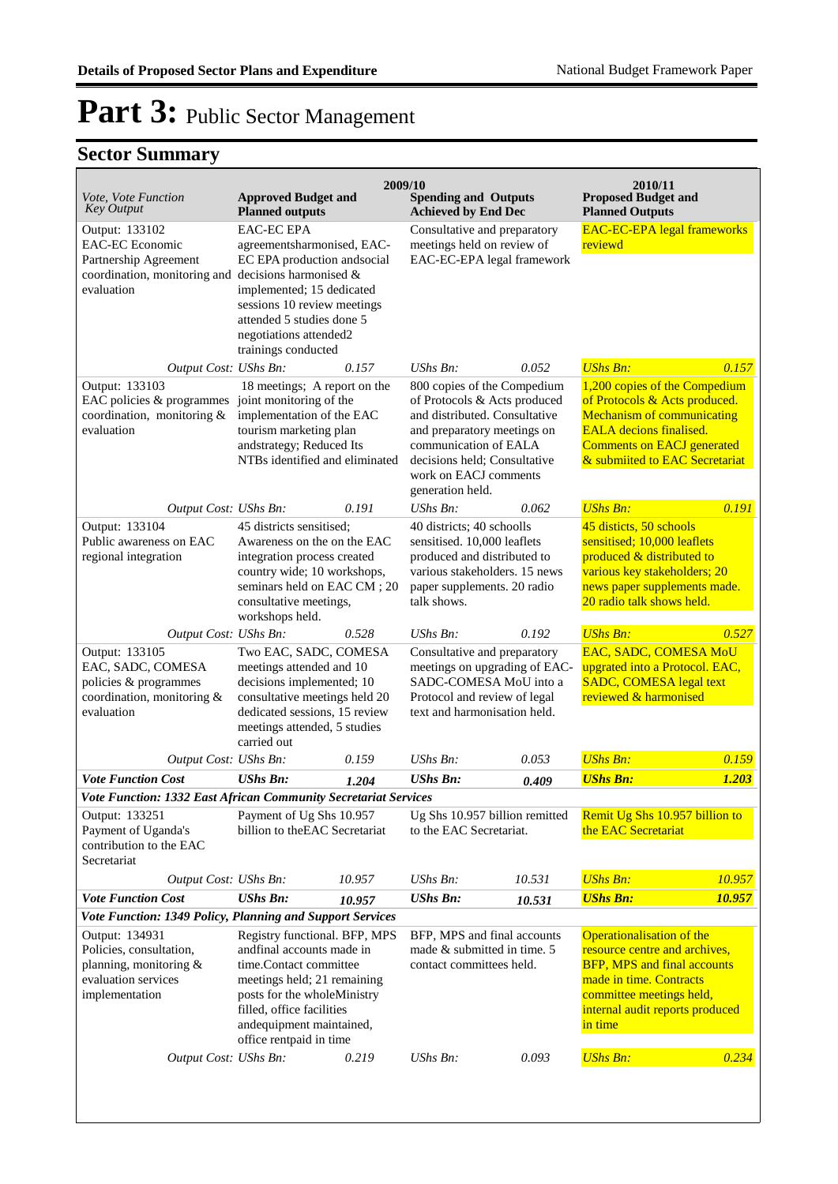# Part 3: Public Sector Management

## Sector Summary

| Vote, Vote Function Key Output | 2009/10 Approved Budget and Planned outputs | | 2009/10 Spending and Outputs Achieved by End Dec | | 2010/11 Proposed Budget and Planned Outputs | |
|---|---|---|---|---|---|---|
| Output: 133102 EAC-EC Economic Partnership Agreement coordination, monitoring and evaluation | EAC-EC EPA agreementsharmonised, EAC-EC EPA production andsocial decisions harmonised & implemented; 15 dedicated sessions 10 review meetings attended 5 studies done 5 negotiations attended2 trainings conducted | | Consultative and preparatory meetings held on review of EAC-EC-EPA legal framework | | EAC-EC-EPA legal frameworks reviewd | |
| *Output Cost:* | *UShs Bn:* | *0.157* | *UShs Bn:* | *0.052* | *UShs Bn:* | *0.157* |
| Output: 133103 EAC policies & programmes coordination, monitoring & evaluation | 18 meetings; A report on the joint monitoring of the implementation of the EAC tourism marketing plan andstrategy; Reduced Its NTBs identified and eliminated | | 800 copies of the Compedium of Protocols & Acts produced and distributed. Consultative and preparatory meetings on communication of EALA decisions held; Consultative work on EACJ comments generation held. | | 1,200 copies of the Compedium of Protocols & Acts produced. Mechanism of communicating EALA decions finalised. Comments on EACJ generated & submiited to EAC Secretariat | |
| *Output Cost:* | *UShs Bn:* | *0.191* | *UShs Bn:* | *0.062* | *UShs Bn:* | *0.191* |
| Output: 133104 Public awareness on EAC regional integration | 45 districts sensitised; Awareness on the on the EAC integration process created country wide; 10 workshops, seminars held on EAC CM ; 20 consultative meetings, workshops held. | | 40 districts; 40 schoolls sensitised. 10,000 leaflets produced and distributed to various stakeholders. 15 news paper supplements. 20 radio talk shows. | | 45 disticts, 50 schools sensitised; 10,000 leaflets produced & distributed to various key stakeholders; 20 news paper supplements made. 20 radio talk shows held. | |
| *Output Cost:* | *UShs Bn:* | *0.528* | *UShs Bn:* | *0.192* | *UShs Bn:* | *0.527* |
| Output: 133105 EAC, SADC, COMESA policies & programmes coordination, monitoring & evaluation | Two EAC, SADC, COMESA meetings attended and 10 decisions implemented; 10 consultative meetings held 20 dedicated sessions, 15 review meetings attended, 5 studies carried out | | Consultative and preparatory meetings on upgrading of EAC-SADC-COMESA MoU into a Protocol and review of legal text and harmonisation held. | | EAC, SADC, COMESA MoU upgrated into a Protocol. EAC, SADC, COMESA legal text reviewed & harmonised | |
| *Output Cost:* | *UShs Bn:* | *0.159* | *UShs Bn:* | *0.053* | *UShs Bn:* | *0.159* |
| ***Vote Function Cost*** | ***UShs Bn:*** | ***1.204*** | ***UShs Bn:*** | ***0.409*** | ***UShs Bn:*** | ***1.203*** |
| ***Vote Function: 1332 East African Community Secretariat Services*** | | | | | | |
| Output: 133251 Payment of Uganda's contribution to the EAC Secretariat | Payment of Ug Shs 10.957 billion to theEAC Secretariat | | Ug Shs 10.957 billion remitted to the EAC Secretariat. | | Remit Ug Shs 10.957 billion to the EAC Secretariat | |
| *Output Cost:* | *UShs Bn:* | *10.957* | *UShs Bn:* | *10.531* | *UShs Bn:* | *10.957* |
| ***Vote Function Cost*** | ***UShs Bn:*** | ***10.957*** | ***UShs Bn:*** | ***10.531*** | ***UShs Bn:*** | ***10.957*** |
| ***Vote Function: 1349 Policy, Planning and Support Services*** | | | | | | |
| Output: 134931 Policies, consultation, planning, monitoring & evaluation services implementation | Registry functional. BFP, MPS andfinal accounts made in time.Contact committee meetings held; 21 remaining posts for the wholeMinistry filled, office facilities andequipment maintained, office rentpaid in time | | BFP, MPS and final accounts made & submitted in time. 5 contact committees held. | | Operationalisation of the resource centre and archives, BFP, MPS and final accounts made in time. Contracts committee meetings held, internal audit reports produced in time | |
| *Output Cost:* | *UShs Bn:* | *0.219* | *UShs Bn:* | *0.093* | *UShs Bn:* | *0.234* |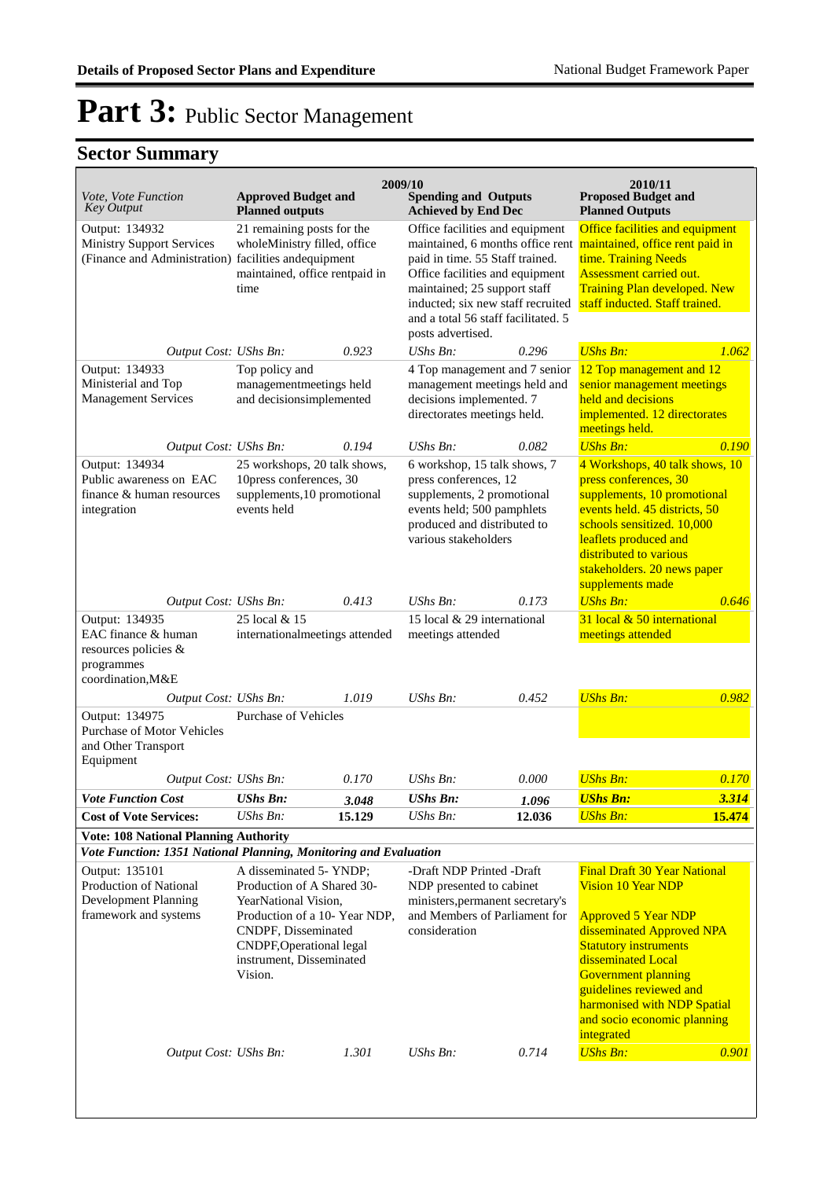# Part 3: Public Sector Management

## Sector Summary

| Vote, Vote Function<br>Key Output | 2009/10<br>Approved Budget and Planned outputs | | Spending and Outputs Achieved by End Dec | | 2010/11<br>Proposed Budget and Planned Outputs | |
|---|---|---|---|---|---|---|
| Output: 134932<br>Ministry Support Services (Finance and Administration) | 21 remaining posts for the wholeMinistry filled, office facilities andequipment maintained, office rentpaid in time | | Office facilities and equipment maintained, 6 months office rent paid in time. 55 Staff trained. Office facilities and equipment maintained; 25 support staff inducted; six new staff recruited and a total 56 staff facilitated. 5 posts advertised. | | Office facilities and equipment maintained, office rent paid in time. Training Needs Assessment carried out. Training Plan developed. New staff inducted. Staff trained. | |
| *Output Cost:* | *UShs Bn:* | *0.923* | *UShs Bn:* | *0.296* | *UShs Bn:* | *1.062* |
| Output: 134933<br>Ministerial and Top Management Services | Top policy and managementmeetings held and decisionsimplemented | | 4 Top management and 7 senior management meetings held and decisions implemented. 7 directorates meetings held. | | 12 Top management and 12 senior management meetings held and decisions implemented. 12 directorates meetings held. | |
| *Output Cost:* | *UShs Bn:* | *0.194* | *UShs Bn:* | *0.082* | *UShs Bn:* | *0.190* |
| Output: 134934<br>Public awareness on EAC finance & human resources integration | 25 workshops, 20 talk shows, 10press conferences, 30 supplements,10 promotional events held | | 6 workshop, 15 talk shows, 7 press conferences, 12 supplements, 2 promotional events held; 500 pamphlets produced and distributed to various stakeholders | | 4 Workshops, 40 talk shows, 10 press conferences, 30 supplements, 10 promotional events held. 45 districts, 50 schools sensitized. 10,000 leaflets produced and distributed to various stakeholders. 20 news paper supplements made | |
| *Output Cost:* | *UShs Bn:* | *0.413* | *UShs Bn:* | *0.173* | *UShs Bn:* | *0.646* |
| Output: 134935<br>EAC finance & human resources policies & programmes coordination,M&E | 25 local & 15 internationalmeetings attended | | 15 local & 29 international meetings attended | | 31 local & 50 international meetings attended | |
| *Output Cost:* | *UShs Bn:* | *1.019* | *UShs Bn:* | *0.452* | *UShs Bn:* | *0.982* |
| Output: 134975<br>Purchase of Motor Vehicles and Other Transport Equipment | Purchase of Vehicles | | | | | |
| *Output Cost:* | *UShs Bn:* | *0.170* | *UShs Bn:* | *0.000* | *UShs Bn:* | *0.170* |
| ***Vote Function Cost*** | ***UShs Bn:*** | ***3.048*** | ***UShs Bn:*** | ***1.096*** | ***UShs Bn:*** | ***3.314*** |
| **Cost of Vote Services:** | *UShs Bn:* | **15.129** | *UShs Bn:* | **12.036** | *UShs Bn:* | **15.474** |
| **Vote: 108 National Planning Authority** | | | | | | |
| ***Vote Function: 1351 National Planning, Monitoring and Evaluation*** | | | | | | |
| Output: 135101<br>Production of National Development Planning framework and systems | A disseminated 5- YNDP; Production of A Shared 30-YearNational Vision, Production of a 10- Year NDP, CNDPF, Disseminated CNDPF,Operational legal instrument, Disseminated Vision. | | -Draft NDP Printed -Draft NDP presented to cabinet ministers,permanent secretary's and Members of Parliament for consideration | | Final Draft 30 Year National Vision 10 Year NDP<br><br>Approved 5 Year NDP disseminated Approved NPA Statutory instruments disseminated Local Government planning guidelines reviewed and harmonised with NDP Spatial and socio economic planning integrated | |
| *Output Cost:* | *UShs Bn:* | *1.301* | *UShs Bn:* | *0.714* | *UShs Bn:* | *0.901* |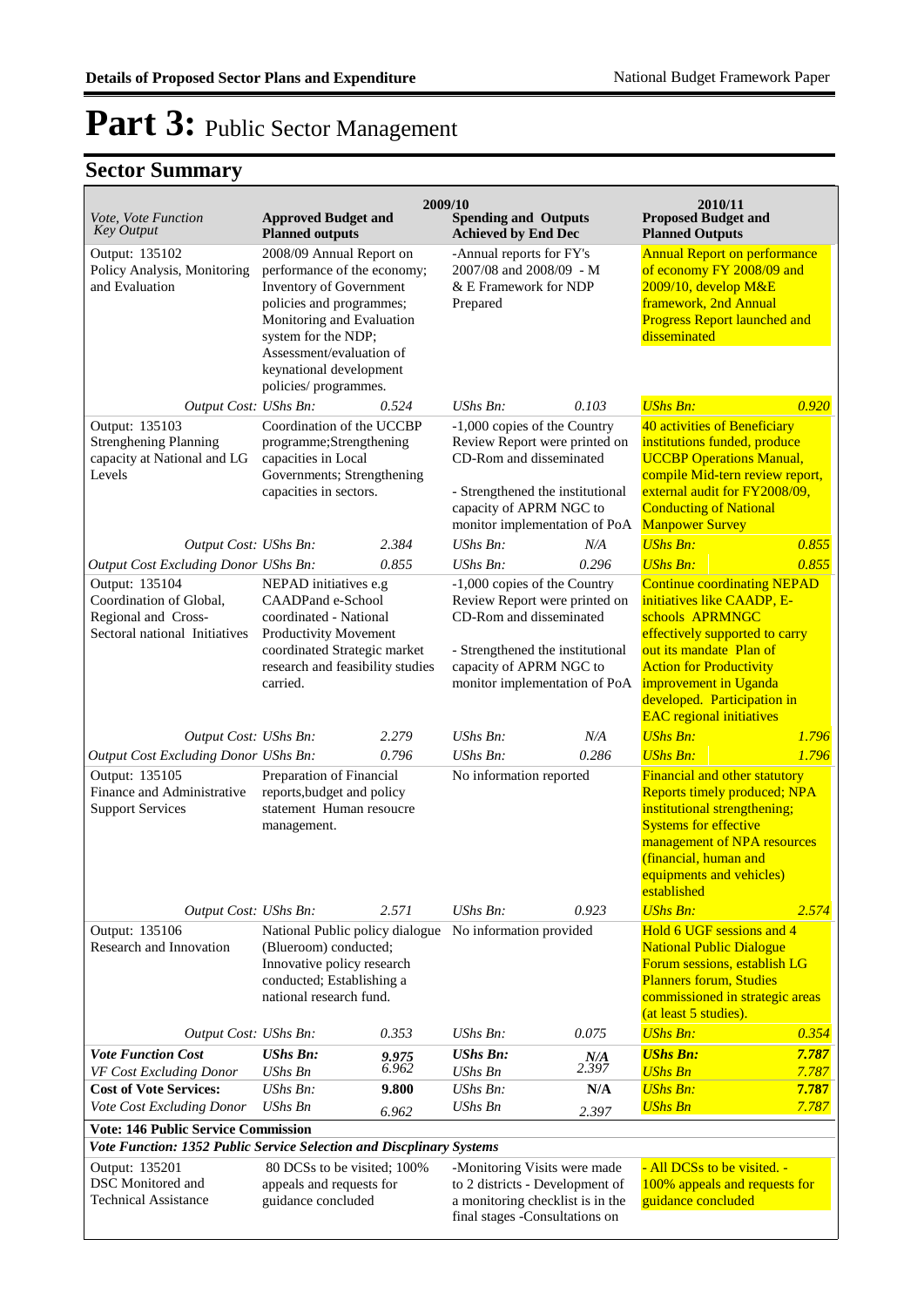# Part 3: Public Sector Management

## Sector Summary

| Vote, Vote Function Key Output | 2009/10 Approved Budget and Planned outputs | | 2009/10 Spending and Outputs Achieved by End Dec | | 2010/11 Proposed Budget and Planned Outputs | |
|---|---|---|---|---|---|---|
| Output: 135102 Policy Analysis, Monitoring and Evaluation | 2008/09 Annual Report on performance of the economy; Inventory of Government policies and programmes; Monitoring and Evaluation system for the NDP; Assessment/evaluation of keynational development policies/ programmes. | | -Annual reports for FY's 2007/08 and 2008/09 - M & E Framework for NDP Prepared | | Annual Report on performance of economy FY 2008/09 and 2009/10, develop M&E framework, 2nd Annual Progress Report launched and disseminated | |
| *Output Cost:* | *UShs Bn:* | *0.524* | *UShs Bn:* | *0.103* | *UShs Bn:* | *0.920* |
| Output: 135103 Strenghening Planning capacity at National and LG Levels | Coordination of the UCCBP programme;Strengthening capacities in Local Governments; Strengthening capacities in sectors. | | -1,000 copies of the Country Review Report were printed on CD-Rom and disseminated<br><br>- Strengthened the institutional capacity of APRM NGC to monitor implementation of PoA | | 40 activities of Beneficiary institutions funded, produce UCCBP Operations Manual, compile Mid-tern review report, external audit for FY2008/09, Conducting of National Manpower Survey | |
| *Output Cost:* | *UShs Bn:* | *2.384* | *UShs Bn:* | *N/A* | *UShs Bn:* | *0.855* |
| *Output Cost Excluding Donor* | *UShs Bn:* | *0.855* | *UShs Bn:* | *0.296* | *UShs Bn:* | *0.855* |
| Output: 135104 Coordination of Global, Regional and Cross-Sectoral national Initiatives | NEPAD initiatives e.g CAADPand e-School coordinated - National Productivity Movement coordinated Strategic market research and feasibility studies carried. | | -1,000 copies of the Country Review Report were printed on CD-Rom and disseminated<br><br>- Strengthened the institutional capacity of APRM NGC to monitor implementation of PoA | | Continue coordinating NEPAD initiatives like CAADP, E-schools APRMNGC effectively supported to carry out its mandate Plan of Action for Productivity improvement in Uganda developed. Participation in EAC regional initiatives | |
| *Output Cost:* | *UShs Bn:* | *2.279* | *UShs Bn:* | *N/A* | *UShs Bn:* | *1.796* |
| *Output Cost Excluding Donor* | *UShs Bn:* | *0.796* | *UShs Bn:* | *0.286* | *UShs Bn:* | *1.796* |
| Output: 135105 Finance and Administrative Support Services | Preparation of Financial reports,budget and policy statement Human resoucre management. | | No information reported | | Financial and other statutory Reports timely produced; NPA institutional strengthening; Systems for effective management of NPA resources (financial, human and equipments and vehicles) established | |
| *Output Cost:* | *UShs Bn:* | *2.571* | *UShs Bn:* | *0.923* | *UShs Bn:* | *2.574* |
| Output: 135106 Research and Innovation | National Public policy dialogue (Blueroom) conducted; Innovative policy research conducted; Establishing a national research fund. | | No information provided | | Hold 6 UGF sessions and 4 National Public Dialogue Forum sessions, establish LG Planners forum, Studies commissioned in strategic areas (at least 5 studies). | |
| *Output Cost:* | *UShs Bn:* | *0.353* | *UShs Bn:* | *0.075* | *UShs Bn:* | *0.354* |
| ***Vote Function Cost*** | ***UShs Bn:*** | ***9.975*** | ***UShs Bn:*** | ***N/A*** | ***UShs Bn:*** | ***7.787*** |
| *VF Cost Excluding Donor* | *UShs Bn* | *6.962* | *UShs Bn* | *2.397* | *UShs Bn* | *7.787* |
| **Cost of Vote Services:** | *UShs Bn:* | **9.800** | *UShs Bn:* | **N/A** | *UShs Bn:* | **7.787** |
| *Vote Cost Excluding Donor* | *UShs Bn* | *6.962* | *UShs Bn* | *2.397* | *UShs Bn* | *7.787* |
| **Vote: 146 Public Service Commission** | | | | | | |
| ***Vote Function: 1352 Public Service Selection and Discplinary Systems*** | | | | | | |
| Output: 135201 DSC Monitored and Technical Assistance | 80 DCSs to be visited; 100% appeals and requests for guidance concluded | | -Monitoring Visits were made to 2 districts - Development of a monitoring checklist is in the final stages -Consultations on | | - All DCSs to be visited. - 100% appeals and requests for guidance concluded | |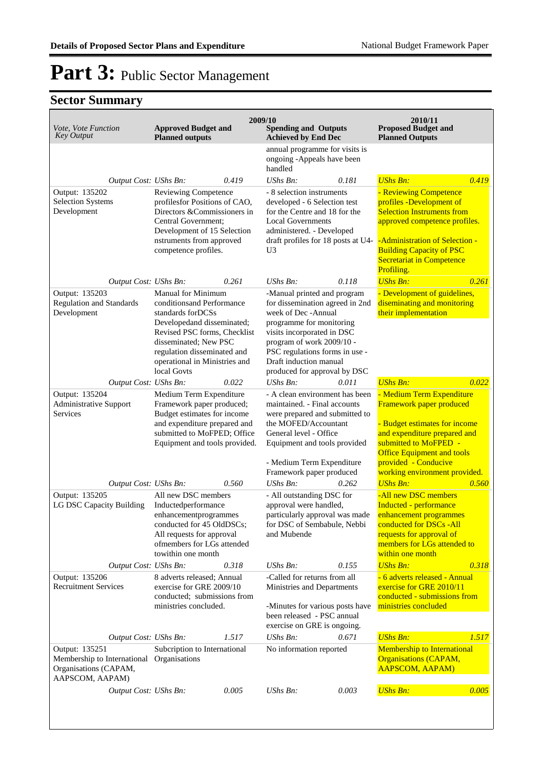# Part 3: Public Sector Management

## Sector Summary

| *Vote, Vote Function Key Output* | 2009/10 Approved Budget and Planned outputs | | 2009/10 Spending and Outputs Achieved by End Dec | | 2010/11 Proposed Budget and Planned Outputs | |
|---|---|---|---|---|---|---|
| | | | annual programme for visits is ongoing -Appeals have been handled | | | |
| *Output Cost:* | *UShs Bn:* | *0.419* | *UShs Bn:* | *0.181* | *UShs Bn:* | *0.419* |
| Output: 135202 Selection Systems Development | Reviewing Competence profilesfor Positions of CAO, Directors &Commissioners in Central Government; Development of 15 Selection nstruments from approved competence profiles. | | - 8 selection instruments developed - 6 Selection test for the Centre and 18 for the Local Governments administered. - Developed draft profiles for 18 posts at U4-U3 | | - Reviewing Competence profiles -Development of Selection Instruments from approved competence profiles. -Administration of Selection -Building Capacity of PSC Secretariat in Competence Profiling. | |
| *Output Cost:* | *UShs Bn:* | *0.261* | *UShs Bn:* | *0.118* | *UShs Bn:* | *0.261* |
| Output: 135203 Regulation and Standards Development | Manual for Minimum conditionsand Performance standards forDCSs Developedand disseminated; Revised PSC forms, Checklist disseminated; New PSC regulation disseminated and operational in Ministries and local Govts | | -Manual printed and program for dissemination agreed in 2nd week of Dec -Annual programme for monitoring visits incorporated in DSC program of work 2009/10 - PSC regulations forms in use - Draft induction manual produced for approval by DSC | | - Development of guidelines, diseminating and monitoring their implementation | |
| *Output Cost:* | *UShs Bn:* | *0.022* | *UShs Bn:* | *0.011* | *UShs Bn:* | *0.022* |
| Output: 135204 Administrative Support Services | Medium Term Expenditure Framework paper produced; Budget estimates for income and expenditure prepared and submitted to MoFPED; Office Equipment and tools provided. | | - A clean environment has been maintained. - Final accounts were prepared and submitted to the MOFED/Accountant General level - Office Equipment and tools provided - Medium Term Expenditure Framework paper produced | | - Medium Term Expenditure Framework paper produced - Budget estimates for income and expenditure prepared and submitted to MoFPED - Office Equipment and tools provided - Conducive working environment provided. | |
| *Output Cost:* | *UShs Bn:* | *0.560* | *UShs Bn:* | *0.262* | *UShs Bn:* | *0.560* |
| Output: 135205 LG DSC Capacity Building | All new DSC members Inductedperformance enhancementprogrammes conducted for 45 OldDSCs; All requests for approval ofmembers for LGs attended towithin one month | | - All outstanding DSC for approval were handled, particularly approval was made for DSC of Sembabule, Nebbi and Mubende | | -All new DSC members Inducted - performance enhancement programmes conducted for DSCs -All requests for approval of members for LGs attended to within one month | |
| *Output Cost:* | *UShs Bn:* | *0.318* | *UShs Bn:* | *0.155* | *UShs Bn:* | *0.318* |
| Output: 135206 Recruitment Services | 8 adverts released; Annual exercise for GRE 2009/10 conducted; submissions from ministries concluded. | | -Called for returns from all Ministries and Departments -Minutes for various posts have been released - PSC annual exercise on GRE is ongoing. | | - 6 adverts released - Annual exercise for GRE 2010/11 conducted - submissions from ministries concluded | |
| *Output Cost:* | *UShs Bn:* | *1.517* | *UShs Bn:* | *0.671* | *UShs Bn:* | *1.517* |
| Output: 135251 Membership to International Organisations (CAPAM, AAPSCOM, AAPAM) | Subcription to International Organisations | | No information reported | | Membership to International Organisations (CAPAM, AAPSCOM, AAPAM) | |
| *Output Cost:* | *UShs Bn:* | *0.005* | *UShs Bn:* | *0.003* | *UShs Bn:* | *0.005* |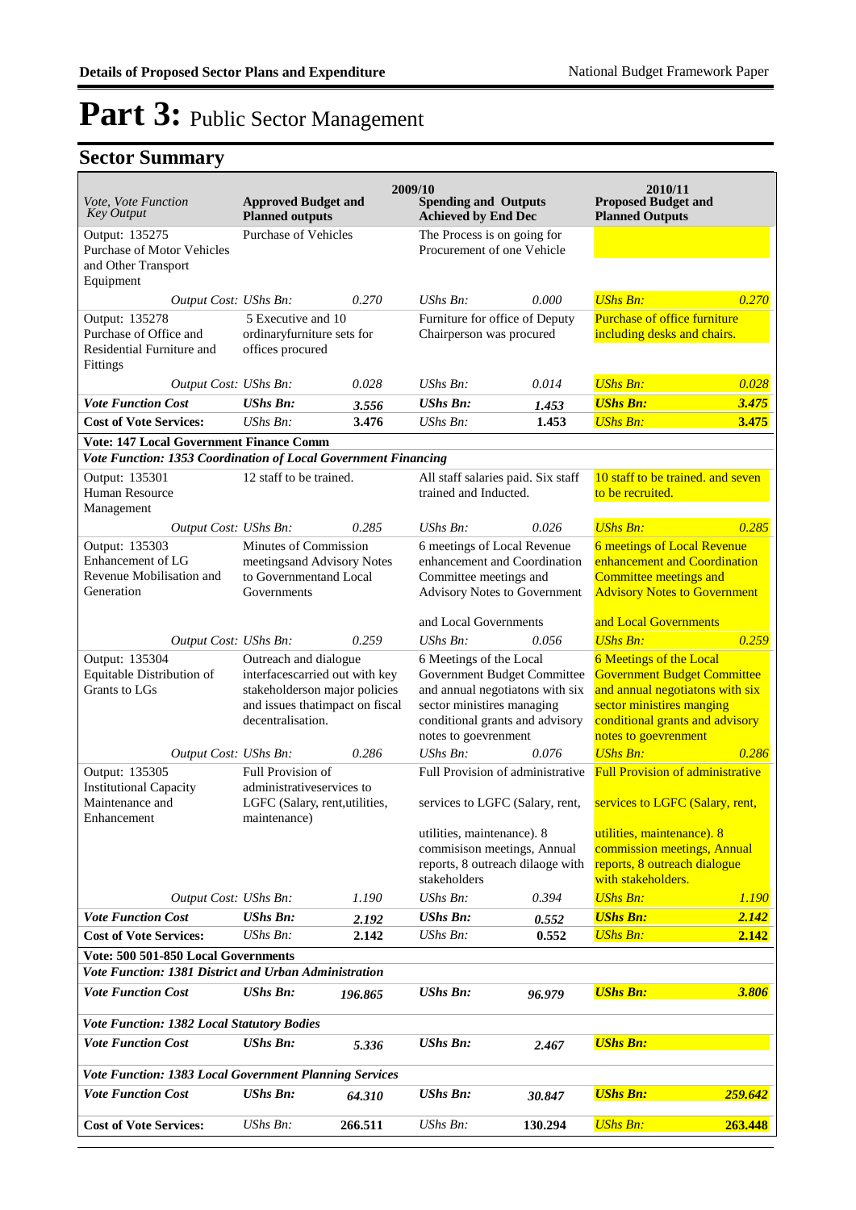# Part 3: Public Sector Management

## Sector Summary

| *Vote, Vote Function Key Output* | **Approved Budget and Planned outputs** (2009/10) | | **Spending and Outputs Achieved by End Dec** (2009/10) | | **2010/11 Proposed Budget and Planned Outputs** | |
|---|---|---|---|---|---|---|
| Output: 135275 Purchase of Motor Vehicles and Other Transport Equipment | Purchase of Vehicles | | The Process is on going for Procurement of one Vehicle | | | |
| *Output Cost:* | *UShs Bn:* | *0.270* | *UShs Bn:* | *0.000* | *UShs Bn:* | *0.270* |
| Output: 135278 Purchase of Office and Residential Furniture and Fittings | 5 Executive and 10 ordinaryfurniture sets for offices procured | | Furniture for office of Deputy Chairperson was procured | | Purchase of office furniture including desks and chairs. | |
| *Output Cost:* | *UShs Bn:* | *0.028* | *UShs Bn:* | *0.014* | *UShs Bn:* | *0.028* |
| ***Vote Function Cost*** | ***UShs Bn:*** | ***3.556*** | ***UShs Bn:*** | ***1.453*** | ***UShs Bn:*** | ***3.475*** |
| **Cost of Vote Services:** | *UShs Bn:* | **3.476** | *UShs Bn:* | **1.453** | *UShs Bn:* | **3.475** |
| **Vote: 147 Local Government Finance Comm** | | | | | | |
| ***Vote Function: 1353 Coordination of Local Government Financing*** | | | | | | |
| Output: 135301 Human Resource Management | 12 staff to be trained. | | All staff salaries paid. Six staff trained and Inducted. | | 10 staff to be trained. and seven to be recruited. | |
| *Output Cost:* | *UShs Bn:* | *0.285* | *UShs Bn:* | *0.026* | *UShs Bn:* | *0.285* |
| Output: 135303 Enhancement of LG Revenue Mobilisation and Generation | Minutes of Commission meetingsand Advisory Notes to Governmentand Local Governments | | 6 meetings of Local Revenue enhancement and Coordination Committee meetings and Advisory Notes to Government and Local Governments | | 6 meetings of Local Revenue enhancement and Coordination Committee meetings and Advisory Notes to Government and Local Governments | |
| *Output Cost:* | *UShs Bn:* | *0.259* | *UShs Bn:* | *0.056* | *UShs Bn:* | *0.259* |
| Output: 135304 Equitable Distribution of Grants to LGs | Outreach and dialogue interfacescarried out with key stakeholderson major policies and issues thatimpact on fiscal decentralisation. | | 6 Meetings of the Local Government Budget Committee and annual negotiatons with six sector ministires managing conditional grants and advisory notes to goevrenment | | 6 Meetings of the Local Government Budget Committee and annual negotiatons with six sector ministires manging conditional grants and advisory notes to goevrenment | |
| *Output Cost:* | *UShs Bn:* | *0.286* | *UShs Bn:* | *0.076* | *UShs Bn:* | *0.286* |
| Output: 135305 Institutional Capacity Maintenance and Enhancement | Full Provision of administrativeservices to LGFC (Salary, rent,utilities, maintenance) | | Full Provision of administrative services to LGFC (Salary, rent, utilities, maintenance). 8 commisison meetings, Annual reports, 8 outreach dilaoge with stakeholders | | Full Provision of administrative services to LGFC (Salary, rent, utilities, maintenance). 8 commission meetings, Annual reports, 8 outreach dialogue with stakeholders. | |
| *Output Cost:* | *UShs Bn:* | *1.190* | *UShs Bn:* | *0.394* | *UShs Bn:* | *1.190* |
| ***Vote Function Cost*** | ***UShs Bn:*** | ***2.192*** | ***UShs Bn:*** | ***0.552*** | ***UShs Bn:*** | ***2.142*** |
| **Cost of Vote Services:** | *UShs Bn:* | **2.142** | *UShs Bn:* | **0.552** | *UShs Bn:* | **2.142** |
| **Vote: 500 501-850 Local Governments** | | | | | | |
| ***Vote Function: 1381 District and Urban Administration*** | | | | | | |
| ***Vote Function Cost*** | ***UShs Bn:*** | ***196.865*** | ***UShs Bn:*** | ***96.979*** | ***UShs Bn:*** | ***3.806*** |
| ***Vote Function: 1382 Local Statutory Bodies*** | | | | | | |
| ***Vote Function Cost*** | ***UShs Bn:*** | ***5.336*** | ***UShs Bn:*** | ***2.467*** | ***UShs Bn:*** | |
| ***Vote Function: 1383 Local Government Planning Services*** | | | | | | |
| ***Vote Function Cost*** | ***UShs Bn:*** | ***64.310*** | ***UShs Bn:*** | ***30.847*** | ***UShs Bn:*** | ***259.642*** |
| **Cost of Vote Services:** | *UShs Bn:* | **266.511** | *UShs Bn:* | **130.294** | *UShs Bn:* | **263.448** |